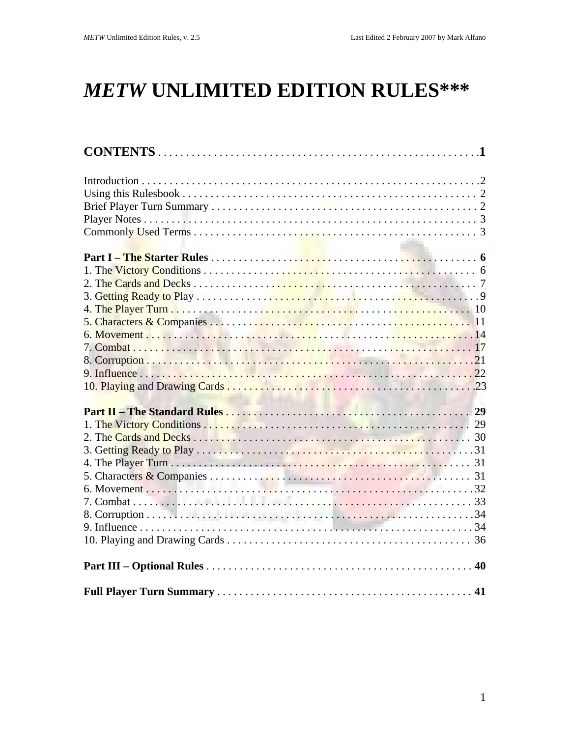# *METW* UNLIMITED EDITION RULES***

## CONTENTS . . . . . . . . . . . . . . . . . . . . . . . . . . . . . . . . . . . . . . . . . . . . . . . . . . . . . . . .1

Introduction . . . . . . . . . . . . . . . . . . . . . . . . . . . . . . . . . . . . . . . . . . . . . . . . . . . . . . . . . . .2
Using this Rulesbook . . . . . . . . . . . . . . . . . . . . . . . . . . . . . . . . . . . . . . . . . . . . . . . . . . . 2
Brief Player Turn Summary . . . . . . . . . . . . . . . . . . . . . . . . . . . . . . . . . . . . . . . . . . . . . . . 2
Player Notes . . . . . . . . . . . . . . . . . . . . . . . . . . . . . . . . . . . . . . . . . . . . . . . . . . . . . . . . . . 3
Commonly Used Terms . . . . . . . . . . . . . . . . . . . . . . . . . . . . . . . . . . . . . . . . . . . . . . . . . . 3

**Part I – The Starter Rules** . . . . . . . . . . . . . . . . . . . . . . . . . . . . . . . . . . . . . . . . . . . . . . . 6
1. The Victory Conditions . . . . . . . . . . . . . . . . . . . . . . . . . . . . . . . . . . . . . . . . . . . . . . . . 6
2. The Cards and Decks . . . . . . . . . . . . . . . . . . . . . . . . . . . . . . . . . . . . . . . . . . . . . . . . . . 7
3. Getting Ready to Play . . . . . . . . . . . . . . . . . . . . . . . . . . . . . . . . . . . . . . . . . . . . . . . . . . .9
4. The Player Turn . . . . . . . . . . . . . . . . . . . . . . . . . . . . . . . . . . . . . . . . . . . . . . . . . . . . . 10
5. Characters & Companies . . . . . . . . . . . . . . . . . . . . . . . . . . . . . . . . . . . . . . . . . . . . . . 11
6. Movement . . . . . . . . . . . . . . . . . . . . . . . . . . . . . . . . . . . . . . . . . . . . . . . . . . . . . . . . . .14
7. Combat . . . . . . . . . . . . . . . . . . . . . . . . . . . . . . . . . . . . . . . . . . . . . . . . . . . . . . . . . . . . 17
8. Corruption . . . . . . . . . . . . . . . . . . . . . . . . . . . . . . . . . . . . . . . . . . . . . . . . . . . . . . . . . .21
9. Influence . . . . . . . . . . . . . . . . . . . . . . . . . . . . . . . . . . . . . . . . . . . . . . . . . . . . . . . . . . .22
10. Playing and Drawing Cards . . . . . . . . . . . . . . . . . . . . . . . . . . . . . . . . . . . . . . . . . . . . .23

**Part II – The Standard Rules** . . . . . . . . . . . . . . . . . . . . . . . . . . . . . . . . . . . . . . . . . . . . 29
1. The Victory Conditions . . . . . . . . . . . . . . . . . . . . . . . . . . . . . . . . . . . . . . . . . . . . . . . . 29
2. The Cards and Decks . . . . . . . . . . . . . . . . . . . . . . . . . . . . . . . . . . . . . . . . . . . . . . . . . 30
3. Getting Ready to Play . . . . . . . . . . . . . . . . . . . . . . . . . . . . . . . . . . . . . . . . . . . . . . . . . .31
4. The Player Turn . . . . . . . . . . . . . . . . . . . . . . . . . . . . . . . . . . . . . . . . . . . . . . . . . . . . . 31
5. Characters & Companies . . . . . . . . . . . . . . . . . . . . . . . . . . . . . . . . . . . . . . . . . . . . . . 31
6. Movement . . . . . . . . . . . . . . . . . . . . . . . . . . . . . . . . . . . . . . . . . . . . . . . . . . . . . . . . . .32
7. Combat . . . . . . . . . . . . . . . . . . . . . . . . . . . . . . . . . . . . . . . . . . . . . . . . . . . . . . . . . . . . 33
8. Corruption . . . . . . . . . . . . . . . . . . . . . . . . . . . . . . . . . . . . . . . . . . . . . . . . . . . . . . . . . .34
9. Influence . . . . . . . . . . . . . . . . . . . . . . . . . . . . . . . . . . . . . . . . . . . . . . . . . . . . . . . . . . . 34
10. Playing and Drawing Cards . . . . . . . . . . . . . . . . . . . . . . . . . . . . . . . . . . . . . . . . . . . . 36

**Part III – Optional Rules** . . . . . . . . . . . . . . . . . . . . . . . . . . . . . . . . . . . . . . . . . . . . . . . . **40**

**Full Player Turn Summary** . . . . . . . . . . . . . . . . . . . . . . . . . . . . . . . . . . . . . . . . . . . . . . **41**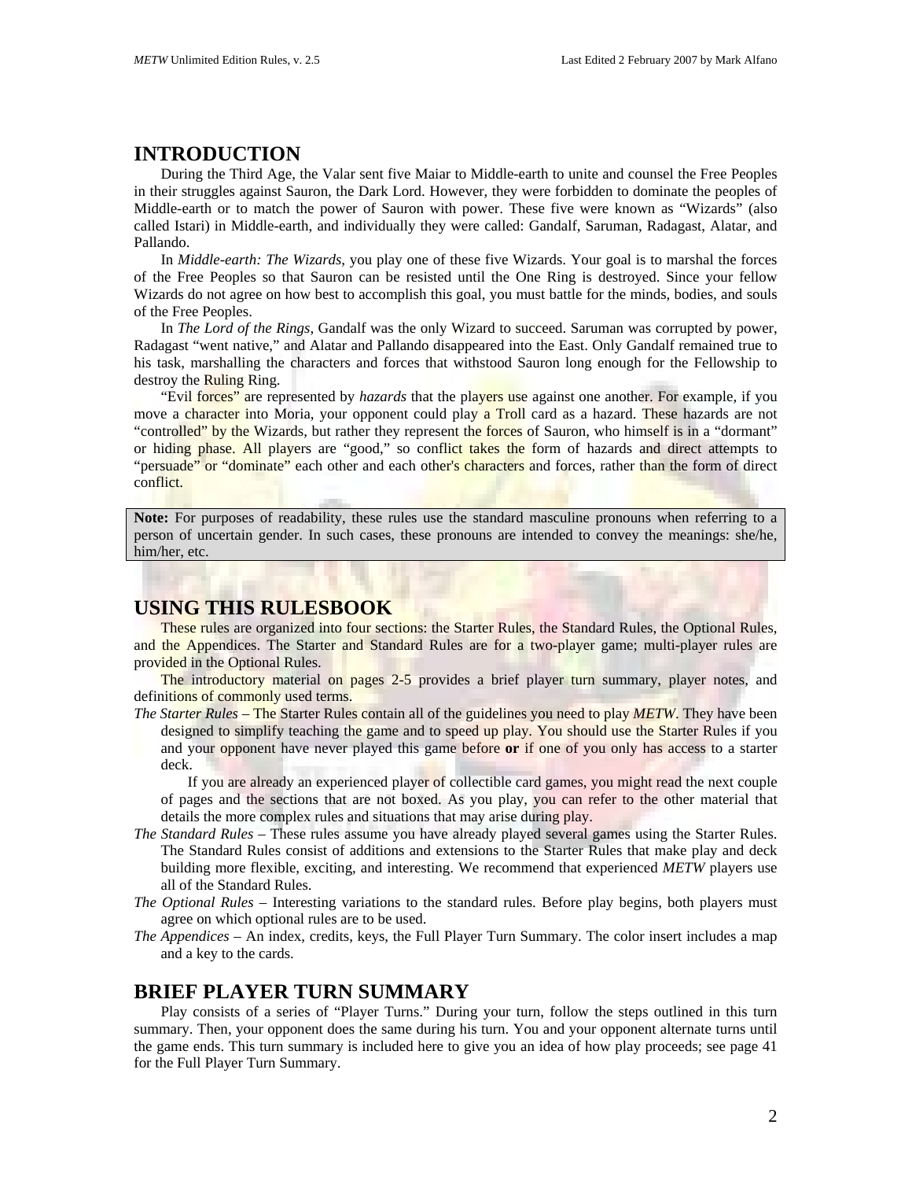# INTRODUCTION

During the Third Age, the Valar sent five Maiar to Middle-earth to unite and counsel the Free Peoples in their struggles against Sauron, the Dark Lord. However, they were forbidden to dominate the peoples of Middle-earth or to match the power of Sauron with power. These five were known as "Wizards" (also called Istari) in Middle-earth, and individually they were called: Gandalf, Saruman, Radagast, Alatar, and Pallando.

In *Middle-earth: The Wizards*, you play one of these five Wizards. Your goal is to marshal the forces of the Free Peoples so that Sauron can be resisted until the One Ring is destroyed. Since your fellow Wizards do not agree on how best to accomplish this goal, you must battle for the minds, bodies, and souls of the Free Peoples.

In *The Lord of the Rings*, Gandalf was the only Wizard to succeed. Saruman was corrupted by power, Radagast "went native," and Alatar and Pallando disappeared into the East. Only Gandalf remained true to his task, marshalling the characters and forces that withstood Sauron long enough for the Fellowship to destroy the Ruling Ring.

"Evil forces" are represented by *hazards* that the players use against one another. For example, if you move a character into Moria, your opponent could play a Troll card as a hazard. These hazards are not "controlled" by the Wizards, but rather they represent the forces of Sauron, who himself is in a "dormant" or hiding phase. All players are "good," so conflict takes the form of hazards and direct attempts to "persuade" or "dominate" each other and each other's characters and forces, rather than the form of direct conflict.

> **Note:** For purposes of readability, these rules use the standard masculine pronouns when referring to a person of uncertain gender. In such cases, these pronouns are intended to convey the meanings: she/he, him/her, etc.

# USING THIS RULESBOOK

These rules are organized into four sections: the Starter Rules, the Standard Rules, the Optional Rules, and the Appendices. The Starter and Standard Rules are for a two-player game; multi-player rules are provided in the Optional Rules.

The introductory material on pages 2-5 provides a brief player turn summary, player notes, and definitions of commonly used terms.

*The Starter Rules* – The Starter Rules contain all of the guidelines you need to play *METW*. They have been designed to simplify teaching the game and to speed up play. You should use the Starter Rules if you and your opponent have never played this game before **or** if one of you only has access to a starter deck.

If you are already an experienced player of collectible card games, you might read the next couple of pages and the sections that are not boxed. As you play, you can refer to the other material that details the more complex rules and situations that may arise during play.

*The Standard Rules* – These rules assume you have already played several games using the Starter Rules. The Standard Rules consist of additions and extensions to the Starter Rules that make play and deck building more flexible, exciting, and interesting. We recommend that experienced *METW* players use all of the Standard Rules.

*The Optional Rules* – Interesting variations to the standard rules. Before play begins, both players must agree on which optional rules are to be used.

*The Appendices* – An index, credits, keys, the Full Player Turn Summary. The color insert includes a map and a key to the cards.

# BRIEF PLAYER TURN SUMMARY

Play consists of a series of "Player Turns." During your turn, follow the steps outlined in this turn summary. Then, your opponent does the same during his turn. You and your opponent alternate turns until the game ends. This turn summary is included here to give you an idea of how play proceeds; see page 41 for the Full Player Turn Summary.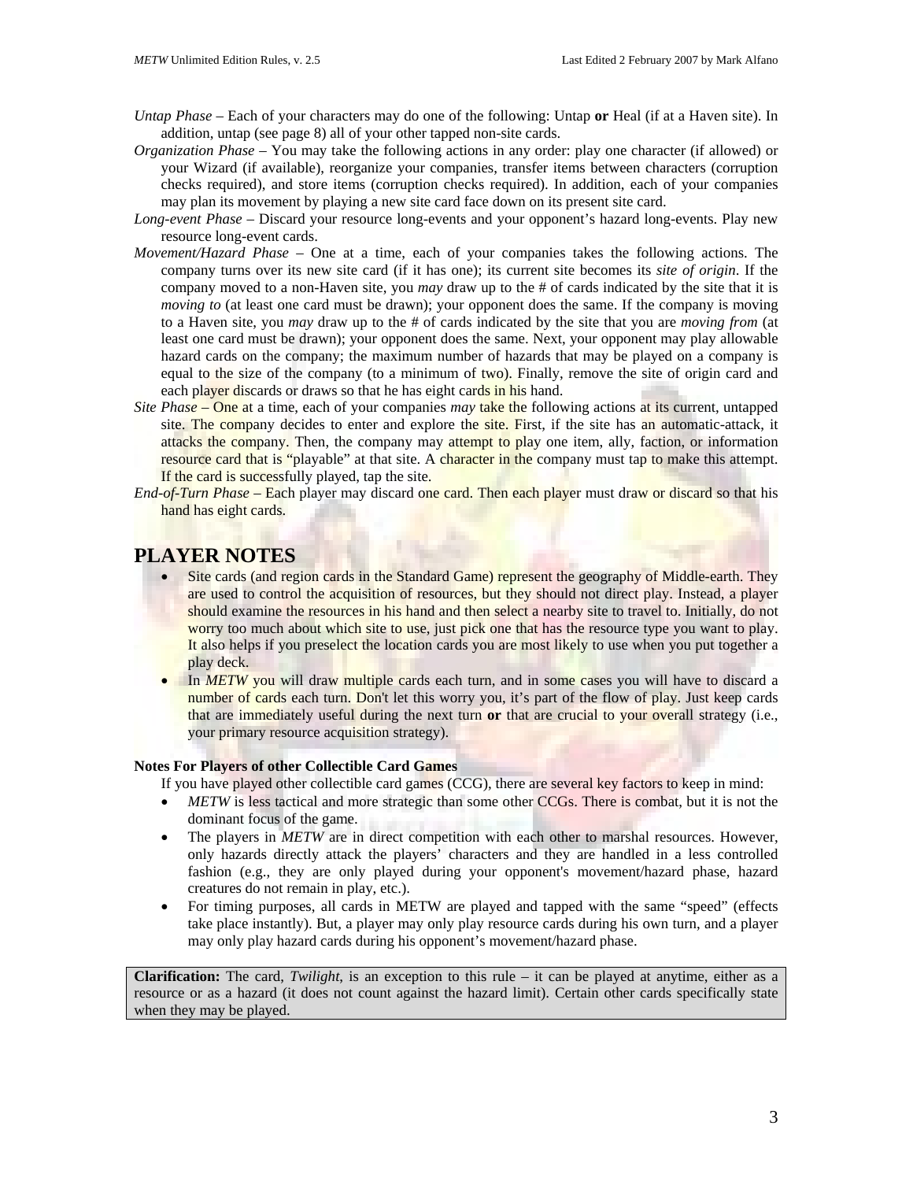*Untap Phase* – Each of your characters may do one of the following: Untap **or** Heal (if at a Haven site). In addition, untap (see page 8) all of your other tapped non-site cards.

*Organization Phase* – You may take the following actions in any order: play one character (if allowed) or your Wizard (if available), reorganize your companies, transfer items between characters (corruption checks required), and store items (corruption checks required). In addition, each of your companies may plan its movement by playing a new site card face down on its present site card.

*Long-event Phase* – Discard your resource long-events and your opponent's hazard long-events. Play new resource long-event cards.

*Movement/Hazard Phase* – One at a time, each of your companies takes the following actions. The company turns over its new site card (if it has one); its current site becomes its *site of origin*. If the company moved to a non-Haven site, you *may* draw up to the # of cards indicated by the site that it is *moving to* (at least one card must be drawn); your opponent does the same. If the company is moving to a Haven site, you *may* draw up to the # of cards indicated by the site that you are *moving from* (at least one card must be drawn); your opponent does the same. Next, your opponent may play allowable hazard cards on the company; the maximum number of hazards that may be played on a company is equal to the size of the company (to a minimum of two). Finally, remove the site of origin card and each player discards or draws so that he has eight cards in his hand.

*Site Phase* – One at a time, each of your companies *may* take the following actions at its current, untapped site. The company decides to enter and explore the site. First, if the site has an automatic-attack, it attacks the company. Then, the company may attempt to play one item, ally, faction, or information resource card that is "playable" at that site. A character in the company must tap to make this attempt. If the card is successfully played, tap the site.

*End-of-Turn Phase* – Each player may discard one card. Then each player must draw or discard so that his hand has eight cards.

## PLAYER NOTES

- Site cards (and region cards in the Standard Game) represent the geography of Middle-earth. They are used to control the acquisition of resources, but they should not direct play. Instead, a player should examine the resources in his hand and then select a nearby site to travel to. Initially, do not worry too much about which site to use, just pick one that has the resource type you want to play. It also helps if you preselect the location cards you are most likely to use when you put together a play deck.
- In *METW* you will draw multiple cards each turn, and in some cases you will have to discard a number of cards each turn. Don't let this worry you, it's part of the flow of play. Just keep cards that are immediately useful during the next turn **or** that are crucial to your overall strategy (i.e., your primary resource acquisition strategy).

**Notes For Players of other Collectible Card Games**

If you have played other collectible card games (CCG), there are several key factors to keep in mind:

- *METW* is less tactical and more strategic than some other CCGs. There is combat, but it is not the dominant focus of the game.
- The players in *METW* are in direct competition with each other to marshal resources. However, only hazards directly attack the players' characters and they are handled in a less controlled fashion (e.g., they are only played during your opponent's movement/hazard phase, hazard creatures do not remain in play, etc.).
- For timing purposes, all cards in METW are played and tapped with the same "speed" (effects take place instantly). But, a player may only play resource cards during his own turn, and a player may only play hazard cards during his opponent's movement/hazard phase.

**Clarification:** The card, *Twilight*, is an exception to this rule – it can be played at anytime, either as a resource or as a hazard (it does not count against the hazard limit). Certain other cards specifically state when they may be played.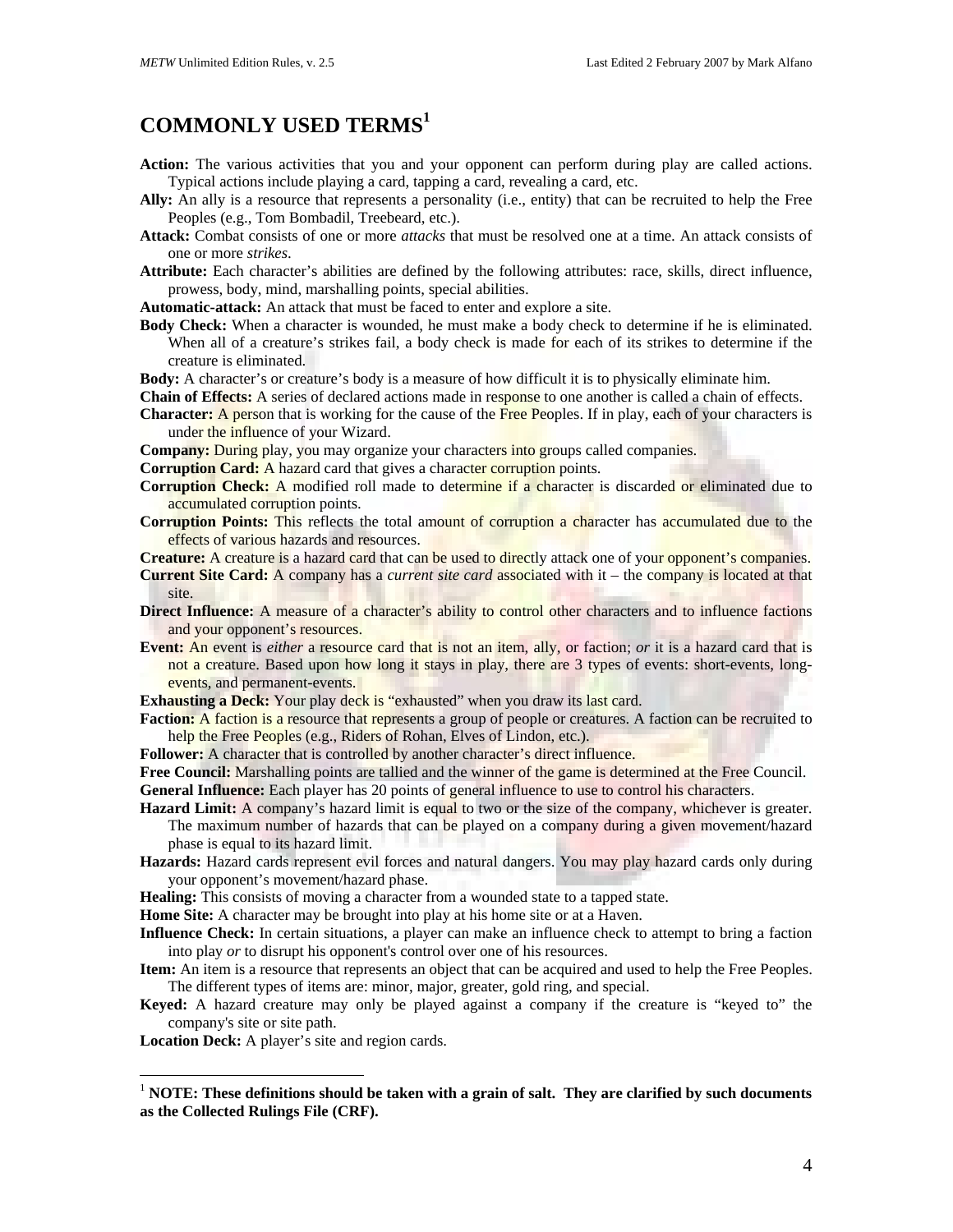# COMMONLY USED TERMS[1]

**Action:** The various activities that you and your opponent can perform during play are called actions. Typical actions include playing a card, tapping a card, revealing a card, etc.

**Ally:** An ally is a resource that represents a personality (i.e., entity) that can be recruited to help the Free Peoples (e.g., Tom Bombadil, Treebeard, etc.).

**Attack:** Combat consists of one or more *attacks* that must be resolved one at a time. An attack consists of one or more *strikes*.

**Attribute:** Each character's abilities are defined by the following attributes: race, skills, direct influence, prowess, body, mind, marshalling points, special abilities.

**Automatic-attack:** An attack that must be faced to enter and explore a site.

**Body Check:** When a character is wounded, he must make a body check to determine if he is eliminated. When all of a creature's strikes fail, a body check is made for each of its strikes to determine if the creature is eliminated.

**Body:** A character's or creature's body is a measure of how difficult it is to physically eliminate him.

**Chain of Effects:** A series of declared actions made in response to one another is called a chain of effects.

**Character:** A person that is working for the cause of the Free Peoples. If in play, each of your characters is under the influence of your Wizard.

**Company:** During play, you may organize your characters into groups called companies.

**Corruption Card:** A hazard card that gives a character corruption points.

**Corruption Check:** A modified roll made to determine if a character is discarded or eliminated due to accumulated corruption points.

**Corruption Points:** This reflects the total amount of corruption a character has accumulated due to the effects of various hazards and resources.

**Creature:** A creature is a hazard card that can be used to directly attack one of your opponent's companies.

**Current Site Card:** A company has a *current site card* associated with it – the company is located at that site.

**Direct Influence:** A measure of a character's ability to control other characters and to influence factions and your opponent's resources.

**Event:** An event is *either* a resource card that is not an item, ally, or faction; *or* it is a hazard card that is not a creature. Based upon how long it stays in play, there are 3 types of events: short-events, long-events, and permanent-events.

**Exhausting a Deck:** Your play deck is "exhausted" when you draw its last card.

**Faction:** A faction is a resource that represents a group of people or creatures. A faction can be recruited to help the Free Peoples (e.g., Riders of Rohan, Elves of Lindon, etc.).

**Follower:** A character that is controlled by another character's direct influence.

**Free Council:** Marshalling points are tallied and the winner of the game is determined at the Free Council.

**General Influence:** Each player has 20 points of general influence to use to control his characters.

**Hazard Limit:** A company's hazard limit is equal to two or the size of the company, whichever is greater. The maximum number of hazards that can be played on a company during a given movement/hazard phase is equal to its hazard limit.

**Hazards:** Hazard cards represent evil forces and natural dangers. You may play hazard cards only during your opponent's movement/hazard phase.

**Healing:** This consists of moving a character from a wounded state to a tapped state.

**Home Site:** A character may be brought into play at his home site or at a Haven.

**Influence Check:** In certain situations, a player can make an influence check to attempt to bring a faction into play *or* to disrupt his opponent's control over one of his resources.

**Item:** An item is a resource that represents an object that can be acquired and used to help the Free Peoples. The different types of items are: minor, major, greater, gold ring, and special.

**Keyed:** A hazard creature may only be played against a company if the creature is "keyed to" the company's site or site path.

**Location Deck:** A player's site and region cards.

---

[1] **NOTE: These definitions should be taken with a grain of salt. They are clarified by such documents as the Collected Rulings File (CRF).**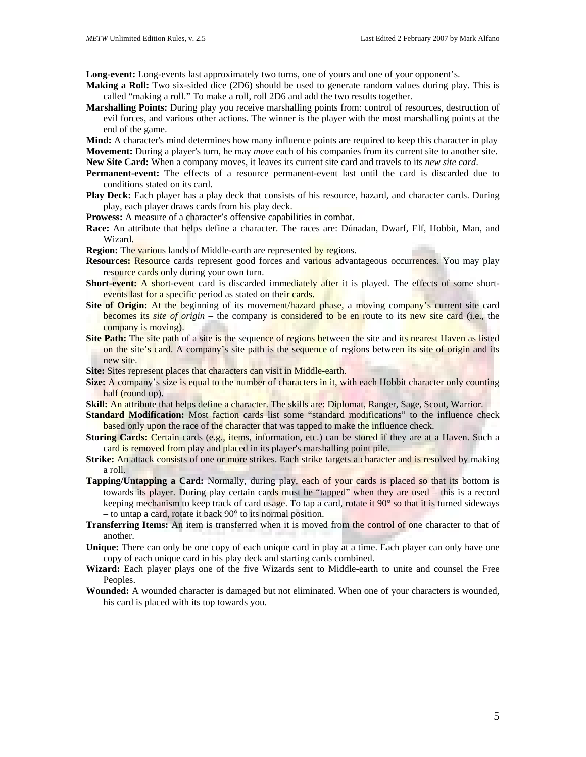**Long-event:** Long-events last approximately two turns, one of yours and one of your opponent's.

**Making a Roll:** Two six-sided dice (2D6) should be used to generate random values during play. This is called "making a roll." To make a roll, roll 2D6 and add the two results together.

**Marshalling Points:** During play you receive marshalling points from: control of resources, destruction of evil forces, and various other actions. The winner is the player with the most marshalling points at the end of the game.

**Mind:** A character's mind determines how many influence points are required to keep this character in play

**Movement:** During a player's turn, he may *move* each of his companies from its current site to another site.

**New Site Card:** When a company moves, it leaves its current site card and travels to its *new site card*.

**Permanent-event:** The effects of a resource permanent-event last until the card is discarded due to conditions stated on its card.

**Play Deck:** Each player has a play deck that consists of his resource, hazard, and character cards. During play, each player draws cards from his play deck.

**Prowess:** A measure of a character's offensive capabilities in combat.

**Race:** An attribute that helps define a character. The races are: Dúnadan, Dwarf, Elf, Hobbit, Man, and Wizard.

**Region:** The various lands of Middle-earth are represented by regions.

**Resources:** Resource cards represent good forces and various advantageous occurrences. You may play resource cards only during your own turn.

**Short-event:** A short-event card is discarded immediately after it is played. The effects of some short-events last for a specific period as stated on their cards.

**Site of Origin:** At the beginning of its movement/hazard phase, a moving company's current site card becomes its *site of origin* – the company is considered to be en route to its new site card (i.e., the company is moving).

**Site Path:** The site path of a site is the sequence of regions between the site and its nearest Haven as listed on the site's card. A company's site path is the sequence of regions between its site of origin and its new site.

**Site:** Sites represent places that characters can visit in Middle-earth.

**Size:** A company's size is equal to the number of characters in it, with each Hobbit character only counting half (round up).

**Skill:** An attribute that helps define a character. The skills are: Diplomat, Ranger, Sage, Scout, Warrior.

**Standard Modification:** Most faction cards list some "standard modifications" to the influence check based only upon the race of the character that was tapped to make the influence check.

**Storing Cards:** Certain cards (e.g., items, information, etc.) can be stored if they are at a Haven. Such a card is removed from play and placed in its player's marshalling point pile.

**Strike:** An attack consists of one or more strikes. Each strike targets a character and is resolved by making a roll.

**Tapping/Untapping a Card:** Normally, during play, each of your cards is placed so that its bottom is towards its player. During play certain cards must be "tapped" when they are used – this is a record keeping mechanism to keep track of card usage. To tap a card, rotate it 90° so that it is turned sideways – to untap a card, rotate it back 90° to its normal position.

**Transferring Items:** An item is transferred when it is moved from the control of one character to that of another.

**Unique:** There can only be one copy of each unique card in play at a time. Each player can only have one copy of each unique card in his play deck and starting cards combined.

**Wizard:** Each player plays one of the five Wizards sent to Middle-earth to unite and counsel the Free Peoples.

**Wounded:** A wounded character is damaged but not eliminated. When one of your characters is wounded, his card is placed with its top towards you.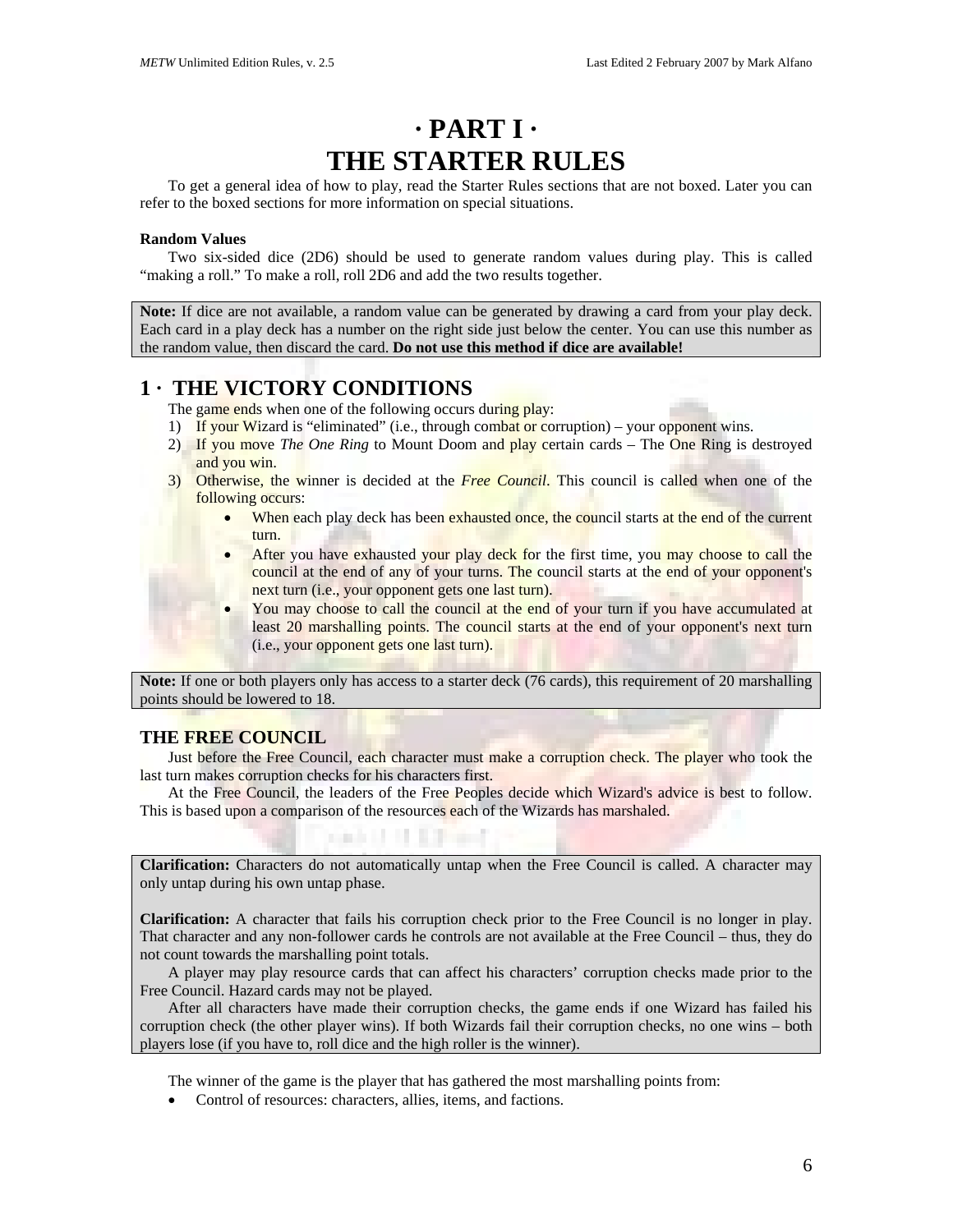# · PART I ·
# THE STARTER RULES

To get a general idea of how to play, read the Starter Rules sections that are not boxed. Later you can refer to the boxed sections for more information on special situations.

**Random Values**

Two six-sided dice (2D6) should be used to generate random values during play. This is called “making a roll.” To make a roll, roll 2D6 and add the two results together.

> **Note:** If dice are not available, a random value can be generated by drawing a card from your play deck. Each card in a play deck has a number on the right side just below the center. You can use this number as the random value, then discard the card. **Do not use this method if dice are available!**

## 1 · THE VICTORY CONDITIONS

The game ends when one of the following occurs during play:

1) If your Wizard is “eliminated” (i.e., through combat or corruption) – your opponent wins.
2) If you move *The One Ring* to Mount Doom and play certain cards – The One Ring is destroyed and you win.
3) Otherwise, the winner is decided at the *Free Council*. This council is called when one of the following occurs:
    - When each play deck has been exhausted once, the council starts at the end of the current turn.
    - After you have exhausted your play deck for the first time, you may choose to call the council at the end of any of your turns. The council starts at the end of your opponent's next turn (i.e., your opponent gets one last turn).
    - You may choose to call the council at the end of your turn if you have accumulated at least 20 marshalling points. The council starts at the end of your opponent's next turn (i.e., your opponent gets one last turn).

> **Note:** If one or both players only has access to a starter deck (76 cards), this requirement of 20 marshalling points should be lowered to 18.

### THE FREE COUNCIL

Just before the Free Council, each character must make a corruption check. The player who took the last turn makes corruption checks for his characters first.

At the Free Council, the leaders of the Free Peoples decide which Wizard's advice is best to follow. This is based upon a comparison of the resources each of the Wizards has marshaled.

> **Clarification:** Characters do not automatically untap when the Free Council is called. A character may only untap during his own untap phase.
>
> **Clarification:** A character that fails his corruption check prior to the Free Council is no longer in play. That character and any non-follower cards he controls are not available at the Free Council – thus, they do not count towards the marshalling point totals.
>
> A player may play resource cards that can affect his characters’ corruption checks made prior to the Free Council. Hazard cards may not be played.
>
> After all characters have made their corruption checks, the game ends if one Wizard has failed his corruption check (the other player wins). If both Wizards fail their corruption checks, no one wins – both players lose (if you have to, roll dice and the high roller is the winner).

The winner of the game is the player that has gathered the most marshalling points from:

- Control of resources: characters, allies, items, and factions.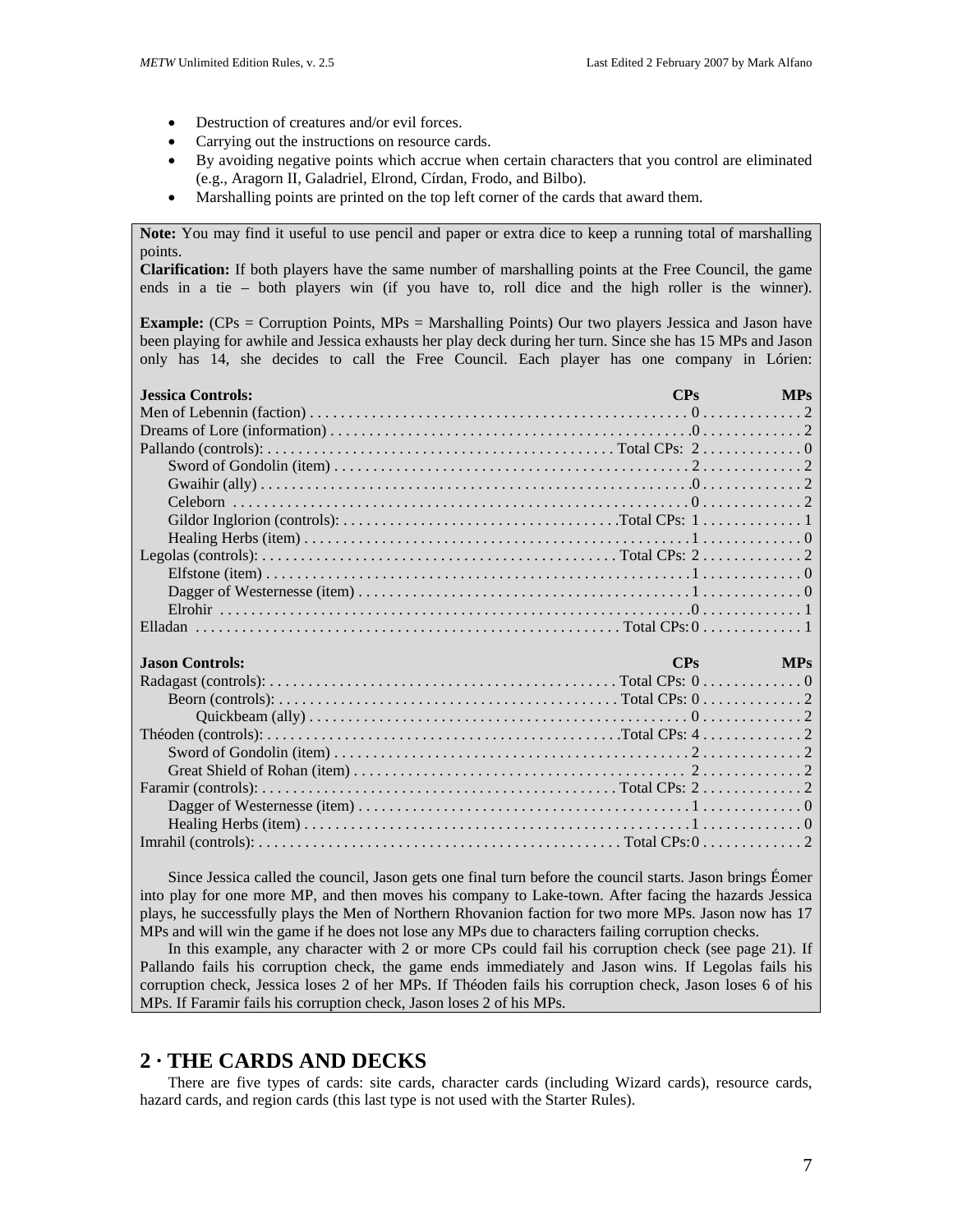- Destruction of creatures and/or evil forces.
- Carrying out the instructions on resource cards.
- By avoiding negative points which accrue when certain characters that you control are eliminated (e.g., Aragorn II, Galadriel, Elrond, Círdan, Frodo, and Bilbo).
- Marshalling points are printed on the top left corner of the cards that award them.

**Note:** You may find it useful to use pencil and paper or extra dice to keep a running total of marshalling points.

**Clarification:** If both players have the same number of marshalling points at the Free Council, the game ends in a tie – both players win (if you have to, roll dice and the high roller is the winner).

**Example:** (CPs = Corruption Points, MPs = Marshalling Points) Our two players Jessica and Jason have been playing for awhile and Jessica exhausts her play deck during her turn. Since she has 15 MPs and Jason only has 14, she decides to call the Free Council. Each player has one company in Lórien:

| Jessica Controls: | CPs | MPs |
|---|---|---|
| Men of Lebennin (faction) | 0 | 2 |
| Dreams of Lore (information) | 0 | 2 |
| Pallando (controls): | Total CPs: 2 | 0 |
| Sword of Gondolin (item) | 2 | 2 |
| Gwaihir (ally) | 0 | 2 |
| Celeborn | 0 | 2 |
| Gildor Inglorion (controls): | Total CPs: 1 | 1 |
| Healing Herbs (item) | 1 | 0 |
| Legolas (controls): | Total CPs: 2 | 2 |
| Elfstone (item) | 1 | 0 |
| Dagger of Westernesse (item) | 1 | 0 |
| Elrohir | 0 | 1 |
| Elladan | Total CPs: 0 | 1 |

| Jason Controls: | CPs | MPs |
|---|---|---|
| Radagast (controls): | Total CPs: 0 | 0 |
| Beorn (controls): | Total CPs: 0 | 2 |
| Quickbeam (ally) | 0 | 2 |
| Théoden (controls): | Total CPs: 4 | 2 |
| Sword of Gondolin (item) | 2 | 2 |
| Great Shield of Rohan (item) | 2 | 2 |
| Faramir (controls): | Total CPs: 2 | 2 |
| Dagger of Westernesse (item) | 1 | 0 |
| Healing Herbs (item) | 1 | 0 |
| Imrahil (controls): | Total CPs: 0 | 2 |

Since Jessica called the council, Jason gets one final turn before the council starts. Jason brings Éomer into play for one more MP, and then moves his company to Lake-town. After facing the hazards Jessica plays, he successfully plays the Men of Northern Rhovanion faction for two more MPs. Jason now has 17 MPs and will win the game if he does not lose any MPs due to characters failing corruption checks.

In this example, any character with 2 or more CPs could fail his corruption check (see page 21). If Pallando fails his corruption check, the game ends immediately and Jason wins. If Legolas fails his corruption check, Jessica loses 2 of her MPs. If Théoden fails his corruption check, Jason loses 6 of his MPs. If Faramir fails his corruption check, Jason loses 2 of his MPs.

## 2 · THE CARDS AND DECKS

There are five types of cards: site cards, character cards (including Wizard cards), resource cards, hazard cards, and region cards (this last type is not used with the Starter Rules).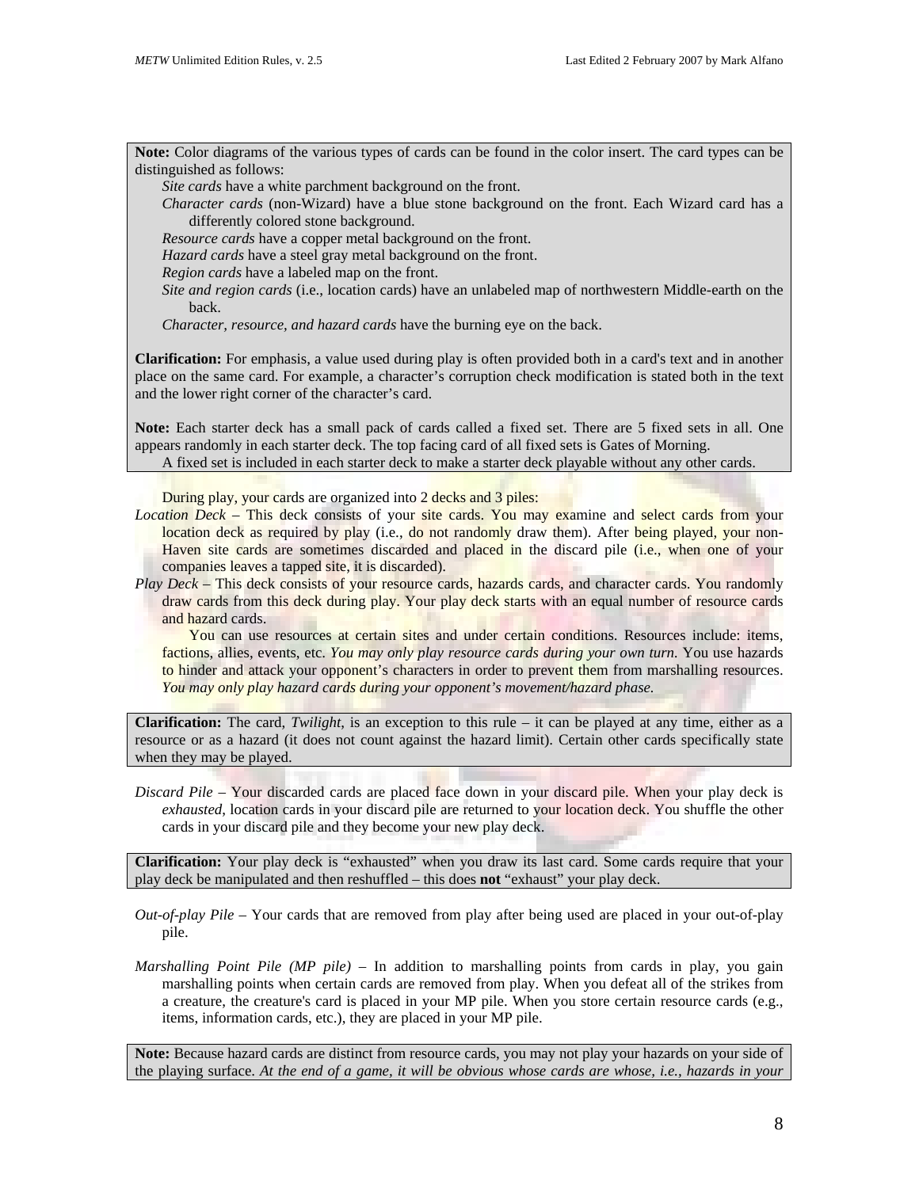**Note:** Color diagrams of the various types of cards can be found in the color insert. The card types can be distinguished as follows:

*Site cards* have a white parchment background on the front.

*Character cards* (non-Wizard) have a blue stone background on the front. Each Wizard card has a differently colored stone background.

*Resource cards* have a copper metal background on the front.

*Hazard cards* have a steel gray metal background on the front.

*Region cards* have a labeled map on the front.

*Site and region cards* (i.e., location cards) have an unlabeled map of northwestern Middle-earth on the back.

*Character, resource, and hazard cards* have the burning eye on the back.

**Clarification:** For emphasis, a value used during play is often provided both in a card's text and in another place on the same card. For example, a character's corruption check modification is stated both in the text and the lower right corner of the character's card.

**Note:** Each starter deck has a small pack of cards called a fixed set. There are 5 fixed sets in all. One appears randomly in each starter deck. The top facing card of all fixed sets is Gates of Morning.

A fixed set is included in each starter deck to make a starter deck playable without any other cards.

During play, your cards are organized into 2 decks and 3 piles:

*Location Deck* – This deck consists of your site cards. You may examine and select cards from your location deck as required by play (i.e., do not randomly draw them). After being played, your non-Haven site cards are sometimes discarded and placed in the discard pile (i.e., when one of your companies leaves a tapped site, it is discarded).

*Play Deck* – This deck consists of your resource cards, hazards cards, and character cards. You randomly draw cards from this deck during play. Your play deck starts with an equal number of resource cards and hazard cards.

You can use resources at certain sites and under certain conditions. Resources include: items, factions, allies, events, etc. *You may only play resource cards during your own turn*. You use hazards to hinder and attack your opponent's characters in order to prevent them from marshalling resources. *You may only play hazard cards during your opponent's movement/hazard phase.*

**Clarification:** The card, *Twilight*, is an exception to this rule – it can be played at any time, either as a resource or as a hazard (it does not count against the hazard limit). Certain other cards specifically state when they may be played.

*Discard Pile* – Your discarded cards are placed face down in your discard pile. When your play deck is *exhausted*, location cards in your discard pile are returned to your location deck. You shuffle the other cards in your discard pile and they become your new play deck.

**Clarification:** Your play deck is "exhausted" when you draw its last card. Some cards require that your play deck be manipulated and then reshuffled – this does **not** "exhaust" your play deck.

*Out-of-play Pile* – Your cards that are removed from play after being used are placed in your out-of-play pile.

*Marshalling Point Pile (MP pile)* – In addition to marshalling points from cards in play, you gain marshalling points when certain cards are removed from play. When you defeat all of the strikes from a creature, the creature's card is placed in your MP pile. When you store certain resource cards (e.g., items, information cards, etc.), they are placed in your MP pile.

**Note:** Because hazard cards are distinct from resource cards, you may not play your hazards on your side of the playing surface. *At the end of a game, it will be obvious whose cards are whose, i.e., hazards in your*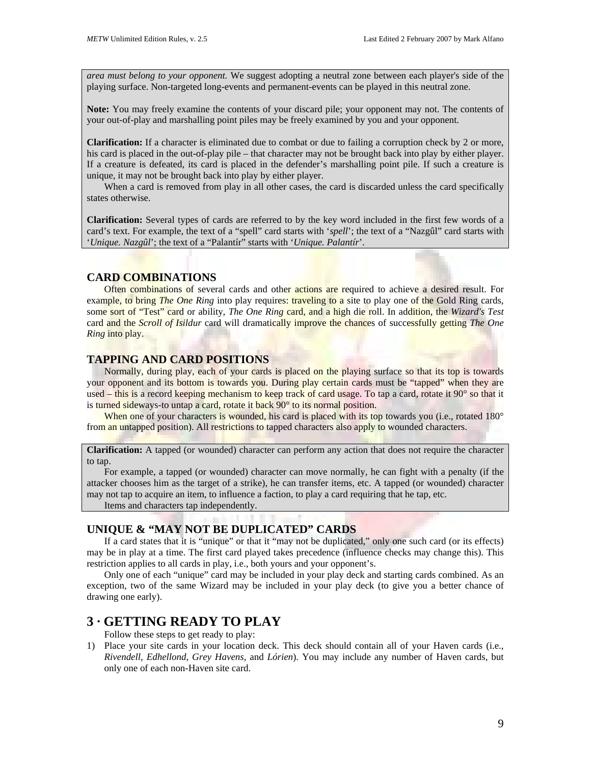*area must belong to your opponent.* We suggest adopting a neutral zone between each player's side of the playing surface. Non-targeted long-events and permanent-events can be played in this neutral zone.

**Note:** You may freely examine the contents of your discard pile; your opponent may not. The contents of your out-of-play and marshalling point piles may be freely examined by you and your opponent.

**Clarification:** If a character is eliminated due to combat or due to failing a corruption check by 2 or more, his card is placed in the out-of-play pile – that character may not be brought back into play by either player. If a creature is defeated, its card is placed in the defender's marshalling point pile. If such a creature is unique, it may not be brought back into play by either player.

When a card is removed from play in all other cases, the card is discarded unless the card specifically states otherwise.

**Clarification:** Several types of cards are referred to by the key word included in the first few words of a card's text. For example, the text of a "spell" card starts with '*spell*'; the text of a "Nazgûl" card starts with '*Unique. Nazgûl*'; the text of a "Palantír" starts with '*Unique. Palantír*'.

## CARD COMBINATIONS

Often combinations of several cards and other actions are required to achieve a desired result. For example, to bring *The One Ring* into play requires: traveling to a site to play one of the Gold Ring cards, some sort of "Test" card or ability, *The One Ring* card, and a high die roll. In addition, the *Wizard's Test* card and the *Scroll of Isildur* card will dramatically improve the chances of successfully getting *The One Ring* into play.

## TAPPING AND CARD POSITIONS

Normally, during play, each of your cards is placed on the playing surface so that its top is towards your opponent and its bottom is towards you. During play certain cards must be "tapped" when they are used – this is a record keeping mechanism to keep track of card usage. To tap a card, rotate it 90° so that it is turned sideways-to untap a card, rotate it back 90° to its normal position.

When one of your characters is wounded, his card is placed with its top towards you (i.e., rotated 180° from an untapped position). All restrictions to tapped characters also apply to wounded characters.

**Clarification:** A tapped (or wounded) character can perform any action that does not require the character to tap.

For example, a tapped (or wounded) character can move normally, he can fight with a penalty (if the attacker chooses him as the target of a strike), he can transfer items, etc. A tapped (or wounded) character may not tap to acquire an item, to influence a faction, to play a card requiring that he tap, etc.

Items and characters tap independently.

## UNIQUE & "MAY NOT BE DUPLICATED" CARDS

If a card states that it is "unique" or that it "may not be duplicated," only one such card (or its effects) may be in play at a time. The first card played takes precedence (influence checks may change this). This restriction applies to all cards in play, i.e., both yours and your opponent's.

Only one of each "unique" card may be included in your play deck and starting cards combined. As an exception, two of the same Wizard may be included in your play deck (to give you a better chance of drawing one early).

# 3 · GETTING READY TO PLAY

Follow these steps to get ready to play:

1) Place your site cards in your location deck. This deck should contain all of your Haven cards (i.e., *Rivendell*, *Edhellond*, *Grey Havens*, and *Lórien*). You may include any number of Haven cards, but only one of each non-Haven site card.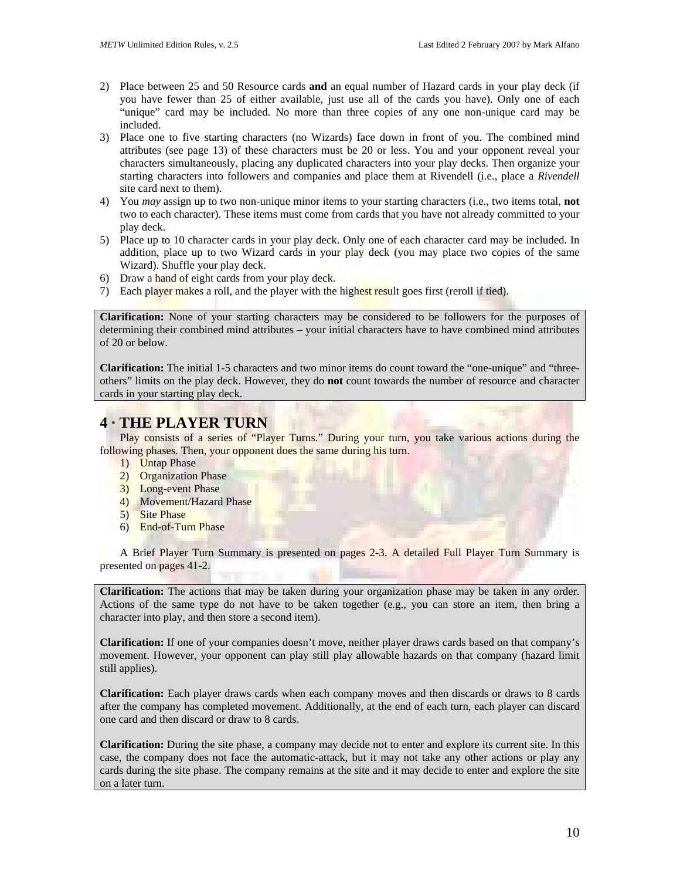2) Place between 25 and 50 Resource cards **and** an equal number of Hazard cards in your play deck (if you have fewer than 25 of either available, just use all of the cards you have). Only one of each "unique" card may be included. No more than three copies of any one non-unique card may be included.
3) Place one to five starting characters (no Wizards) face down in front of you. The combined mind attributes (see page 13) of these characters must be 20 or less. You and your opponent reveal your characters simultaneously, placing any duplicated characters into your play decks. Then organize your starting characters into followers and companies and place them at Rivendell (i.e., place a *Rivendell* site card next to them).
4) You *may* assign up to two non-unique minor items to your starting characters (i.e., two items total, **not** two to each character). These items must come from cards that you have not already committed to your play deck.
5) Place up to 10 character cards in your play deck. Only one of each character card may be included. In addition, place up to two Wizard cards in your play deck (you may place two copies of the same Wizard). Shuffle your play deck.
6) Draw a hand of eight cards from your play deck.
7) Each player makes a roll, and the player with the highest result goes first (reroll if tied).

> **Clarification:** None of your starting characters may be considered to be followers for the purposes of determining their combined mind attributes – your initial characters have to have combined mind attributes of 20 or below.
>
> **Clarification:** The initial 1-5 characters and two minor items do count toward the "one-unique" and "three-others" limits on the play deck. However, they do **not** count towards the number of resource and character cards in your starting play deck.

# 4 · THE PLAYER TURN

Play consists of a series of "Player Turns." During your turn, you take various actions during the following phases. Then, your opponent does the same during his turn.

1) Untap Phase
2) Organization Phase
3) Long-event Phase
4) Movement/Hazard Phase
5) Site Phase
6) End-of-Turn Phase

A Brief Player Turn Summary is presented on pages 2-3. A detailed Full Player Turn Summary is presented on pages 41-2.

> **Clarification:** The actions that may be taken during your organization phase may be taken in any order. Actions of the same type do not have to be taken together (e.g., you can store an item, then bring a character into play, and then store a second item).
>
> **Clarification:** If one of your companies doesn't move, neither player draws cards based on that company's movement. However, your opponent can play still play allowable hazards on that company (hazard limit still applies).
>
> **Clarification:** Each player draws cards when each company moves and then discards or draws to 8 cards after the company has completed movement. Additionally, at the end of each turn, each player can discard one card and then discard or draw to 8 cards.
>
> **Clarification:** During the site phase, a company may decide not to enter and explore its current site. In this case, the company does not face the automatic-attack, but it may not take any other actions or play any cards during the site phase. The company remains at the site and it may decide to enter and explore the site on a later turn.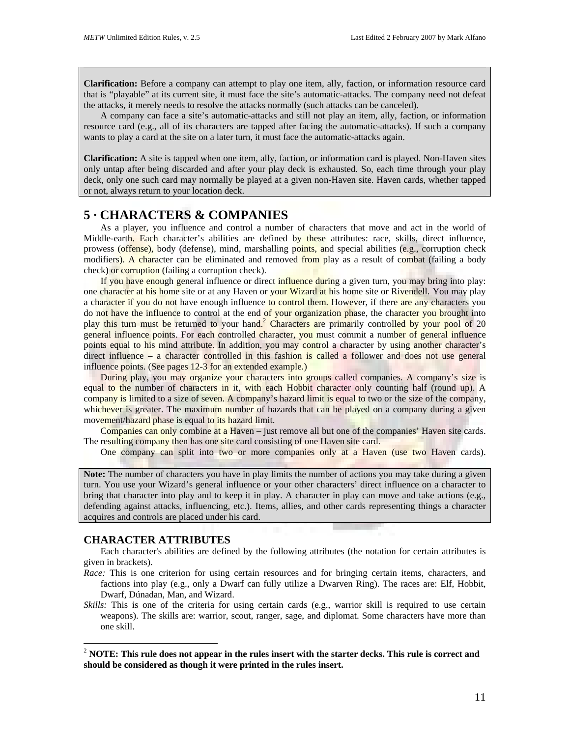**Clarification:** Before a company can attempt to play one item, ally, faction, or information resource card that is "playable" at its current site, it must face the site's automatic-attacks. The company need not defeat the attacks, it merely needs to resolve the attacks normally (such attacks can be canceled).

A company can face a site's automatic-attacks and still not play an item, ally, faction, or information resource card (e.g., all of its characters are tapped after facing the automatic-attacks). If such a company wants to play a card at the site on a later turn, it must face the automatic-attacks again.

**Clarification:** A site is tapped when one item, ally, faction, or information card is played. Non-Haven sites only untap after being discarded and after your play deck is exhausted. So, each time through your play deck, only one such card may normally be played at a given non-Haven site. Haven cards, whether tapped or not, always return to your location deck.

# 5 · CHARACTERS & COMPANIES

As a player, you influence and control a number of characters that move and act in the world of Middle-earth. Each character's abilities are defined by these attributes: race, skills, direct influence, prowess (offense), body (defense), mind, marshalling points, and special abilities (e.g., corruption check modifiers). A character can be eliminated and removed from play as a result of combat (failing a body check) or corruption (failing a corruption check).

If you have enough general influence or direct influence during a given turn, you may bring into play: one character at his home site or at any Haven or your Wizard at his home site or Rivendell. You may play a character if you do not have enough influence to control them. However, if there are any characters you do not have the influence to control at the end of your organization phase, the character you brought into play this turn must be returned to your hand.[2] Characters are primarily controlled by your pool of 20 general influence points. For each controlled character, you must commit a number of general influence points equal to his mind attribute. In addition, you may control a character by using another character's direct influence – a character controlled in this fashion is called a follower and does not use general influence points. (See pages 12-3 for an extended example.)

During play, you may organize your characters into groups called companies. A company's size is equal to the number of characters in it, with each Hobbit character only counting half (round up). A company is limited to a size of seven. A company's hazard limit is equal to two or the size of the company, whichever is greater. The maximum number of hazards that can be played on a company during a given movement/hazard phase is equal to its hazard limit.

Companies can only combine at a Haven – just remove all but one of the companies' Haven site cards. The resulting company then has one site card consisting of one Haven site card.

One company can split into two or more companies only at a Haven (use two Haven cards).

**Note:** The number of characters you have in play limits the number of actions you may take during a given turn. You use your Wizard's general influence or your other characters' direct influence on a character to bring that character into play and to keep it in play. A character in play can move and take actions (e.g., defending against attacks, influencing, etc.). Items, allies, and other cards representing things a character acquires and controls are placed under his card.

## CHARACTER ATTRIBUTES

Each character's abilities are defined by the following attributes (the notation for certain attributes is given in brackets).

*Race:* This is one criterion for using certain resources and for bringing certain items, characters, and factions into play (e.g., only a Dwarf can fully utilize a Dwarven Ring). The races are: Elf, Hobbit, Dwarf, Dúnadan, Man, and Wizard.

*Skills:* This is one of the criteria for using certain cards (e.g., warrior skill is required to use certain weapons). The skills are: warrior, scout, ranger, sage, and diplomat. Some characters have more than one skill.

---

[2] **NOTE: This rule does not appear in the rules insert with the starter decks. This rule is correct and should be considered as though it were printed in the rules insert.**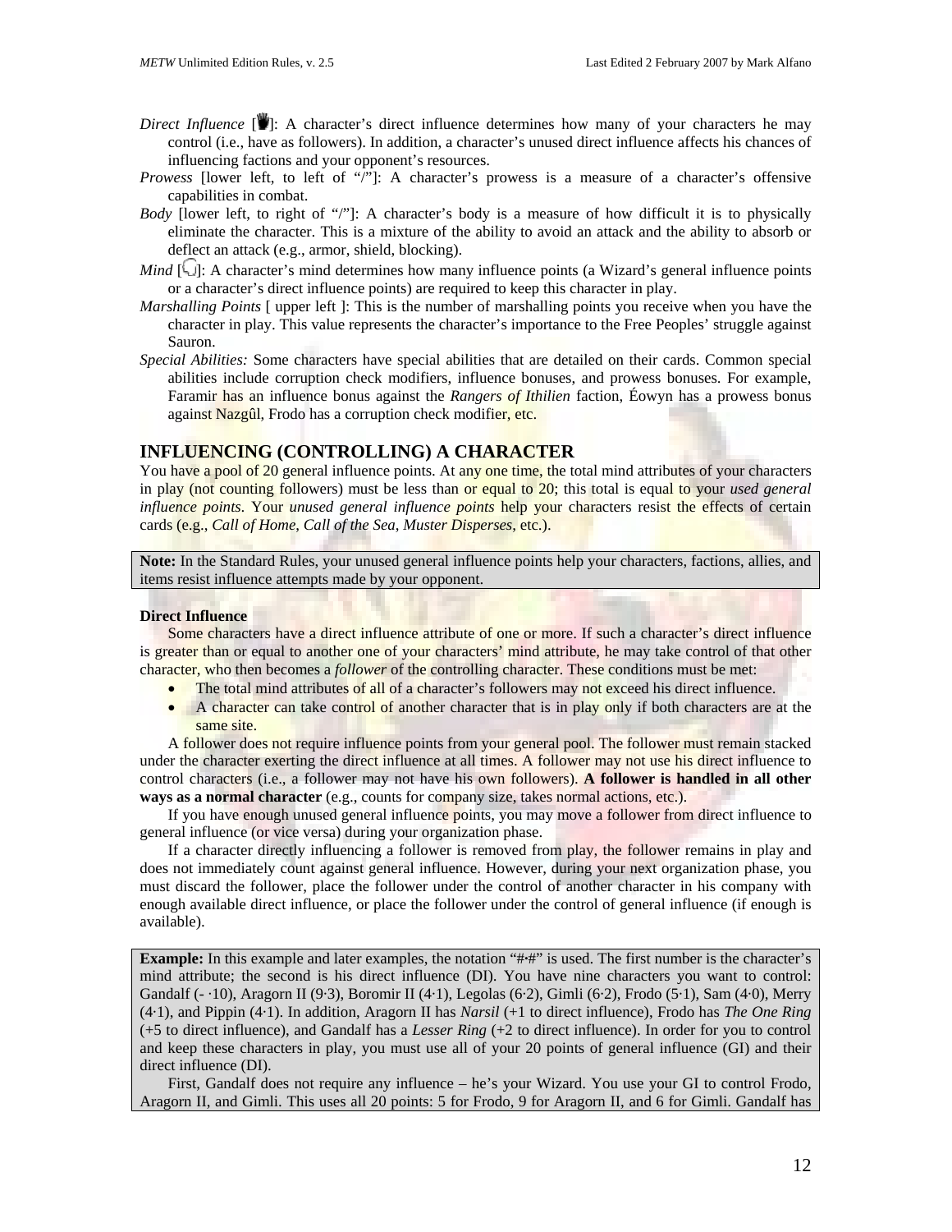*Direct Influence* [✋]: A character’s direct influence determines how many of your characters he may control (i.e., have as followers). In addition, a character’s unused direct influence affects his chances of influencing factions and your opponent’s resources.

*Prowess* [lower left, to left of “/”]: A character’s prowess is a measure of a character’s offensive capabilities in combat.

*Body* [lower left, to right of “/”]: A character’s body is a measure of how difficult it is to physically eliminate the character. This is a mixture of the ability to avoid an attack and the ability to absorb or deflect an attack (e.g., armor, shield, blocking).

*Mind* [ ]: A character’s mind determines how many influence points (a Wizard’s general influence points or a character’s direct influence points) are required to keep this character in play.

*Marshalling Points* [ upper left ]: This is the number of marshalling points you receive when you have the character in play. This value represents the character’s importance to the Free Peoples’ struggle against Sauron.

*Special Abilities:* Some characters have special abilities that are detailed on their cards. Common special abilities include corruption check modifiers, influence bonuses, and prowess bonuses. For example, Faramir has an influence bonus against the *Rangers of Ithilien* faction, Éowyn has a prowess bonus against Nazgûl, Frodo has a corruption check modifier, etc.

## INFLUENCING (CONTROLLING) A CHARACTER

You have a pool of 20 general influence points. At any one time, the total mind attributes of your characters in play (not counting followers) must be less than or equal to 20; this total is equal to your *used general influence points*. Your *unused general influence points* help your characters resist the effects of certain cards (e.g., *Call of Home*, *Call of the Sea*, *Muster Disperses*, etc.).

> **Note:** In the Standard Rules, your unused general influence points help your characters, factions, allies, and items resist influence attempts made by your opponent.

**Direct Influence**

Some characters have a direct influence attribute of one or more. If such a character’s direct influence is greater than or equal to another one of your characters’ mind attribute, he may take control of that other character, who then becomes a *follower* of the controlling character. These conditions must be met:

- The total mind attributes of all of a character’s followers may not exceed his direct influence.
- A character can take control of another character that is in play only if both characters are at the same site.

A follower does not require influence points from your general pool. The follower must remain stacked under the character exerting the direct influence at all times. A follower may not use his direct influence to control characters (i.e., a follower may not have his own followers). **A follower is handled in all other ways as a normal character** (e.g., counts for company size, takes normal actions, etc.).

If you have enough unused general influence points, you may move a follower from direct influence to general influence (or vice versa) during your organization phase.

If a character directly influencing a follower is removed from play, the follower remains in play and does not immediately count against general influence. However, during your next organization phase, you must discard the follower, place the follower under the control of another character in his company with enough available direct influence, or place the follower under the control of general influence (if enough is available).

> **Example:** In this example and later examples, the notation “#·#” is used. The first number is the character’s mind attribute; the second is his direct influence (DI). You have nine characters you want to control: Gandalf (- ·10), Aragorn II (9·3), Boromir II (4·1), Legolas (6·2), Gimli (6·2), Frodo (5·1), Sam (4·0), Merry (4·1), and Pippin (4·1). In addition, Aragorn II has *Narsil* (+1 to direct influence), Frodo has *The One Ring* (+5 to direct influence), and Gandalf has a *Lesser Ring* (+2 to direct influence). In order for you to control and keep these characters in play, you must use all of your 20 points of general influence (GI) and their direct influence (DI).
>
> First, Gandalf does not require any influence – he’s your Wizard. You use your GI to control Frodo, Aragorn II, and Gimli. This uses all 20 points: 5 for Frodo, 9 for Aragorn II, and 6 for Gimli. Gandalf has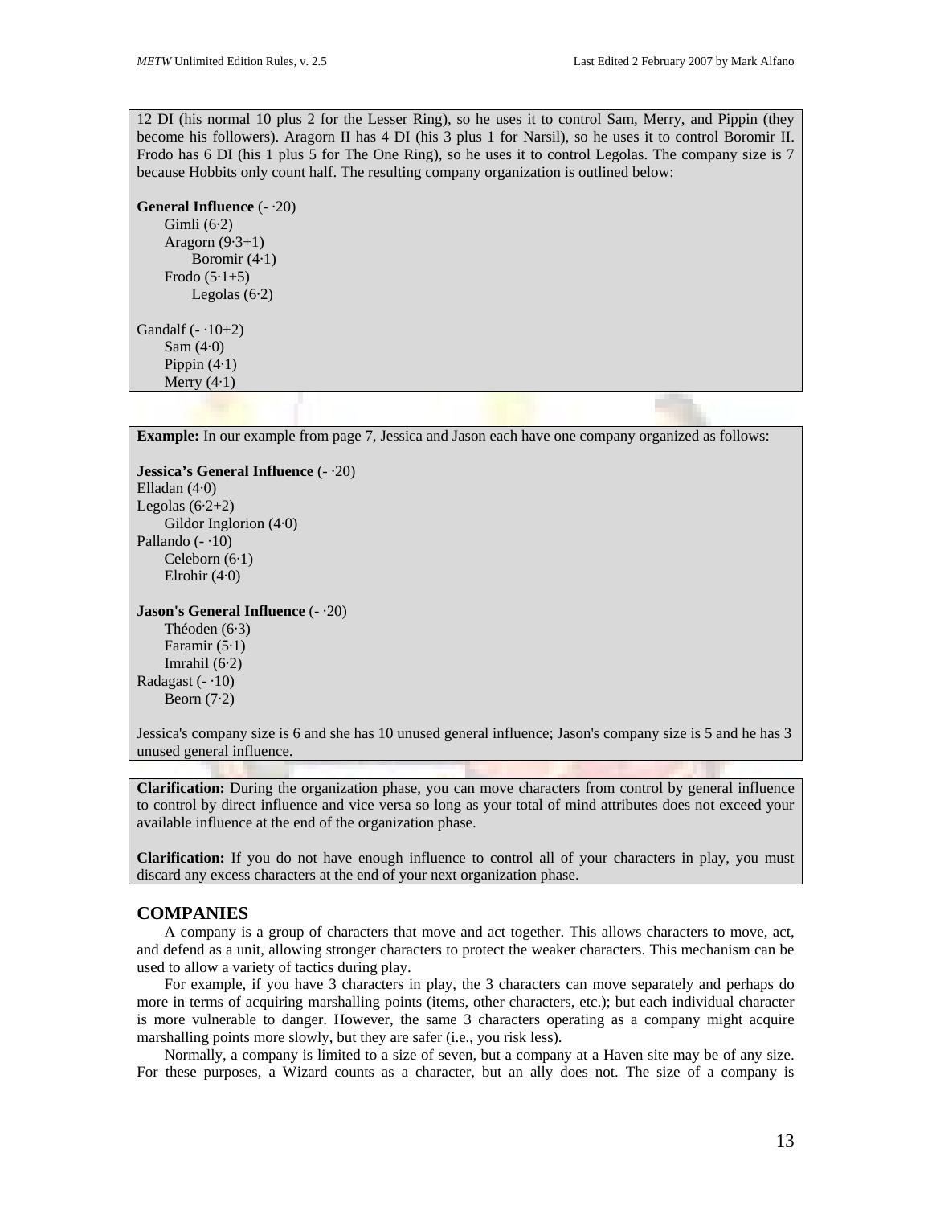12 DI (his normal 10 plus 2 for the Lesser Ring), so he uses it to control Sam, Merry, and Pippin (they become his followers). Aragorn II has 4 DI (his 3 plus 1 for Narsil), so he uses it to control Boromir II. Frodo has 6 DI (his 1 plus 5 for The One Ring), so he uses it to control Legolas. The company size is 7 because Hobbits only count half. The resulting company organization is outlined below:

**General Influence** (- ·20)
- Gimli (6·2)
- Aragorn (9·3+1)
  - Boromir (4·1)
- Frodo (5·1+5)
  - Legolas (6·2)

Gandalf (- ·10+2)
- Sam (4·0)
- Pippin (4·1)
- Merry (4·1)

**Example:** In our example from page 7, Jessica and Jason each have one company organized as follows:

**Jessica's General Influence** (- ·20)

Elladan (4·0)
Legolas (6·2+2)
- Gildor Inglorion (4·0)

Pallando (- ·10)
- Celeborn (6·1)
- Elrohir (4·0)

**Jason's General Influence** (- ·20)
- Théoden (6·3)
- Faramir (5·1)
- Imrahil (6·2)

Radagast (- ·10)
- Beorn (7·2)

Jessica's company size is 6 and she has 10 unused general influence; Jason's company size is 5 and he has 3 unused general influence.

**Clarification:** During the organization phase, you can move characters from control by general influence to control by direct influence and vice versa so long as your total of mind attributes does not exceed your available influence at the end of the organization phase.

**Clarification:** If you do not have enough influence to control all of your characters in play, you must discard any excess characters at the end of your next organization phase.

## COMPANIES

A company is a group of characters that move and act together. This allows characters to move, act, and defend as a unit, allowing stronger characters to protect the weaker characters. This mechanism can be used to allow a variety of tactics during play.

For example, if you have 3 characters in play, the 3 characters can move separately and perhaps do more in terms of acquiring marshalling points (items, other characters, etc.); but each individual character is more vulnerable to danger. However, the same 3 characters operating as a company might acquire marshalling points more slowly, but they are safer (i.e., you risk less).

Normally, a company is limited to a size of seven, but a company at a Haven site may be of any size. For these purposes, a Wizard counts as a character, but an ally does not. The size of a company is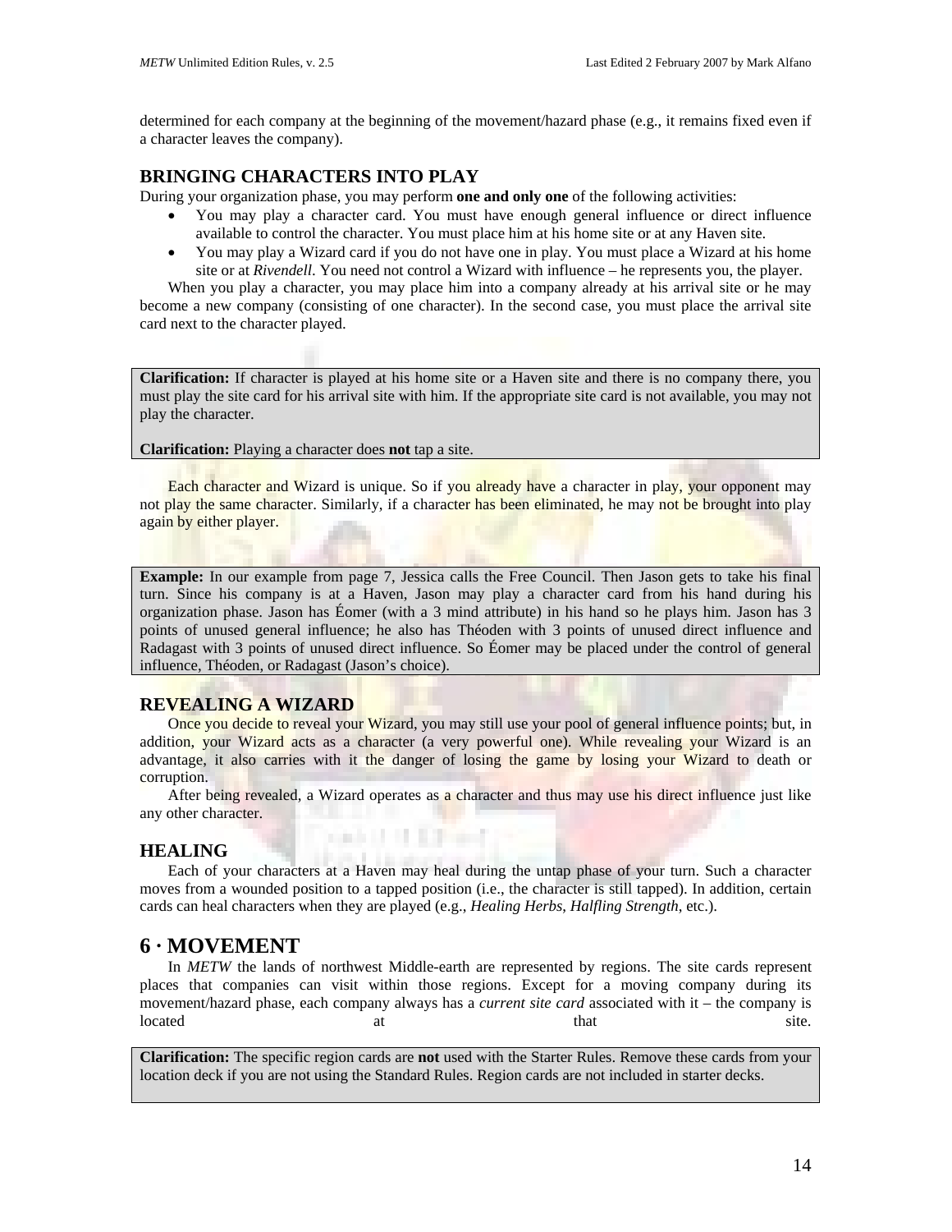determined for each company at the beginning of the movement/hazard phase (e.g., it remains fixed even if a character leaves the company).

### BRINGING CHARACTERS INTO PLAY

During your organization phase, you may perform **one and only one** of the following activities:

- You may play a character card. You must have enough general influence or direct influence available to control the character. You must place him at his home site or at any Haven site.
- You may play a Wizard card if you do not have one in play. You must place a Wizard at his home site or at *Rivendell*. You need not control a Wizard with influence – he represents you, the player.

When you play a character, you may place him into a company already at his arrival site or he may become a new company (consisting of one character). In the second case, you must place the arrival site card next to the character played.

> **Clarification:** If character is played at his home site or a Haven site and there is no company there, you must play the site card for his arrival site with him. If the appropriate site card is not available, you may not play the character.
>
> **Clarification:** Playing a character does **not** tap a site.

Each character and Wizard is unique. So if you already have a character in play, your opponent may not play the same character. Similarly, if a character has been eliminated, he may not be brought into play again by either player.

> **Example:** In our example from page 7, Jessica calls the Free Council. Then Jason gets to take his final turn. Since his company is at a Haven, Jason may play a character card from his hand during his organization phase. Jason has Éomer (with a 3 mind attribute) in his hand so he plays him. Jason has 3 points of unused general influence; he also has Théoden with 3 points of unused direct influence and Radagast with 3 points of unused direct influence. So Éomer may be placed under the control of general influence, Théoden, or Radagast (Jason's choice).

### REVEALING A WIZARD

Once you decide to reveal your Wizard, you may still use your pool of general influence points; but, in addition, your Wizard acts as a character (a very powerful one). While revealing your Wizard is an advantage, it also carries with it the danger of losing the game by losing your Wizard to death or corruption.

After being revealed, a Wizard operates as a character and thus may use his direct influence just like any other character.

### HEALING

Each of your characters at a Haven may heal during the untap phase of your turn. Such a character moves from a wounded position to a tapped position (i.e., the character is still tapped). In addition, certain cards can heal characters when they are played (e.g., *Healing Herbs*, *Halfling Strength*, etc.).

## 6 · MOVEMENT

In *METW* the lands of northwest Middle-earth are represented by regions. The site cards represent places that companies can visit within those regions. Except for a moving company during its movement/hazard phase, each company always has a *current site card* associated with it – the company is located at that site.

> **Clarification:** The specific region cards are **not** used with the Starter Rules. Remove these cards from your location deck if you are not using the Standard Rules. Region cards are not included in starter decks.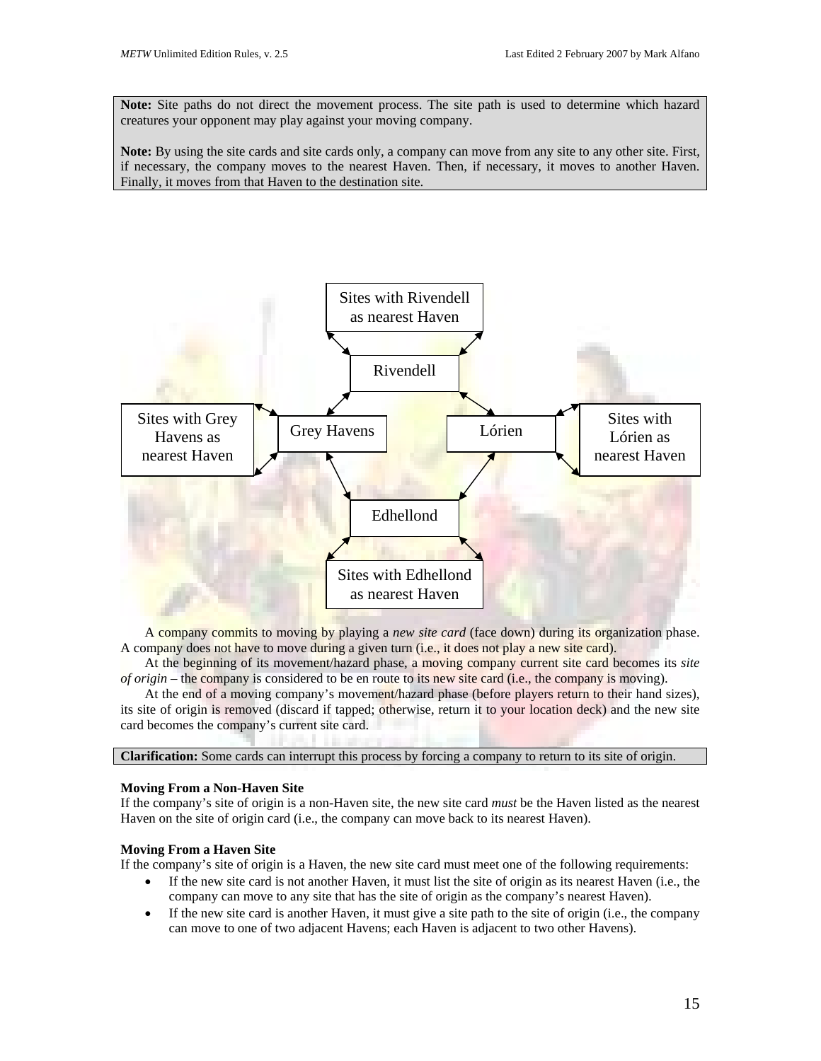> **Note:** Site paths do not direct the movement process. The site path is used to determine which hazard creatures your opponent may play against your moving company.
>
> **Note:** By using the site cards and site cards only, a company can move from any site to any other site. First, if necessary, the company moves to the nearest Haven. Then, if necessary, it moves to another Haven. Finally, it moves from that Haven to the destination site.

Sites with Rivendell as nearest Haven

Rivendell

Sites with Grey Havens as nearest Haven

Grey Havens

Lórien

Sites with Lórien as nearest Haven

Edhellond

Sites with Edhellond as nearest Haven

A company commits to moving by playing a *new site card* (face down) during its organization phase. A company does not have to move during a given turn (i.e., it does not play a new site card).

At the beginning of its movement/hazard phase, a moving company current site card becomes its *site of origin* – the company is considered to be en route to its new site card (i.e., the company is moving).

At the end of a moving company's movement/hazard phase (before players return to their hand sizes), its site of origin is removed (discard if tapped; otherwise, return it to your location deck) and the new site card becomes the company's current site card.

> **Clarification:** Some cards can interrupt this process by forcing a company to return to its site of origin.

**Moving From a Non-Haven Site**

If the company's site of origin is a non-Haven site, the new site card *must* be the Haven listed as the nearest Haven on the site of origin card (i.e., the company can move back to its nearest Haven).

**Moving From a Haven Site**

If the company's site of origin is a Haven, the new site card must meet one of the following requirements:

- If the new site card is not another Haven, it must list the site of origin as its nearest Haven (i.e., the company can move to any site that has the site of origin as the company's nearest Haven).
- If the new site card is another Haven, it must give a site path to the site of origin (i.e., the company can move to one of two adjacent Havens; each Haven is adjacent to two other Havens).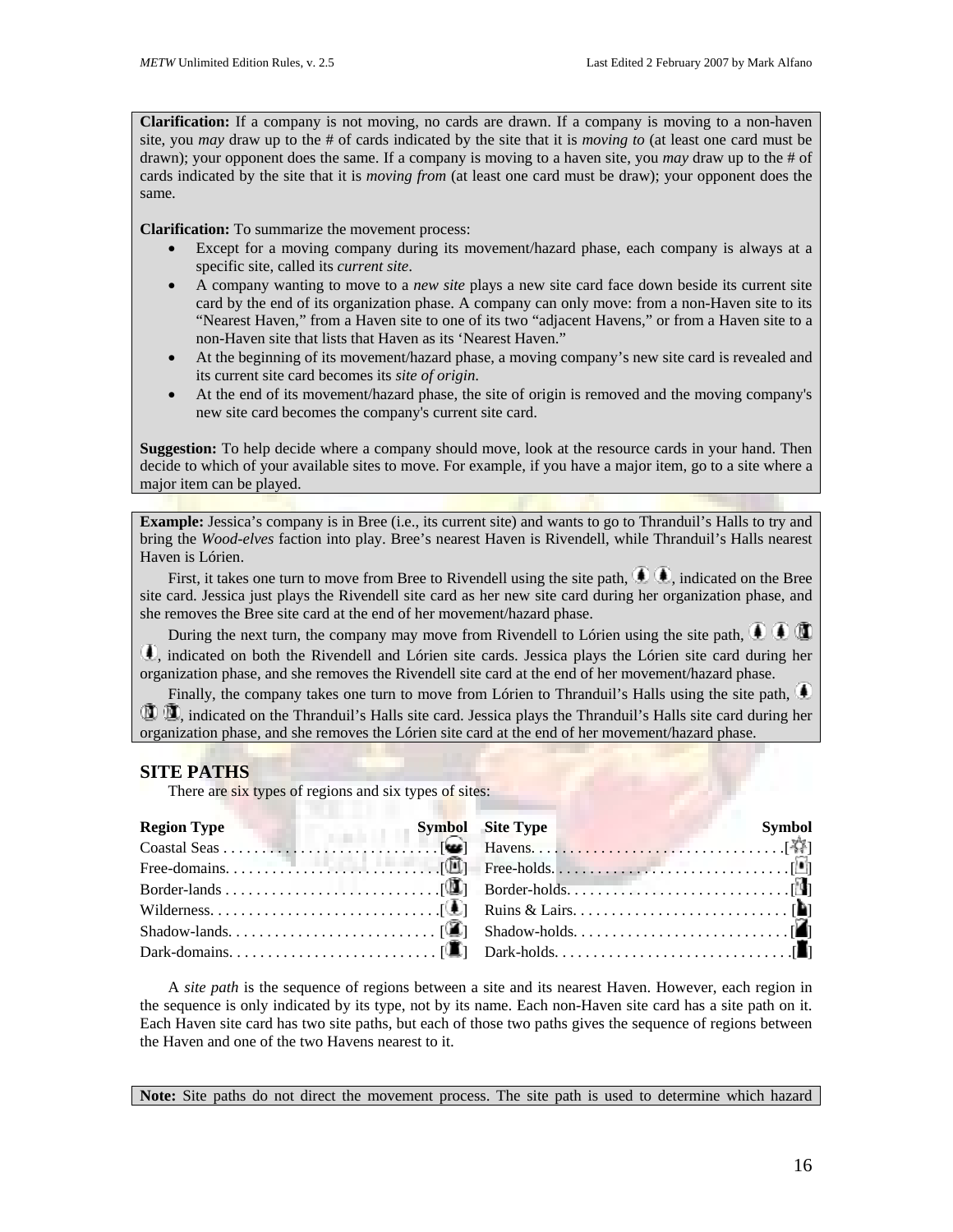**Clarification:** If a company is not moving, no cards are drawn. If a company is moving to a non-haven site, you *may* draw up to the # of cards indicated by the site that it is *moving to* (at least one card must be drawn); your opponent does the same. If a company is moving to a haven site, you *may* draw up to the # of cards indicated by the site that it is *moving from* (at least one card must be draw); your opponent does the same.

**Clarification:** To summarize the movement process:

- Except for a moving company during its movement/hazard phase, each company is always at a specific site, called its *current site*.
- A company wanting to move to a *new site* plays a new site card face down beside its current site card by the end of its organization phase. A company can only move: from a non-Haven site to its "Nearest Haven," from a Haven site to one of its two "adjacent Havens," or from a Haven site to a non-Haven site that lists that Haven as its 'Nearest Haven.'
- At the beginning of its movement/hazard phase, a moving company's new site card is revealed and its current site card becomes its *site of origin*.
- At the end of its movement/hazard phase, the site of origin is removed and the moving company's new site card becomes the company's current site card.

**Suggestion:** To help decide where a company should move, look at the resource cards in your hand. Then decide to which of your available sites to move. For example, if you have a major item, go to a site where a major item can be played.

**Example:** Jessica's company is in Bree (i.e., its current site) and wants to go to Thranduil's Halls to try and bring the *Wood-elves* faction into play. Bree's nearest Haven is Rivendell, while Thranduil's Halls nearest Haven is Lórien.

First, it takes one turn to move from Bree to Rivendell using the site path, [Wilderness] [Wilderness], indicated on the Bree site card. Jessica just plays the Rivendell site card as her new site card during her organization phase, and she removes the Bree site card at the end of her movement/hazard phase.

During the next turn, the company may move from Rivendell to Lórien using the site path, [Wilderness] [Wilderness] [Border-lands] [Wilderness], indicated on both the Rivendell and Lórien site cards. Jessica plays the Lórien site card during her organization phase, and she removes the Rivendell site card at the end of her movement/hazard phase.

Finally, the company takes one turn to move from Lórien to Thranduil's Halls using the site path, [Wilderness] [Border-lands] [Border-lands], indicated on the Thranduil's Halls site card. Jessica plays the Thranduil's Halls site card during her organization phase, and she removes the Lórien site card at the end of her movement/hazard phase.

## SITE PATHS

There are six types of regions and six types of sites:

| Region Type | Symbol | Site Type | Symbol |
|---|---|---|---|
| Coastal Seas | [Coastal Seas] | Havens | [Havens] |
| Free-domains | [Free-domains] | Free-holds | [Free-holds] |
| Border-lands | [Border-lands] | Border-holds | [Border-holds] |
| Wilderness | [Wilderness] | Ruins & Lairs | [Ruins & Lairs] |
| Shadow-lands | [Shadow-lands] | Shadow-holds | [Shadow-holds] |
| Dark-domains | [Dark-domains] | Dark-holds | [Dark-holds] |

A *site path* is the sequence of regions between a site and its nearest Haven. However, each region in the sequence is only indicated by its type, not by its name. Each non-Haven site card has a site path on it. Each Haven site card has two site paths, but each of those two paths gives the sequence of regions between the Haven and one of the two Havens nearest to it.

**Note:** Site paths do not direct the movement process. The site path is used to determine which hazard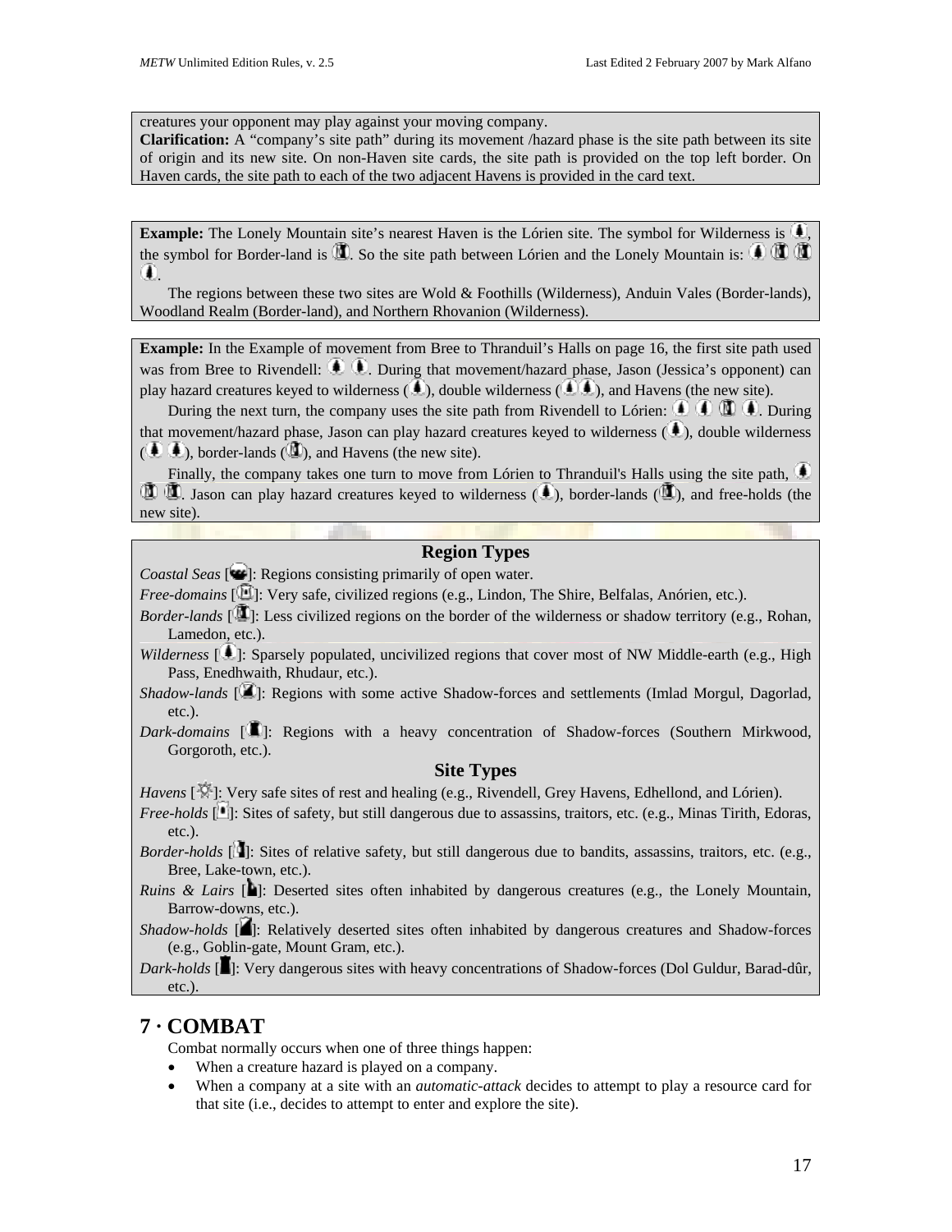creatures your opponent may play against your moving company.

**Clarification:** A "company's site path" during its movement /hazard phase is the site path between its site of origin and its new site. On non-Haven site cards, the site path is provided on the top left border. On Haven cards, the site path to each of the two adjacent Havens is provided in the card text.

**Example:** The Lonely Mountain site's nearest Haven is the Lórien site. The symbol for Wilderness is [Wilderness], the symbol for Border-land is [Border-land]. So the site path between Lórien and the Lonely Mountain is: [Wilderness] [Border-land] [Border-land] [Wilderness].

The regions between these two sites are Wold & Foothills (Wilderness), Anduin Vales (Border-lands), Woodland Realm (Border-land), and Northern Rhovanion (Wilderness).

**Example:** In the Example of movement from Bree to Thranduil's Halls on page 16, the first site path used was from Bree to Rivendell: [Wilderness] [Wilderness]. During that movement/hazard phase, Jason (Jessica's opponent) can play hazard creatures keyed to wilderness ([Wilderness]), double wilderness ([Wilderness][Wilderness]), and Havens (the new site).

During the next turn, the company uses the site path from Rivendell to Lórien: [Wilderness] [Wilderness] [Border-land] [Wilderness]. During that movement/hazard phase, Jason can play hazard creatures keyed to wilderness ([Wilderness]), double wilderness ([Wilderness] [Wilderness]), border-lands ([Border-land]), and Havens (the new site).

Finally, the company takes one turn to move from Lórien to Thranduil's Halls using the site path, [Wilderness] [Border-land] [Border-land]. Jason can play hazard creatures keyed to wilderness ([Wilderness]), border-lands ([Border-land]), and free-holds (the new site).

### Region Types

*Coastal Seas* [Coastal Sea]: Regions consisting primarily of open water.

*Free-domains* [Free-domain]: Very safe, civilized regions (e.g., Lindon, The Shire, Belfalas, Anórien, etc.).

*Border-lands* [Border-land]: Less civilized regions on the border of the wilderness or shadow territory (e.g., Rohan, Lamedon, etc.).

*Wilderness* [Wilderness]: Sparsely populated, uncivilized regions that cover most of NW Middle-earth (e.g., High Pass, Enedhwaith, Rhudaur, etc.).

*Shadow-lands* [Shadow-land]: Regions with some active Shadow-forces and settlements (Imlad Morgul, Dagorlad, etc.).

*Dark-domains* [Dark-domain]: Regions with a heavy concentration of Shadow-forces (Southern Mirkwood, Gorgoroth, etc.).

### Site Types

*Havens* [Haven]: Very safe sites of rest and healing (e.g., Rivendell, Grey Havens, Edhellond, and Lórien).

*Free-holds* [Free-hold]: Sites of safety, but still dangerous due to assassins, traitors, etc. (e.g., Minas Tirith, Edoras, etc.).

*Border-holds* [Border-hold]: Sites of relative safety, but still dangerous due to bandits, assassins, traitors, etc. (e.g., Bree, Lake-town, etc.).

*Ruins & Lairs* [Ruins & Lairs]: Deserted sites often inhabited by dangerous creatures (e.g., the Lonely Mountain, Barrow-downs, etc.).

*Shadow-holds* [Shadow-hold]: Relatively deserted sites often inhabited by dangerous creatures and Shadow-forces (e.g., Goblin-gate, Mount Gram, etc.).

*Dark-holds* [Dark-hold]: Very dangerous sites with heavy concentrations of Shadow-forces (Dol Guldur, Barad-dûr, etc.).

## 7 · COMBAT

Combat normally occurs when one of three things happen:

- When a creature hazard is played on a company.
- When a company at a site with an *automatic-attack* decides to attempt to play a resource card for that site (i.e., decides to attempt to enter and explore the site).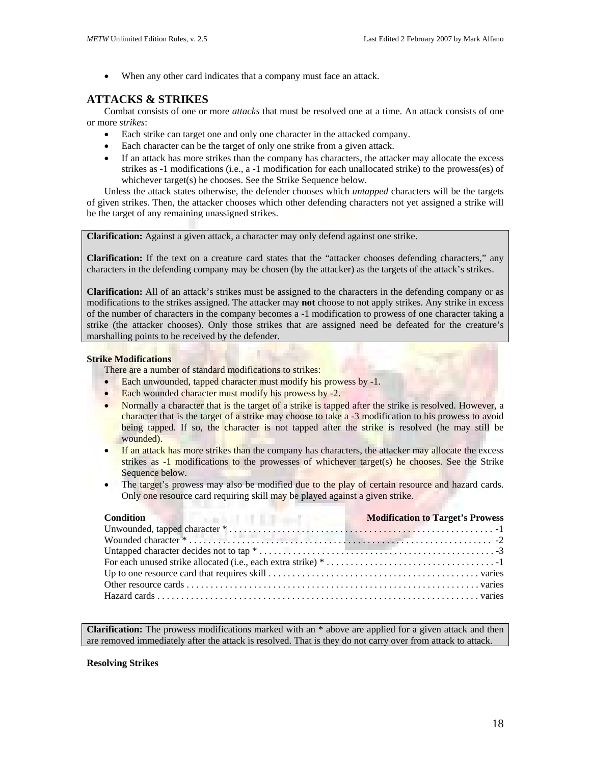- When any other card indicates that a company must face an attack.

## ATTACKS & STRIKES

Combat consists of one or more *attacks* that must be resolved one at a time. An attack consists of one or more *strikes*:

- Each strike can target one and only one character in the attacked company.
- Each character can be the target of only one strike from a given attack.
- If an attack has more strikes than the company has characters, the attacker may allocate the excess strikes as -1 modifications (i.e., a -1 modification for each unallocated strike) to the prowess(es) of whichever target(s) he chooses. See the Strike Sequence below.

Unless the attack states otherwise, the defender chooses which *untapped* characters will be the targets of given strikes. Then, the attacker chooses which other defending characters not yet assigned a strike will be the target of any remaining unassigned strikes.

> **Clarification:** Against a given attack, a character may only defend against one strike.
>
> **Clarification:** If the text on a creature card states that the "attacker chooses defending characters," any characters in the defending company may be chosen (by the attacker) as the targets of the attack's strikes.
>
> **Clarification:** All of an attack's strikes must be assigned to the characters in the defending company or as modifications to the strikes assigned. The attacker may **not** choose to not apply strikes. Any strike in excess of the number of characters in the company becomes a -1 modification to prowess of one character taking a strike (the attacker chooses). Only those strikes that are assigned need be defeated for the creature's marshalling points to be received by the defender.

**Strike Modifications**

There are a number of standard modifications to strikes:

- Each unwounded, tapped character must modify his prowess by -1.
- Each wounded character must modify his prowess by -2.
- Normally a character that is the target of a strike is tapped after the strike is resolved. However, a character that is the target of a strike may choose to take a -3 modification to his prowess to avoid being tapped. If so, the character is not tapped after the strike is resolved (he may still be wounded).
- If an attack has more strikes than the company has characters, the attacker may allocate the excess strikes as -1 modifications to the prowesses of whichever target(s) he chooses. See the Strike Sequence below.
- The target's prowess may also be modified due to the play of certain resource and hazard cards. Only one resource card requiring skill may be played against a given strike.

| Condition | Modification to Target's Prowess |
|---|---|
| Unwounded, tapped character * | -1 |
| Wounded character * | -2 |
| Untapped character decides not to tap * | -3 |
| For each unused strike allocated (i.e., each extra strike) * | -1 |
| Up to one resource card that requires skill | varies |
| Other resource cards | varies |
| Hazard cards | varies |

> **Clarification:** The prowess modifications marked with an * above are applied for a given attack and then are removed immediately after the attack is resolved. That is they do not carry over from attack to attack.

**Resolving Strikes**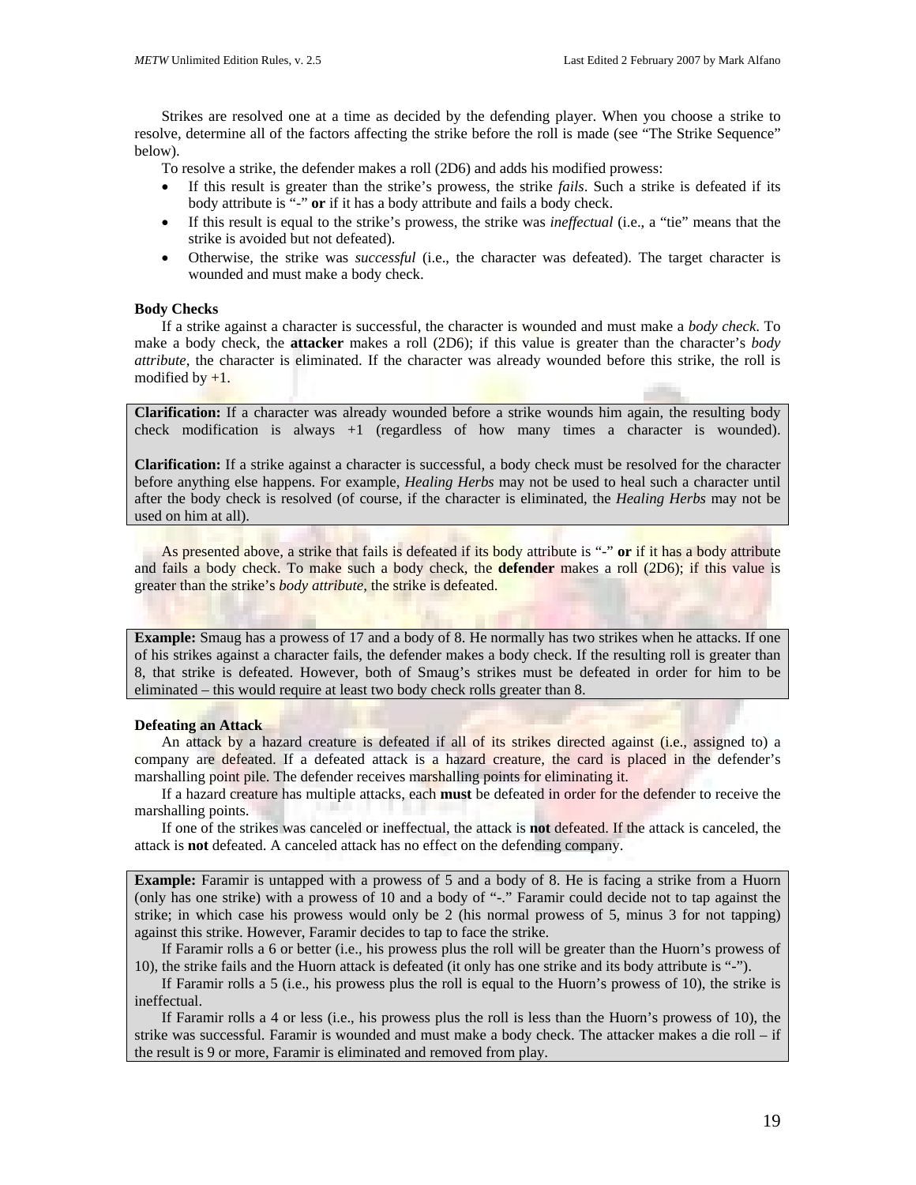Strikes are resolved one at a time as decided by the defending player. When you choose a strike to resolve, determine all of the factors affecting the strike before the roll is made (see "The Strike Sequence" below).

To resolve a strike, the defender makes a roll (2D6) and adds his modified prowess:

- If this result is greater than the strike's prowess, the strike *fails*. Such a strike is defeated if its body attribute is "-" **or** if it has a body attribute and fails a body check.
- If this result is equal to the strike's prowess, the strike was *ineffectual* (i.e., a "tie" means that the strike is avoided but not defeated).
- Otherwise, the strike was *successful* (i.e., the character was defeated). The target character is wounded and must make a body check.

**Body Checks**

If a strike against a character is successful, the character is wounded and must make a *body check*. To make a body check, the **attacker** makes a roll (2D6); if this value is greater than the character's *body attribute*, the character is eliminated. If the character was already wounded before this strike, the roll is modified by +1.

> **Clarification:** If a character was already wounded before a strike wounds him again, the resulting body check modification is always +1 (regardless of how many times a character is wounded).
>
> **Clarification:** If a strike against a character is successful, a body check must be resolved for the character before anything else happens. For example, *Healing Herbs* may not be used to heal such a character until after the body check is resolved (of course, if the character is eliminated, the *Healing Herbs* may not be used on him at all).

As presented above, a strike that fails is defeated if its body attribute is "-" **or** if it has a body attribute and fails a body check. To make such a body check, the **defender** makes a roll (2D6); if this value is greater than the strike's *body attribute*, the strike is defeated.

> **Example:** Smaug has a prowess of 17 and a body of 8. He normally has two strikes when he attacks. If one of his strikes against a character fails, the defender makes a body check. If the resulting roll is greater than 8, that strike is defeated. However, both of Smaug's strikes must be defeated in order for him to be eliminated – this would require at least two body check rolls greater than 8.

**Defeating an Attack**

An attack by a hazard creature is defeated if all of its strikes directed against (i.e., assigned to) a company are defeated. If a defeated attack is a hazard creature, the card is placed in the defender's marshalling point pile. The defender receives marshalling points for eliminating it.

If a hazard creature has multiple attacks, each **must** be defeated in order for the defender to receive the marshalling points.

If one of the strikes was canceled or ineffectual, the attack is **not** defeated. If the attack is canceled, the attack is **not** defeated. A canceled attack has no effect on the defending company.

> **Example:** Faramir is untapped with a prowess of 5 and a body of 8. He is facing a strike from a Huorn (only has one strike) with a prowess of 10 and a body of "-." Faramir could decide not to tap against the strike; in which case his prowess would only be 2 (his normal prowess of 5, minus 3 for not tapping) against this strike. However, Faramir decides to tap to face the strike.
>
> If Faramir rolls a 6 or better (i.e., his prowess plus the roll will be greater than the Huorn's prowess of 10), the strike fails and the Huorn attack is defeated (it only has one strike and its body attribute is "-").
>
> If Faramir rolls a 5 (i.e., his prowess plus the roll is equal to the Huorn's prowess of 10), the strike is ineffectual.
>
> If Faramir rolls a 4 or less (i.e., his prowess plus the roll is less than the Huorn's prowess of 10), the strike was successful. Faramir is wounded and must make a body check. The attacker makes a die roll – if the result is 9 or more, Faramir is eliminated and removed from play.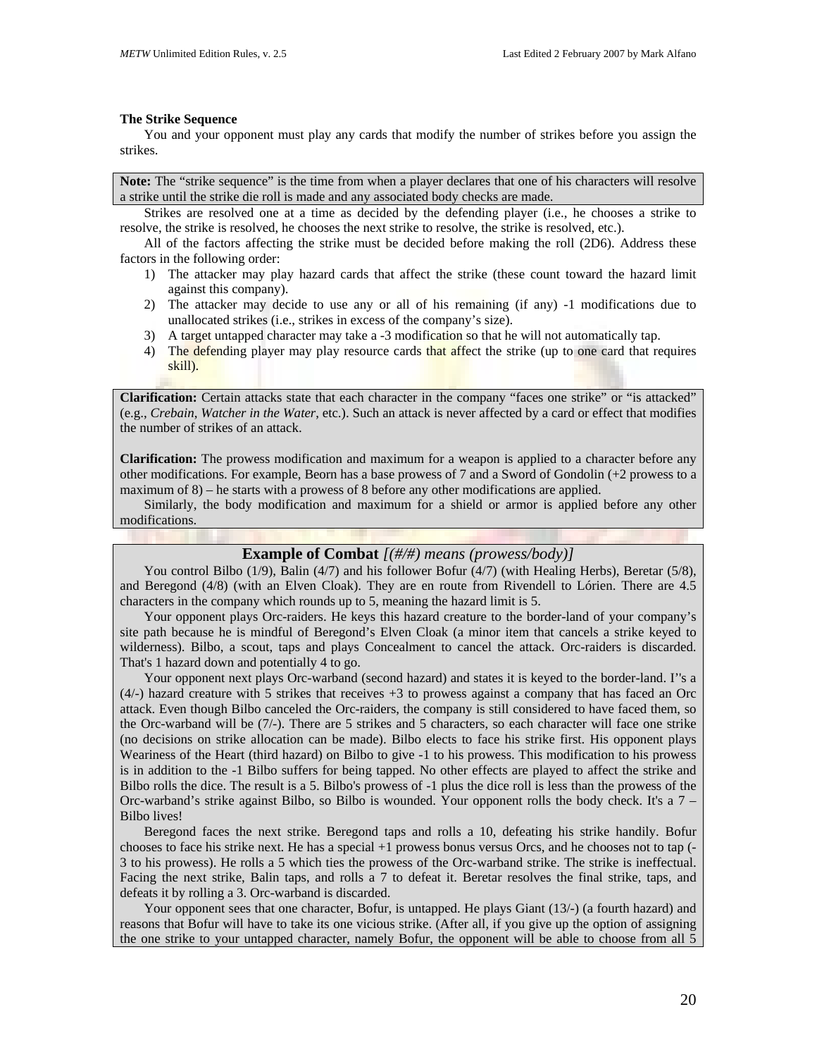**The Strike Sequence**

You and your opponent must play any cards that modify the number of strikes before you assign the strikes.

> **Note:** The "strike sequence" is the time from when a player declares that one of his characters will resolve a strike until the strike die roll is made and any associated body checks are made.

Strikes are resolved one at a time as decided by the defending player (i.e., he chooses a strike to resolve, the strike is resolved, he chooses the next strike to resolve, the strike is resolved, etc.).

All of the factors affecting the strike must be decided before making the roll (2D6). Address these factors in the following order:

1) The attacker may play hazard cards that affect the strike (these count toward the hazard limit against this company).
2) The attacker may decide to use any or all of his remaining (if any) -1 modifications due to unallocated strikes (i.e., strikes in excess of the company's size).
3) A target untapped character may take a -3 modification so that he will not automatically tap.
4) The defending player may play resource cards that affect the strike (up to one card that requires skill).

> **Clarification:** Certain attacks state that each character in the company "faces one strike" or "is attacked" (e.g., *Crebain*, *Watcher in the Water*, etc.). Such an attack is never affected by a card or effect that modifies the number of strikes of an attack.
>
> **Clarification:** The prowess modification and maximum for a weapon is applied to a character before any other modifications. For example, Beorn has a base prowess of 7 and a Sword of Gondolin (+2 prowess to a maximum of 8) – he starts with a prowess of 8 before any other modifications are applied.
>
> Similarly, the body modification and maximum for a shield or armor is applied before any other modifications.

**Example of Combat** *[(#/#) means (prowess/body)]*

You control Bilbo (1/9), Balin (4/7) and his follower Bofur (4/7) (with Healing Herbs), Beretar (5/8), and Beregond (4/8) (with an Elven Cloak). They are en route from Rivendell to Lórien. There are 4.5 characters in the company which rounds up to 5, meaning the hazard limit is 5.

Your opponent plays Orc-raiders. He keys this hazard creature to the border-land of your company's site path because he is mindful of Beregond's Elven Cloak (a minor item that cancels a strike keyed to wilderness). Bilbo, a scout, taps and plays Concealment to cancel the attack. Orc-raiders is discarded. That's 1 hazard down and potentially 4 to go.

Your opponent next plays Orc-warband (second hazard) and states it is keyed to the border-land. I''s a (4/-) hazard creature with 5 strikes that receives +3 to prowess against a company that has faced an Orc attack. Even though Bilbo canceled the Orc-raiders, the company is still considered to have faced them, so the Orc-warband will be (7/-). There are 5 strikes and 5 characters, so each character will face one strike (no decisions on strike allocation can be made). Bilbo elects to face his strike first. His opponent plays Weariness of the Heart (third hazard) on Bilbo to give -1 to his prowess. This modification to his prowess is in addition to the -1 Bilbo suffers for being tapped. No other effects are played to affect the strike and Bilbo rolls the dice. The result is a 5. Bilbo's prowess of -1 plus the dice roll is less than the prowess of the Orc-warband's strike against Bilbo, so Bilbo is wounded. Your opponent rolls the body check. It's a 7 – Bilbo lives!

Beregond faces the next strike. Beregond taps and rolls a 10, defeating his strike handily. Bofur chooses to face his strike next. He has a special +1 prowess bonus versus Orcs, and he chooses not to tap (-3 to his prowess). He rolls a 5 which ties the prowess of the Orc-warband strike. The strike is ineffectual. Facing the next strike, Balin taps, and rolls a 7 to defeat it. Beretar resolves the final strike, taps, and defeats it by rolling a 3. Orc-warband is discarded.

Your opponent sees that one character, Bofur, is untapped. He plays Giant (13/-) (a fourth hazard) and reasons that Bofur will have to take its one vicious strike. (After all, if you give up the option of assigning the one strike to your untapped character, namely Bofur, the opponent will be able to choose from all 5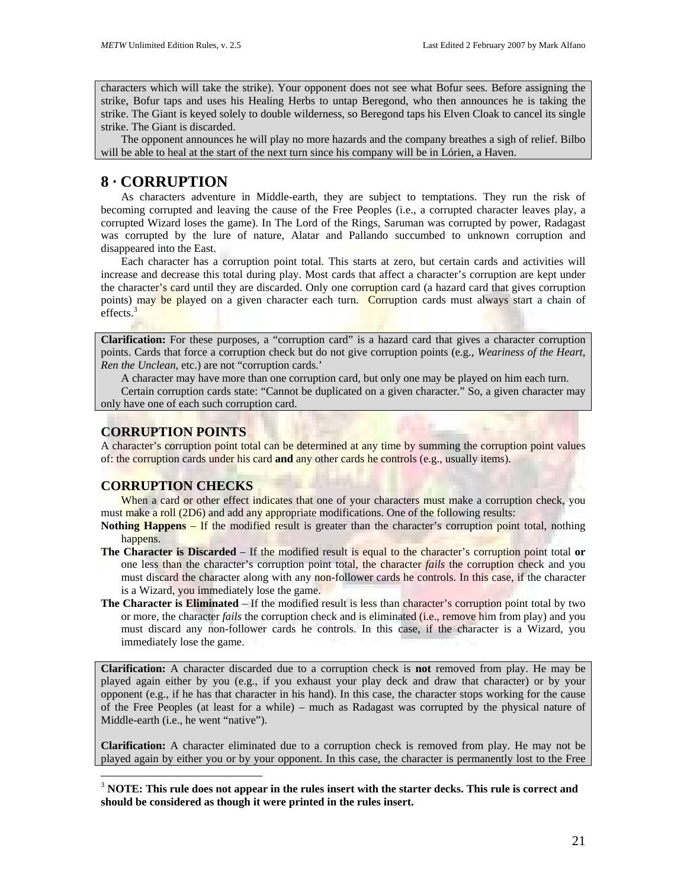characters which will take the strike). Your opponent does not see what Bofur sees. Before assigning the strike, Bofur taps and uses his Healing Herbs to untap Beregond, who then announces he is taking the strike. The Giant is keyed solely to double wilderness, so Beregond taps his Elven Cloak to cancel its single strike. The Giant is discarded.

The opponent announces he will play no more hazards and the company breathes a sigh of relief. Bilbo will be able to heal at the start of the next turn since his company will be in Lórien, a Haven.

# 8 · CORRUPTION

As characters adventure in Middle-earth, they are subject to temptations. They run the risk of becoming corrupted and leaving the cause of the Free Peoples (i.e., a corrupted character leaves play, a corrupted Wizard loses the game). In The Lord of the Rings, Saruman was corrupted by power, Radagast was corrupted by the lure of nature, Alatar and Pallando succumbed to unknown corruption and disappeared into the East.

Each character has a corruption point total. This starts at zero, but certain cards and activities will increase and decrease this total during play. Most cards that affect a character's corruption are kept under the character's card until they are discarded. Only one corruption card (a hazard card that gives corruption points) may be played on a given character each turn. Corruption cards must always start a chain of effects.[3]

**Clarification:** For these purposes, a "corruption card" is a hazard card that gives a character corruption points. Cards that force a corruption check but do not give corruption points (e.g., *Weariness of the Heart*, *Ren the Unclean*, etc.) are not "corruption cards.'

A character may have more than one corruption card, but only one may be played on him each turn.

Certain corruption cards state: "Cannot be duplicated on a given character." So, a given character may only have one of each such corruption card.

## CORRUPTION POINTS

A character's corruption point total can be determined at any time by summing the corruption point values of: the corruption cards under his card **and** any other cards he controls (e.g., usually items).

## CORRUPTION CHECKS

When a card or other effect indicates that one of your characters must make a corruption check, you must make a roll (2D6) and add any appropriate modifications. One of the following results:

**Nothing Happens** – If the modified result is greater than the character's corruption point total, nothing happens.

**The Character is Discarded** – If the modified result is equal to the character's corruption point total **or** one less than the character's corruption point total, the character *fails* the corruption check and you must discard the character along with any non-follower cards he controls. In this case, if the character is a Wizard, you immediately lose the game.

**The Character is Eliminated** – If the modified result is less than character's corruption point total by two or more, the character *fails* the corruption check and is eliminated (i.e., remove him from play) and you must discard any non-follower cards he controls. In this case, if the character is a Wizard, you immediately lose the game.

**Clarification:** A character discarded due to a corruption check is **not** removed from play. He may be played again either by you (e.g., if you exhaust your play deck and draw that character) or by your opponent (e.g., if he has that character in his hand). In this case, the character stops working for the cause of the Free Peoples (at least for a while) – much as Radagast was corrupted by the physical nature of Middle-earth (i.e., he went "native").

**Clarification:** A character eliminated due to a corruption check is removed from play. He may not be played again by either you or by your opponent. In this case, the character is permanently lost to the Free

[3] **NOTE: This rule does not appear in the rules insert with the starter decks. This rule is correct and should be considered as though it were printed in the rules insert.**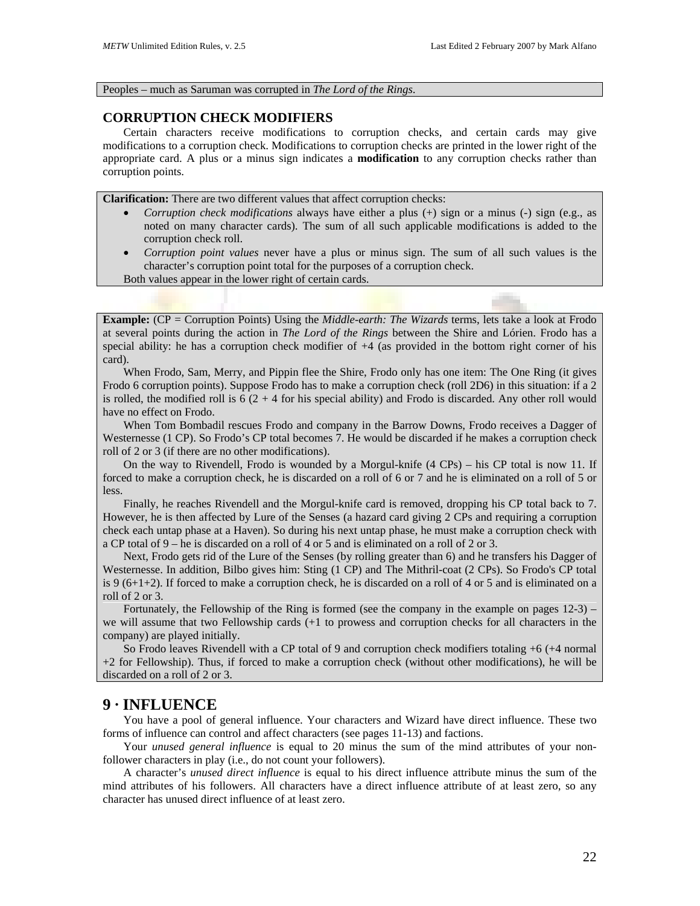Peoples – much as Saruman was corrupted in *The Lord of the Rings*.

### CORRUPTION CHECK MODIFIERS

Certain characters receive modifications to corruption checks, and certain cards may give modifications to a corruption check. Modifications to corruption checks are printed in the lower right of the appropriate card. A plus or a minus sign indicates a **modification** to any corruption checks rather than corruption points.

**Clarification:** There are two different values that affect corruption checks:

- *Corruption check modifications* always have either a plus (+) sign or a minus (-) sign (e.g., as noted on many character cards). The sum of all such applicable modifications is added to the corruption check roll.
- *Corruption point values* never have a plus or minus sign. The sum of all such values is the character's corruption point total for the purposes of a corruption check.

Both values appear in the lower right of certain cards.

**Example:** (CP = Corruption Points) Using the *Middle-earth: The Wizards* terms, lets take a look at Frodo at several points during the action in *The Lord of the Rings* between the Shire and Lórien. Frodo has a special ability: he has a corruption check modifier of +4 (as provided in the bottom right corner of his card).

When Frodo, Sam, Merry, and Pippin flee the Shire, Frodo only has one item: The One Ring (it gives Frodo 6 corruption points). Suppose Frodo has to make a corruption check (roll 2D6) in this situation: if a 2 is rolled, the modified roll is 6 (2 + 4 for his special ability) and Frodo is discarded. Any other roll would have no effect on Frodo.

When Tom Bombadil rescues Frodo and company in the Barrow Downs, Frodo receives a Dagger of Westernesse (1 CP). So Frodo's CP total becomes 7. He would be discarded if he makes a corruption check roll of 2 or 3 (if there are no other modifications).

On the way to Rivendell, Frodo is wounded by a Morgul-knife (4 CPs) – his CP total is now 11. If forced to make a corruption check, he is discarded on a roll of 6 or 7 and he is eliminated on a roll of 5 or less.

Finally, he reaches Rivendell and the Morgul-knife card is removed, dropping his CP total back to 7. However, he is then affected by Lure of the Senses (a hazard card giving 2 CPs and requiring a corruption check each untap phase at a Haven). So during his next untap phase, he must make a corruption check with a CP total of 9 – he is discarded on a roll of 4 or 5 and is eliminated on a roll of 2 or 3.

Next, Frodo gets rid of the Lure of the Senses (by rolling greater than 6) and he transfers his Dagger of Westernesse. In addition, Bilbo gives him: Sting (1 CP) and The Mithril-coat (2 CPs). So Frodo's CP total is 9 (6+1+2). If forced to make a corruption check, he is discarded on a roll of 4 or 5 and is eliminated on a roll of 2 or 3.

Fortunately, the Fellowship of the Ring is formed (see the company in the example on pages 12-3) – we will assume that two Fellowship cards (+1 to prowess and corruption checks for all characters in the company) are played initially.

So Frodo leaves Rivendell with a CP total of 9 and corruption check modifiers totaling +6 (+4 normal +2 for Fellowship). Thus, if forced to make a corruption check (without other modifications), he will be discarded on a roll of 2 or 3.

## 9 · INFLUENCE

You have a pool of general influence. Your characters and Wizard have direct influence. These two forms of influence can control and affect characters (see pages 11-13) and factions.

Your *unused general influence* is equal to 20 minus the sum of the mind attributes of your non-follower characters in play (i.e., do not count your followers).

A character's *unused direct influence* is equal to his direct influence attribute minus the sum of the mind attributes of his followers. All characters have a direct influence attribute of at least zero, so any character has unused direct influence of at least zero.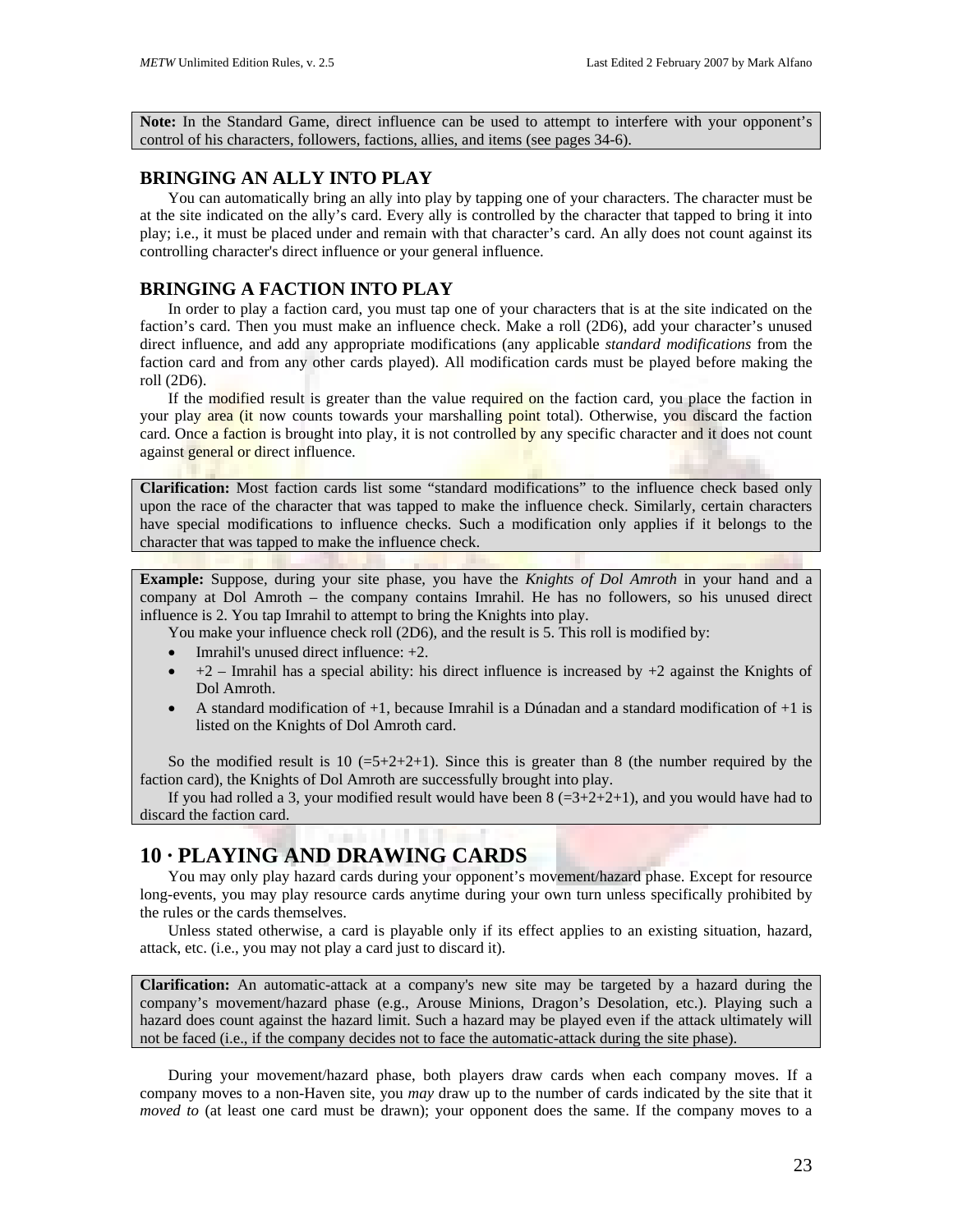**Note:** In the Standard Game, direct influence can be used to attempt to interfere with your opponent's control of his characters, followers, factions, allies, and items (see pages 34-6).

### BRINGING AN ALLY INTO PLAY

You can automatically bring an ally into play by tapping one of your characters. The character must be at the site indicated on the ally's card. Every ally is controlled by the character that tapped to bring it into play; i.e., it must be placed under and remain with that character's card. An ally does not count against its controlling character's direct influence or your general influence.

### BRINGING A FACTION INTO PLAY

In order to play a faction card, you must tap one of your characters that is at the site indicated on the faction's card. Then you must make an influence check. Make a roll (2D6), add your character's unused direct influence, and add any appropriate modifications (any applicable *standard modifications* from the faction card and from any other cards played). All modification cards must be played before making the roll (2D6).

If the modified result is greater than the value required on the faction card, you place the faction in your play area (it now counts towards your marshalling point total). Otherwise, you discard the faction card. Once a faction is brought into play, it is not controlled by any specific character and it does not count against general or direct influence.

**Clarification:** Most faction cards list some "standard modifications" to the influence check based only upon the race of the character that was tapped to make the influence check. Similarly, certain characters have special modifications to influence checks. Such a modification only applies if it belongs to the character that was tapped to make the influence check.

**Example:** Suppose, during your site phase, you have the *Knights of Dol Amroth* in your hand and a company at Dol Amroth – the company contains Imrahil. He has no followers, so his unused direct influence is 2. You tap Imrahil to attempt to bring the Knights into play.

You make your influence check roll (2D6), and the result is 5. This roll is modified by:

- Imrahil's unused direct influence: +2.
- +2 – Imrahil has a special ability: his direct influence is increased by +2 against the Knights of Dol Amroth.
- A standard modification of +1, because Imrahil is a Dúnadan and a standard modification of +1 is listed on the Knights of Dol Amroth card.

So the modified result is 10 (=5+2+2+1). Since this is greater than 8 (the number required by the faction card), the Knights of Dol Amroth are successfully brought into play.

If you had rolled a 3, your modified result would have been 8 (=3+2+2+1), and you would have had to discard the faction card.

## 10 · PLAYING AND DRAWING CARDS

You may only play hazard cards during your opponent's movement/hazard phase. Except for resource long-events, you may play resource cards anytime during your own turn unless specifically prohibited by the rules or the cards themselves.

Unless stated otherwise, a card is playable only if its effect applies to an existing situation, hazard, attack, etc. (i.e., you may not play a card just to discard it).

**Clarification:** An automatic-attack at a company's new site may be targeted by a hazard during the company's movement/hazard phase (e.g., Arouse Minions, Dragon's Desolation, etc.). Playing such a hazard does count against the hazard limit. Such a hazard may be played even if the attack ultimately will not be faced (i.e., if the company decides not to face the automatic-attack during the site phase).

During your movement/hazard phase, both players draw cards when each company moves. If a company moves to a non-Haven site, you *may* draw up to the number of cards indicated by the site that it *moved to* (at least one card must be drawn); your opponent does the same. If the company moves to a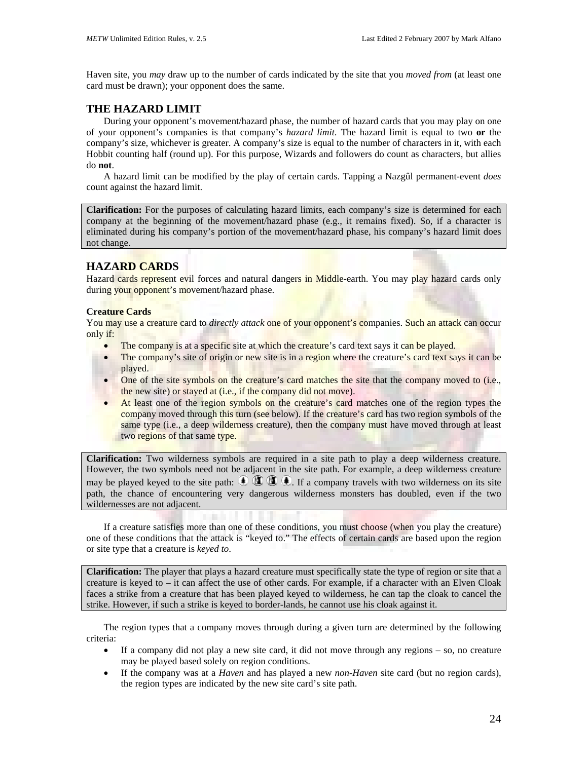Haven site, you *may* draw up to the number of cards indicated by the site that you *moved from* (at least one card must be drawn); your opponent does the same.

## THE HAZARD LIMIT

During your opponent's movement/hazard phase, the number of hazard cards that you may play on one of your opponent's companies is that company's *hazard limit*. The hazard limit is equal to two **or** the company's size, whichever is greater. A company's size is equal to the number of characters in it, with each Hobbit counting half (round up). For this purpose, Wizards and followers do count as characters, but allies do **not**.

A hazard limit can be modified by the play of certain cards. Tapping a Nazgûl permanent-event *does* count against the hazard limit.

> **Clarification:** For the purposes of calculating hazard limits, each company's size is determined for each company at the beginning of the movement/hazard phase (e.g., it remains fixed). So, if a character is eliminated during his company's portion of the movement/hazard phase, his company's hazard limit does not change.

## HAZARD CARDS

Hazard cards represent evil forces and natural dangers in Middle-earth. You may play hazard cards only during your opponent's movement/hazard phase.

### Creature Cards

You may use a creature card to *directly attack* one of your opponent's companies. Such an attack can occur only if:

- The company is at a specific site at which the creature's card text says it can be played.
- The company's site of origin or new site is in a region where the creature's card text says it can be played.
- One of the site symbols on the creature's card matches the site that the company moved to (i.e., the new site) or stayed at (i.e., if the company did not move).
- At least one of the region symbols on the creature's card matches one of the region types the company moved through this turn (see below). If the creature's card has two region symbols of the same type (i.e., a deep wilderness creature), then the company must have moved through at least two regions of that same type.

> **Clarification:** Two wilderness symbols are required in a site path to play a deep wilderness creature. However, the two symbols need not be adjacent in the site path. For example, a deep wilderness creature may be played keyed to the site path: [wilderness] [border-land] [border-land] [wilderness]. If a company travels with two wilderness on its site path, the chance of encountering very dangerous wilderness monsters has doubled, even if the two wildernesses are not adjacent.

If a creature satisfies more than one of these conditions, you must choose (when you play the creature) one of these conditions that the attack is "keyed to." The effects of certain cards are based upon the region or site type that a creature is *keyed to*.

> **Clarification:** The player that plays a hazard creature must specifically state the type of region or site that a creature is keyed to – it can affect the use of other cards. For example, if a character with an Elven Cloak faces a strike from a creature that has been played keyed to wilderness, he can tap the cloak to cancel the strike. However, if such a strike is keyed to border-lands, he cannot use his cloak against it.

The region types that a company moves through during a given turn are determined by the following criteria:

- If a company did not play a new site card, it did not move through any regions – so, no creature may be played based solely on region conditions.
- If the company was at a *Haven* and has played a new *non-Haven* site card (but no region cards), the region types are indicated by the new site card's site path.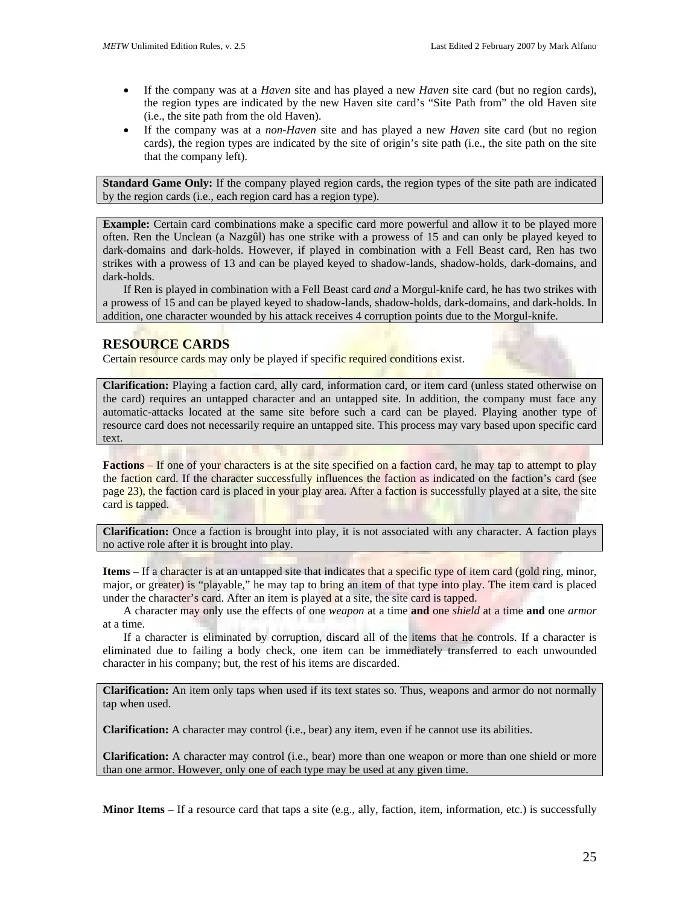- If the company was at a *Haven* site and has played a new *Haven* site card (but no region cards), the region types are indicated by the new Haven site card's "Site Path from" the old Haven site (i.e., the site path from the old Haven).
- If the company was at a *non-Haven* site and has played a new *Haven* site card (but no region cards), the region types are indicated by the site of origin's site path (i.e., the site path on the site that the company left).

> **Standard Game Only:** If the company played region cards, the region types of the site path are indicated by the region cards (i.e., each region card has a region type).

> **Example:** Certain card combinations make a specific card more powerful and allow it to be played more often. Ren the Unclean (a Nazgûl) has one strike with a prowess of 15 and can only be played keyed to dark-domains and dark-holds. However, if played in combination with a Fell Beast card, Ren has two strikes with a prowess of 13 and can be played keyed to shadow-lands, shadow-holds, dark-domains, and dark-holds.
>
> If Ren is played in combination with a Fell Beast card *and* a Morgul-knife card, he has two strikes with a prowess of 15 and can be played keyed to shadow-lands, shadow-holds, dark-domains, and dark-holds. In addition, one character wounded by his attack receives 4 corruption points due to the Morgul-knife.

## RESOURCE CARDS

Certain resource cards may only be played if specific required conditions exist.

> **Clarification:** Playing a faction card, ally card, information card, or item card (unless stated otherwise on the card) requires an untapped character and an untapped site. In addition, the company must face any automatic-attacks located at the same site before such a card can be played. Playing another type of resource card does not necessarily require an untapped site. This process may vary based upon specific card text.

**Factions** – If one of your characters is at the site specified on a faction card, he may tap to attempt to play the faction card. If the character successfully influences the faction as indicated on the faction's card (see page 23), the faction card is placed in your play area. After a faction is successfully played at a site, the site card is tapped.

> **Clarification:** Once a faction is brought into play, it is not associated with any character. A faction plays no active role after it is brought into play.

**Items** – If a character is at an untapped site that indicates that a specific type of item card (gold ring, minor, major, or greater) is "playable," he may tap to bring an item of that type into play. The item card is placed under the character's card. After an item is played at a site, the site card is tapped.

A character may only use the effects of one *weapon* at a time **and** one *shield* at a time **and** one *armor* at a time.

If a character is eliminated by corruption, discard all of the items that he controls. If a character is eliminated due to failing a body check, one item can be immediately transferred to each unwounded character in his company; but, the rest of his items are discarded.

> **Clarification:** An item only taps when used if its text states so. Thus, weapons and armor do not normally tap when used.
>
> **Clarification:** A character may control (i.e., bear) any item, even if he cannot use its abilities.
>
> **Clarification:** A character may control (i.e., bear) more than one weapon or more than one shield or more than one armor. However, only one of each type may be used at any given time.

**Minor Items** – If a resource card that taps a site (e.g., ally, faction, item, information, etc.) is successfully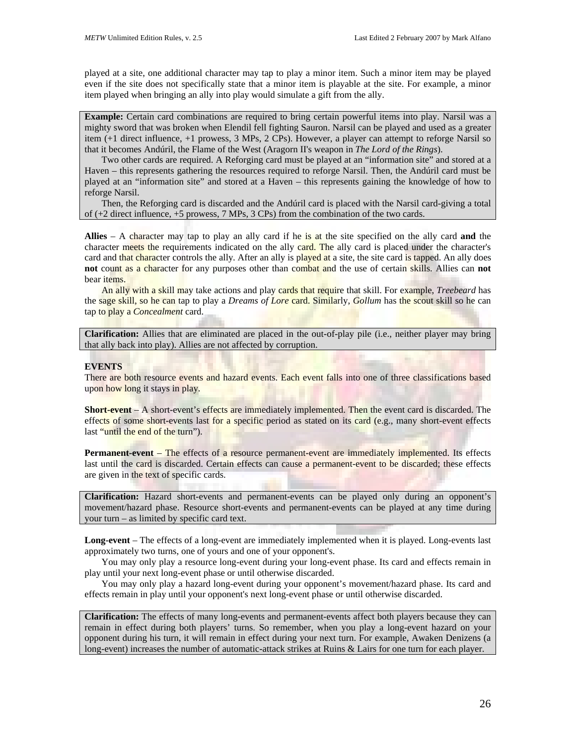played at a site, one additional character may tap to play a minor item. Such a minor item may be played even if the site does not specifically state that a minor item is playable at the site. For example, a minor item played when bringing an ally into play would simulate a gift from the ally.

> **Example:** Certain card combinations are required to bring certain powerful items into play. Narsil was a mighty sword that was broken when Elendil fell fighting Sauron. Narsil can be played and used as a greater item (+1 direct influence, +1 prowess, 3 MPs, 2 CPs). However, a player can attempt to reforge Narsil so that it becomes Andúril, the Flame of the West (Aragorn II's weapon in *The Lord of the Rings*).
>
> Two other cards are required. A Reforging card must be played at an "information site" and stored at a Haven – this represents gathering the resources required to reforge Narsil. Then, the Andúril card must be played at an "information site" and stored at a Haven – this represents gaining the knowledge of how to reforge Narsil.
>
> Then, the Reforging card is discarded and the Andúril card is placed with the Narsil card-giving a total of (+2 direct influence, +5 prowess, 7 MPs, 3 CPs) from the combination of the two cards.

**Allies** – A character may tap to play an ally card if he is at the site specified on the ally card **and** the character meets the requirements indicated on the ally card. The ally card is placed under the character's card and that character controls the ally. After an ally is played at a site, the site card is tapped. An ally does **not** count as a character for any purposes other than combat and the use of certain skills. Allies can **not** bear items.

An ally with a skill may take actions and play cards that require that skill. For example, *Treebeard* has the sage skill, so he can tap to play a *Dreams of Lore* card. Similarly, *Gollum* has the scout skill so he can tap to play a *Concealment* card.

> **Clarification:** Allies that are eliminated are placed in the out-of-play pile (i.e., neither player may bring that ally back into play). Allies are not affected by corruption.

**EVENTS**
There are both resource events and hazard events. Each event falls into one of three classifications based upon how long it stays in play.

**Short-event** – A short-event's effects are immediately implemented. Then the event card is discarded. The effects of some short-events last for a specific period as stated on its card (e.g., many short-event effects last "until the end of the turn").

**Permanent-event** – The effects of a resource permanent-event are immediately implemented. Its effects last until the card is discarded. Certain effects can cause a permanent-event to be discarded; these effects are given in the text of specific cards.

> **Clarification:** Hazard short-events and permanent-events can be played only during an opponent's movement/hazard phase. Resource short-events and permanent-events can be played at any time during your turn – as limited by specific card text.

**Long-event** – The effects of a long-event are immediately implemented when it is played. Long-events last approximately two turns, one of yours and one of your opponent's.

You may only play a resource long-event during your long-event phase. Its card and effects remain in play until your next long-event phase or until otherwise discarded.

You may only play a hazard long-event during your opponent's movement/hazard phase. Its card and effects remain in play until your opponent's next long-event phase or until otherwise discarded.

> **Clarification:** The effects of many long-events and permanent-events affect both players because they can remain in effect during both players' turns. So remember, when you play a long-event hazard on your opponent during his turn, it will remain in effect during your next turn. For example, Awaken Denizens (a long-event) increases the number of automatic-attack strikes at Ruins & Lairs for one turn for each player.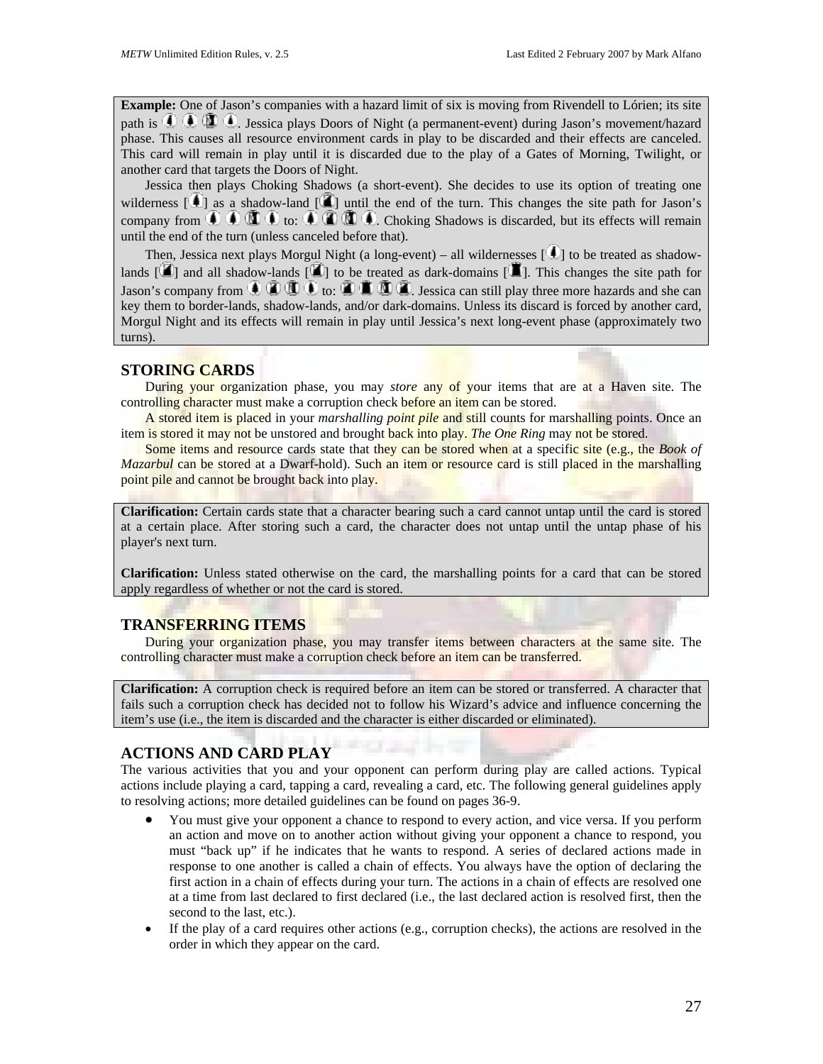**Example:** One of Jason's companies with a hazard limit of six is moving from Rivendell to Lórien; its site path is [wilderness] [wilderness] [border-land] [wilderness]. Jessica plays Doors of Night (a permanent-event) during Jason's movement/hazard phase. This causes all resource environment cards in play to be discarded and their effects are canceled. This card will remain in play until it is discarded due to the play of a Gates of Morning, Twilight, or another card that targets the Doors of Night.

Jessica then plays Choking Shadows (a short-event). She decides to use its option of treating one wilderness [wilderness] as a shadow-land [shadow-land] until the end of the turn. This changes the site path for Jason's company from [wilderness] [wilderness] [border-land] [wilderness] to: [wilderness] [shadow-land] [border-land] [wilderness]. Choking Shadows is discarded, but its effects will remain until the end of the turn (unless canceled before that).

Then, Jessica next plays Morgul Night (a long-event) – all wildernesses [wilderness] to be treated as shadow-lands [shadow-land] and all shadow-lands [shadow-land] to be treated as dark-domains [dark-domain]. This changes the site path for Jason's company from [wilderness] [shadow-land] [border-land] [wilderness] to: [shadow-land] [dark-domain] [border-land] [shadow-land]. Jessica can still play three more hazards and she can key them to border-lands, shadow-lands, and/or dark-domains. Unless its discard is forced by another card, Morgul Night and its effects will remain in play until Jessica's next long-event phase (approximately two turns).

## STORING CARDS

During your organization phase, you may *store* any of your items that are at a Haven site. The controlling character must make a corruption check before an item can be stored.

A stored item is placed in your *marshalling point pile* and still counts for marshalling points. Once an item is stored it may not be unstored and brought back into play. *The One Ring* may not be stored.

Some items and resource cards state that they can be stored when at a specific site (e.g., the *Book of Mazarbul* can be stored at a Dwarf-hold). Such an item or resource card is still placed in the marshalling point pile and cannot be brought back into play.

**Clarification:** Certain cards state that a character bearing such a card cannot untap until the card is stored at a certain place. After storing such a card, the character does not untap until the untap phase of his player's next turn.

**Clarification:** Unless stated otherwise on the card, the marshalling points for a card that can be stored apply regardless of whether or not the card is stored.

## TRANSFERRING ITEMS

During your organization phase, you may transfer items between characters at the same site. The controlling character must make a corruption check before an item can be transferred.

**Clarification:** A corruption check is required before an item can be stored or transferred. A character that fails such a corruption check has decided not to follow his Wizard's advice and influence concerning the item's use (i.e., the item is discarded and the character is either discarded or eliminated).

## ACTIONS AND CARD PLAY

The various activities that you and your opponent can perform during play are called actions. Typical actions include playing a card, tapping a card, revealing a card, etc. The following general guidelines apply to resolving actions; more detailed guidelines can be found on pages 36-9.

- You must give your opponent a chance to respond to every action, and vice versa. If you perform an action and move on to another action without giving your opponent a chance to respond, you must "back up" if he indicates that he wants to respond. A series of declared actions made in response to one another is called a chain of effects. You always have the option of declaring the first action in a chain of effects during your turn. The actions in a chain of effects are resolved one at a time from last declared to first declared (i.e., the last declared action is resolved first, then the second to the last, etc.).
- If the play of a card requires other actions (e.g., corruption checks), the actions are resolved in the order in which they appear on the card.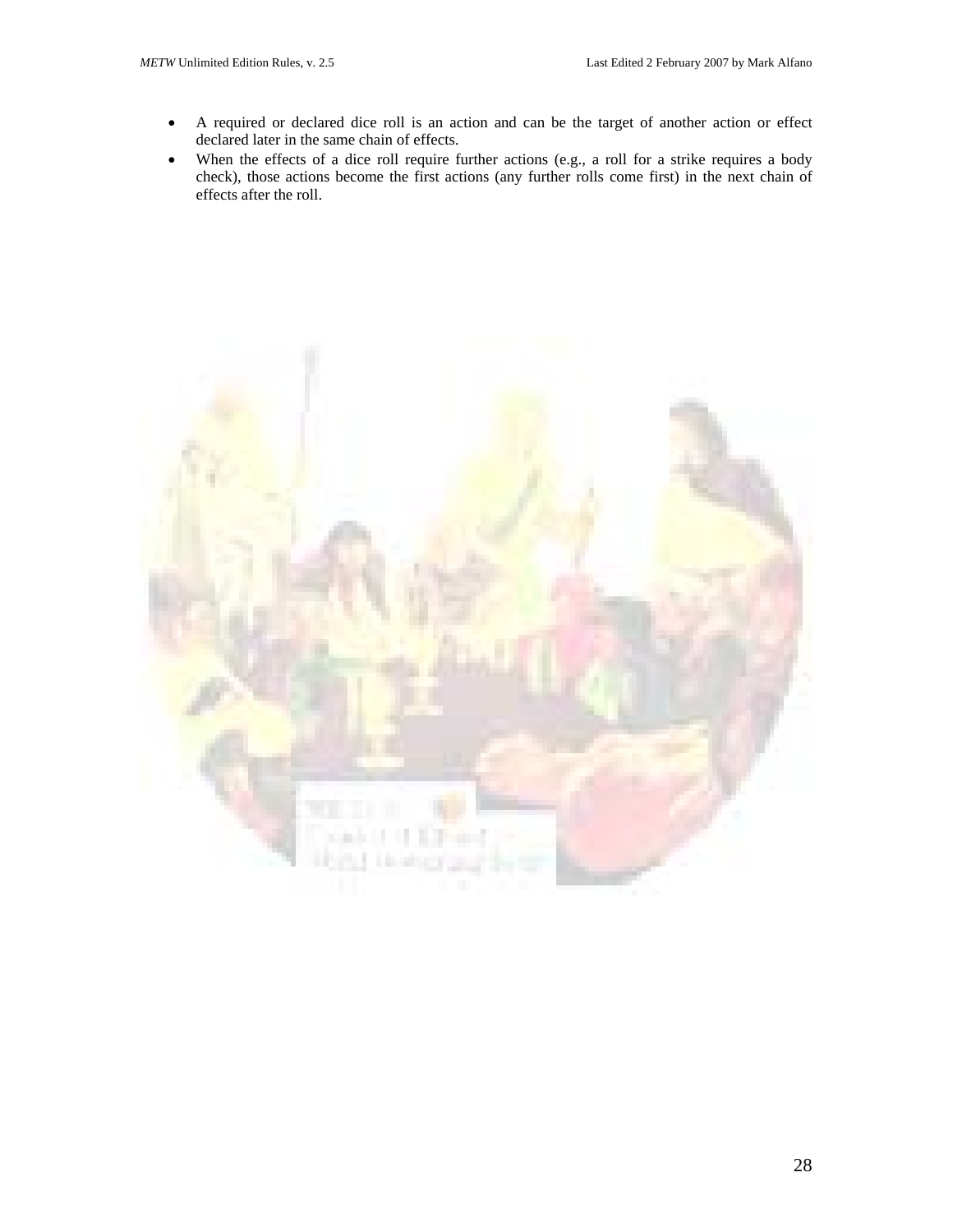- A required or declared dice roll is an action and can be the target of another action or effect declared later in the same chain of effects.
- When the effects of a dice roll require further actions (e.g., a roll for a strike requires a body check), those actions become the first actions (any further rolls come first) in the next chain of effects after the roll.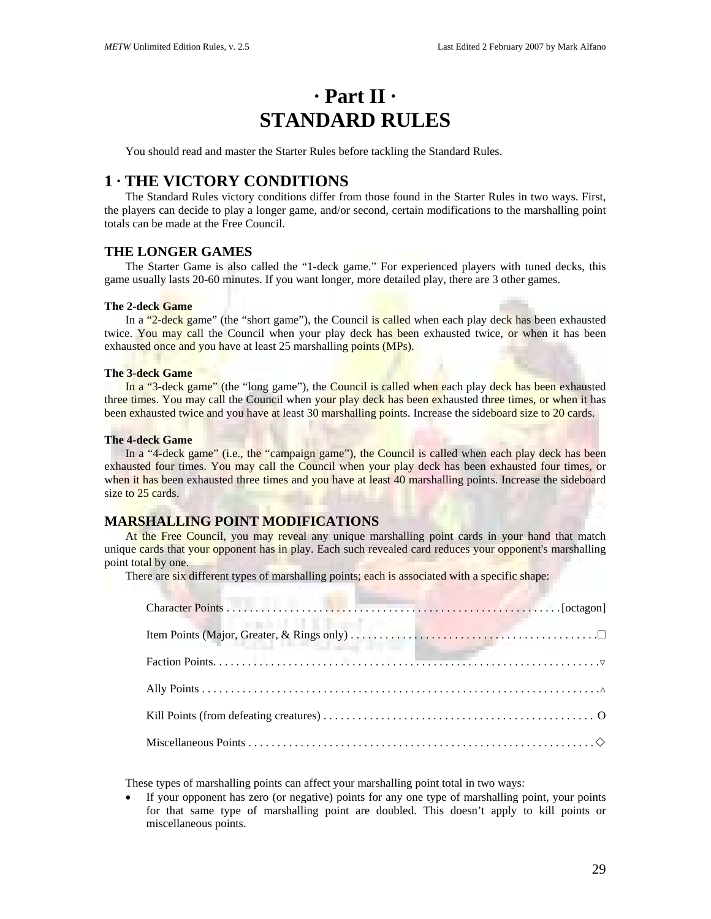# · Part II ·
# STANDARD RULES

You should read and master the Starter Rules before tackling the Standard Rules.

## 1 · THE VICTORY CONDITIONS

The Standard Rules victory conditions differ from those found in the Starter Rules in two ways. First, the players can decide to play a longer game, and/or second, certain modifications to the marshalling point totals can be made at the Free Council.

### THE LONGER GAMES

The Starter Game is also called the "1-deck game." For experienced players with tuned decks, this game usually lasts 20-60 minutes. If you want longer, more detailed play, there are 3 other games.

#### The 2-deck Game

In a "2-deck game" (the "short game"), the Council is called when each play deck has been exhausted twice. You may call the Council when your play deck has been exhausted twice, or when it has been exhausted once and you have at least 25 marshalling points (MPs).

#### The 3-deck Game

In a "3-deck game" (the "long game"), the Council is called when each play deck has been exhausted three times. You may call the Council when your play deck has been exhausted three times, or when it has been exhausted twice and you have at least 30 marshalling points. Increase the sideboard size to 20 cards.

#### The 4-deck Game

In a "4-deck game" (i.e., the "campaign game"), the Council is called when each play deck has been exhausted four times. You may call the Council when your play deck has been exhausted four times, or when it has been exhausted three times and you have at least 40 marshalling points. Increase the sideboard size to 25 cards.

### MARSHALLING POINT MODIFICATIONS

At the Free Council, you may reveal any unique marshalling point cards in your hand that match unique cards that your opponent has in play. Each such revealed card reduces your opponent's marshalling point total by one.

There are six different types of marshalling points; each is associated with a specific shape:

Character Points . . . . . . . . . . . . . . . . . . . . . . . . . . . . . . . . . . . . . . . . . . . . . . . . . . . . . . [octagon]

Item Points (Major, Greater, & Rings only) . . . . . . . . . . . . . . . . . . . . . . . . . . . . . . . . . . . . . . . . . .□

Faction Points. . . . . . . . . . . . . . . . . . . . . . . . . . . . . . . . . . . . . . . . . . . . . . . . . . . . . . . . . . . . . . . .▽

Ally Points . . . . . . . . . . . . . . . . . . . . . . . . . . . . . . . . . . . . . . . . . . . . . . . . . . . . . . . . . . . . . . . . . .△

Kill Points (from defeating creatures) . . . . . . . . . . . . . . . . . . . . . . . . . . . . . . . . . . . . . . . . . . . . . . O

Miscellaneous Points . . . . . . . . . . . . . . . . . . . . . . . . . . . . . . . . . . . . . . . . . . . . . . . . . . . . . . . . .◇

These types of marshalling points can affect your marshalling point total in two ways:

- If your opponent has zero (or negative) points for any one type of marshalling point, your points for that same type of marshalling point are doubled. This doesn't apply to kill points or miscellaneous points.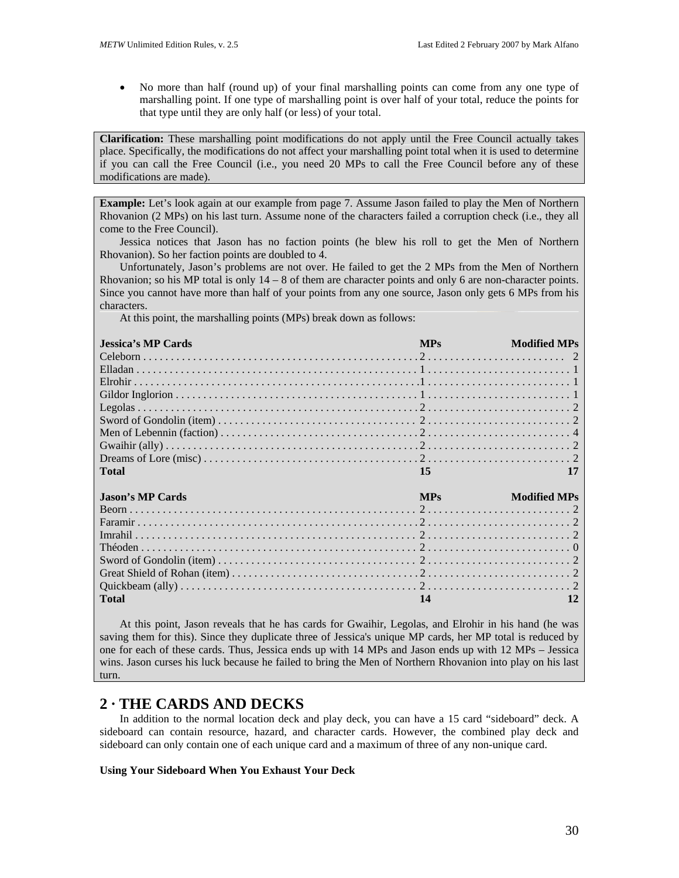- No more than half (round up) of your final marshalling points can come from any one type of marshalling point. If one type of marshalling point is over half of your total, reduce the points for that type until they are only half (or less) of your total.

**Clarification:** These marshalling point modifications do not apply until the Free Council actually takes place. Specifically, the modifications do not affect your marshalling point total when it is used to determine if you can call the Free Council (i.e., you need 20 MPs to call the Free Council before any of these modifications are made).

**Example:** Let's look again at our example from page 7. Assume Jason failed to play the Men of Northern Rhovanion (2 MPs) on his last turn. Assume none of the characters failed a corruption check (i.e., they all come to the Free Council).

Jessica notices that Jason has no faction points (he blew his roll to get the Men of Northern Rhovanion). So her faction points are doubled to 4.

Unfortunately, Jason's problems are not over. He failed to get the 2 MPs from the Men of Northern Rhovanion; so his MP total is only 14 – 8 of them are character points and only 6 are non-character points. Since you cannot have more than half of your points from any one source, Jason only gets 6 MPs from his characters.

At this point, the marshalling points (MPs) break down as follows:

| Jessica's MP Cards | MPs | Modified MPs |
|---|---|---|
| Celeborn | 2 | 2 |
| Elladan | 1 | 1 |
| Elrohir | 1 | 1 |
| Gildor Inglorion | 1 | 1 |
| Legolas | 2 | 2 |
| Sword of Gondolin (item) | 2 | 2 |
| Men of Lebennin (faction) | 2 | 4 |
| Gwaihir (ally) | 2 | 2 |
| Dreams of Lore (misc) | 2 | 2 |
| **Total** | **15** | **17** |

| Jason's MP Cards | MPs | Modified MPs |
|---|---|---|
| Beorn | 2 | 2 |
| Faramir | 2 | 2 |
| Imrahil | 2 | 2 |
| Théoden | 2 | 0 |
| Sword of Gondolin (item) | 2 | 2 |
| Great Shield of Rohan (item) | 2 | 2 |
| Quickbeam (ally) | 2 | 2 |
| **Total** | **14** | **12** |

At this point, Jason reveals that he has cards for Gwaihir, Legolas, and Elrohir in his hand (he was saving them for this). Since they duplicate three of Jessica's unique MP cards, her MP total is reduced by one for each of these cards. Thus, Jessica ends up with 14 MPs and Jason ends up with 12 MPs – Jessica wins. Jason curses his luck because he failed to bring the Men of Northern Rhovanion into play on his last turn.

## 2 · THE CARDS AND DECKS

In addition to the normal location deck and play deck, you can have a 15 card "sideboard" deck. A sideboard can contain resource, hazard, and character cards. However, the combined play deck and sideboard can only contain one of each unique card and a maximum of three of any non-unique card.

**Using Your Sideboard When You Exhaust Your Deck**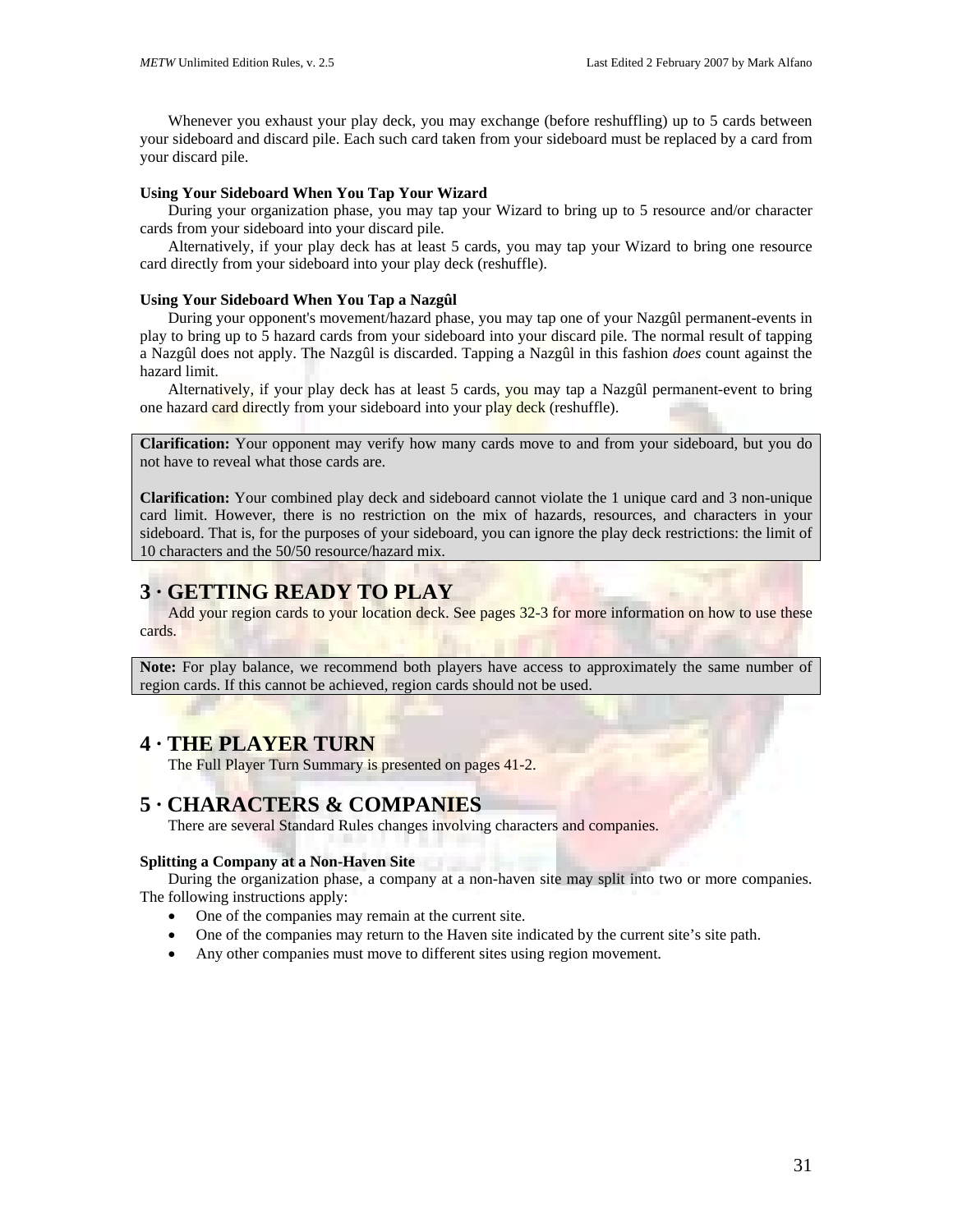Whenever you exhaust your play deck, you may exchange (before reshuffling) up to 5 cards between your sideboard and discard pile. Each such card taken from your sideboard must be replaced by a card from your discard pile.

**Using Your Sideboard When You Tap Your Wizard**

During your organization phase, you may tap your Wizard to bring up to 5 resource and/or character cards from your sideboard into your discard pile.

Alternatively, if your play deck has at least 5 cards, you may tap your Wizard to bring one resource card directly from your sideboard into your play deck (reshuffle).

**Using Your Sideboard When You Tap a Nazgûl**

During your opponent's movement/hazard phase, you may tap one of your Nazgûl permanent-events in play to bring up to 5 hazard cards from your sideboard into your discard pile. The normal result of tapping a Nazgûl does not apply. The Nazgûl is discarded. Tapping a Nazgûl in this fashion *does* count against the hazard limit.

Alternatively, if your play deck has at least 5 cards, you may tap a Nazgûl permanent-event to bring one hazard card directly from your sideboard into your play deck (reshuffle).

> **Clarification:** Your opponent may verify how many cards move to and from your sideboard, but you do not have to reveal what those cards are.
>
> **Clarification:** Your combined play deck and sideboard cannot violate the 1 unique card and 3 non-unique card limit. However, there is no restriction on the mix of hazards, resources, and characters in your sideboard. That is, for the purposes of your sideboard, you can ignore the play deck restrictions: the limit of 10 characters and the 50/50 resource/hazard mix.

## 3 · GETTING READY TO PLAY

Add your region cards to your location deck. See pages 32-3 for more information on how to use these cards.

> **Note:** For play balance, we recommend both players have access to approximately the same number of region cards. If this cannot be achieved, region cards should not be used.

## 4 · THE PLAYER TURN

The Full Player Turn Summary is presented on pages 41-2.

## 5 · CHARACTERS & COMPANIES

There are several Standard Rules changes involving characters and companies.

**Splitting a Company at a Non-Haven Site**

During the organization phase, a company at a non-haven site may split into two or more companies. The following instructions apply:

- One of the companies may remain at the current site.
- One of the companies may return to the Haven site indicated by the current site's site path.
- Any other companies must move to different sites using region movement.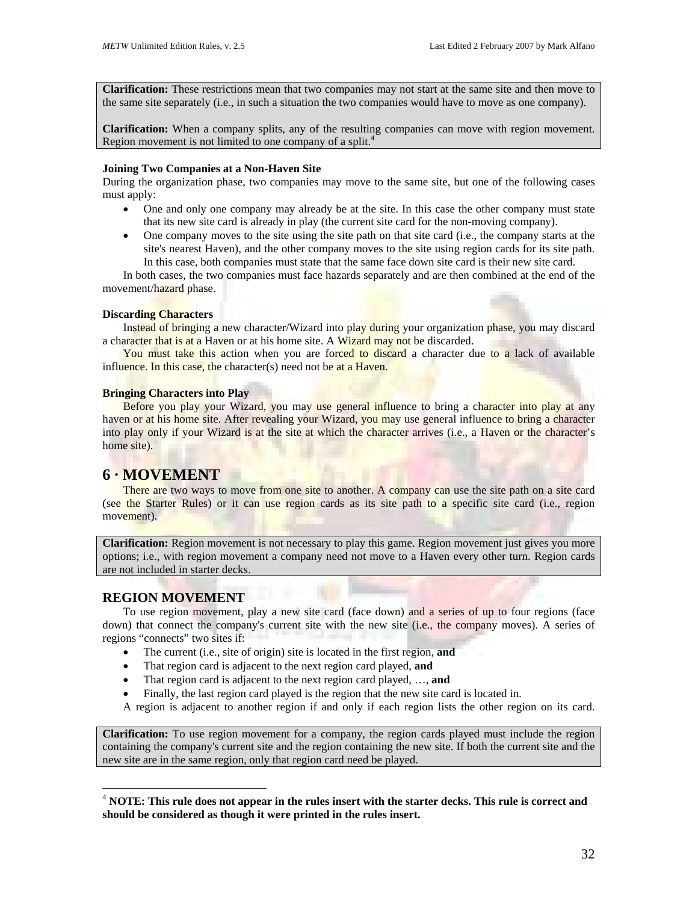**Clarification:** These restrictions mean that two companies may not start at the same site and then move to the same site separately (i.e., in such a situation the two companies would have to move as one company).

**Clarification:** When a company splits, any of the resulting companies can move with region movement. Region movement is not limited to one company of a split.[4]

**Joining Two Companies at a Non-Haven Site**

During the organization phase, two companies may move to the same site, but one of the following cases must apply:

- One and only one company may already be at the site. In this case the other company must state that its new site card is already in play (the current site card for the non-moving company).
- One company moves to the site using the site path on that site card (i.e., the company starts at the site's nearest Haven), and the other company moves to the site using region cards for its site path. In this case, both companies must state that the same face down site card is their new site card.

In both cases, the two companies must face hazards separately and are then combined at the end of the movement/hazard phase.

**Discarding Characters**

Instead of bringing a new character/Wizard into play during your organization phase, you may discard a character that is at a Haven or at his home site. A Wizard may not be discarded.

You must take this action when you are forced to discard a character due to a lack of available influence. In this case, the character(s) need not be at a Haven.

**Bringing Characters into Play**

Before you play your Wizard, you may use general influence to bring a character into play at any haven or at his home site. After revealing your Wizard, you may use general influence to bring a character into play only if your Wizard is at the site at which the character arrives (i.e., a Haven or the character's home site).

## 6 · MOVEMENT

There are two ways to move from one site to another. A company can use the site path on a site card (see the Starter Rules) or it can use region cards as its site path to a specific site card (i.e., region movement).

**Clarification:** Region movement is not necessary to play this game. Region movement just gives you more options; i.e., with region movement a company need not move to a Haven every other turn. Region cards are not included in starter decks.

### REGION MOVEMENT

To use region movement, play a new site card (face down) and a series of up to four regions (face down) that connect the company's current site with the new site (i.e., the company moves). A series of regions "connects" two sites if:

- The current (i.e., site of origin) site is located in the first region, **and**
- That region card is adjacent to the next region card played, **and**
- That region card is adjacent to the next region card played, …, **and**
- Finally, the last region card played is the region that the new site card is located in.

A region is adjacent to another region if and only if each region lists the other region on its card.

**Clarification:** To use region movement for a company, the region cards played must include the region containing the company's current site and the region containing the new site. If both the current site and the new site are in the same region, only that region card need be played.

[4] **NOTE: This rule does not appear in the rules insert with the starter decks. This rule is correct and should be considered as though it were printed in the rules insert.**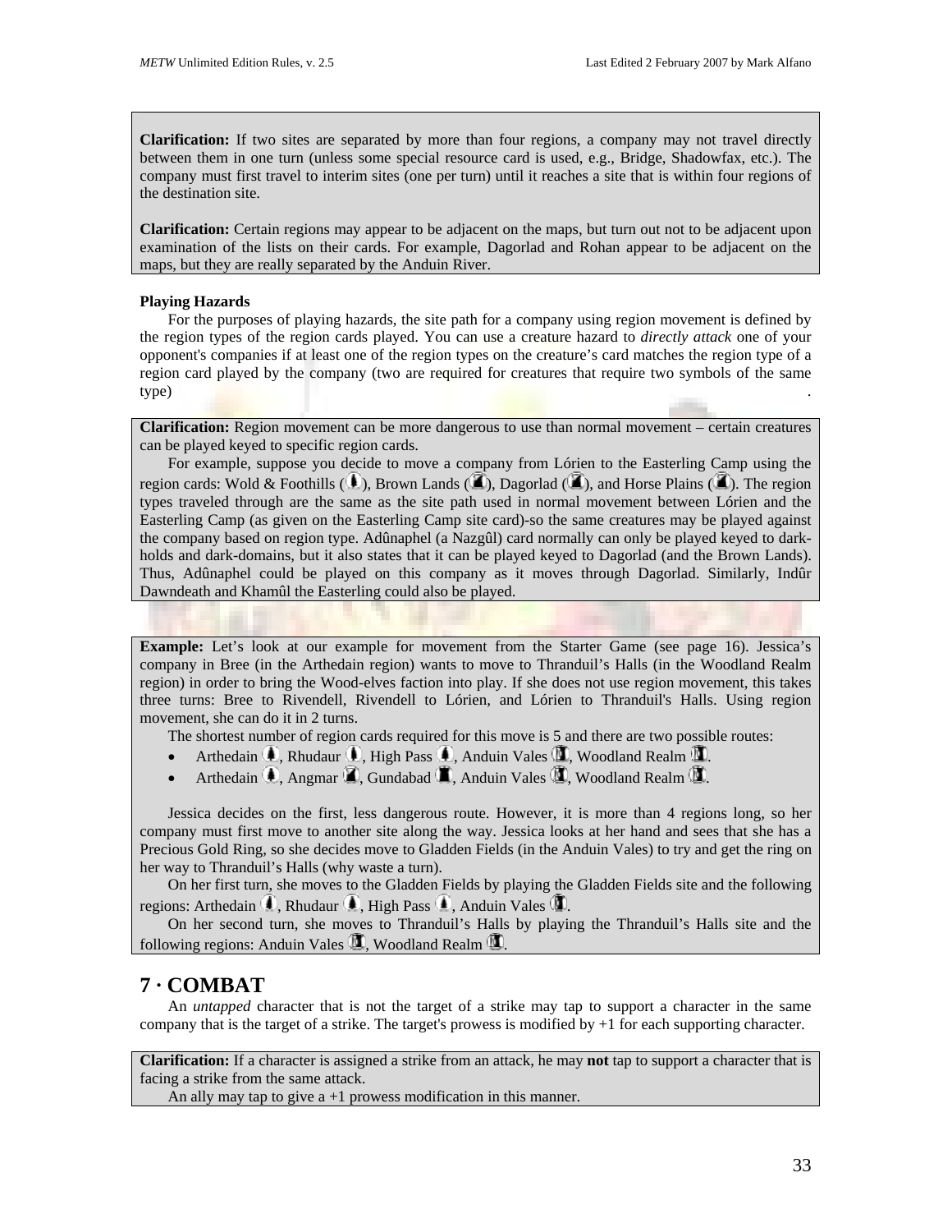**Clarification:** If two sites are separated by more than four regions, a company may not travel directly between them in one turn (unless some special resource card is used, e.g., Bridge, Shadowfax, etc.). The company must first travel to interim sites (one per turn) until it reaches a site that is within four regions of the destination site.

**Clarification:** Certain regions may appear to be adjacent on the maps, but turn out not to be adjacent upon examination of the lists on their cards. For example, Dagorlad and Rohan appear to be adjacent on the maps, but they are really separated by the Anduin River.

**Playing Hazards**

For the purposes of playing hazards, the site path for a company using region movement is defined by the region types of the region cards played. You can use a creature hazard to *directly attack* one of your opponent's companies if at least one of the region types on the creature's card matches the region type of a region card played by the company (two are required for creatures that require two symbols of the same type).

**Clarification:** Region movement can be more dangerous to use than normal movement – certain creatures can be played keyed to specific region cards.

For example, suppose you decide to move a company from Lórien to the Easterling Camp using the region cards: Wold & Foothills (), Brown Lands (), Dagorlad (), and Horse Plains (). The region types traveled through are the same as the site path used in normal movement between Lórien and the Easterling Camp (as given on the Easterling Camp site card)-so the same creatures may be played against the company based on region type. Adûnaphel (a Nazgûl) card normally can only be played keyed to dark-holds and dark-domains, but it also states that it can be played keyed to Dagorlad (and the Brown Lands). Thus, Adûnaphel could be played on this company as it moves through Dagorlad. Similarly, Indûr Dawndeath and Khamûl the Easterling could also be played.

**Example:** Let's look at our example for movement from the Starter Game (see page 16). Jessica's company in Bree (in the Arthedain region) wants to move to Thranduil's Halls (in the Woodland Realm region) in order to bring the Wood-elves faction into play. If she does not use region movement, this takes three turns: Bree to Rivendell, Rivendell to Lórien, and Lórien to Thranduil's Halls. Using region movement, she can do it in 2 turns.

The shortest number of region cards required for this move is 5 and there are two possible routes:

- Arthedain , Rhudaur , High Pass , Anduin Vales , Woodland Realm .
- Arthedain , Angmar , Gundabad , Anduin Vales , Woodland Realm .

Jessica decides on the first, less dangerous route. However, it is more than 4 regions long, so her company must first move to another site along the way. Jessica looks at her hand and sees that she has a Precious Gold Ring, so she decides move to Gladden Fields (in the Anduin Vales) to try and get the ring on her way to Thranduil's Halls (why waste a turn).

On her first turn, she moves to the Gladden Fields by playing the Gladden Fields site and the following regions: Arthedain , Rhudaur , High Pass , Anduin Vales .

On her second turn, she moves to Thranduil's Halls by playing the Thranduil's Halls site and the following regions: Anduin Vales , Woodland Realm .

## 7 · COMBAT

An *untapped* character that is not the target of a strike may tap to support a character in the same company that is the target of a strike. The target's prowess is modified by +1 for each supporting character.

**Clarification:** If a character is assigned a strike from an attack, he may **not** tap to support a character that is facing a strike from the same attack.

An ally may tap to give a +1 prowess modification in this manner.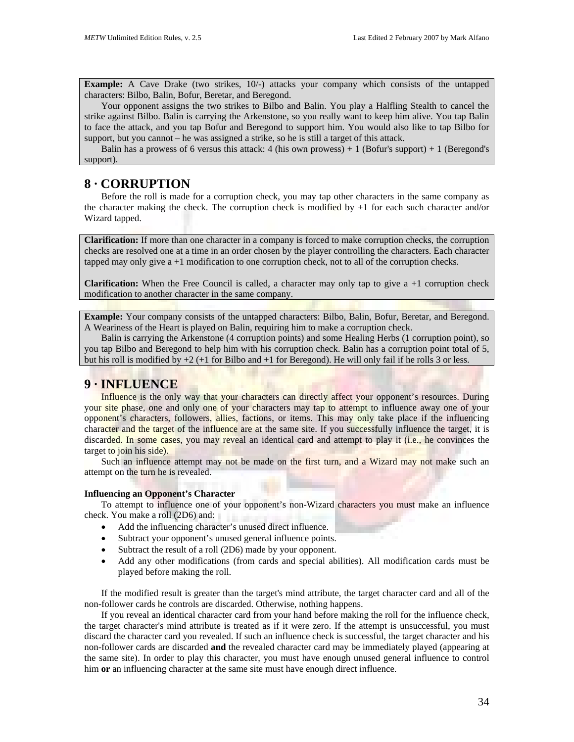> **Example:** A Cave Drake (two strikes, 10/-) attacks your company which consists of the untapped characters: Bilbo, Balin, Bofur, Beretar, and Beregond.
>
> Your opponent assigns the two strikes to Bilbo and Balin. You play a Halfling Stealth to cancel the strike against Bilbo. Balin is carrying the Arkenstone, so you really want to keep him alive. You tap Balin to face the attack, and you tap Bofur and Beregond to support him. You would also like to tap Bilbo for support, but you cannot – he was assigned a strike, so he is still a target of this attack.
>
> Balin has a prowess of 6 versus this attack: 4 (his own prowess) + 1 (Bofur's support) + 1 (Beregond's support).

## 8 · CORRUPTION

Before the roll is made for a corruption check, you may tap other characters in the same company as the character making the check. The corruption check is modified by +1 for each such character and/or Wizard tapped.

> **Clarification:** If more than one character in a company is forced to make corruption checks, the corruption checks are resolved one at a time in an order chosen by the player controlling the characters. Each character tapped may only give a +1 modification to one corruption check, not to all of the corruption checks.
>
> **Clarification:** When the Free Council is called, a character may only tap to give a +1 corruption check modification to another character in the same company.

> **Example:** Your company consists of the untapped characters: Bilbo, Balin, Bofur, Beretar, and Beregond. A Weariness of the Heart is played on Balin, requiring him to make a corruption check.
>
> Balin is carrying the Arkenstone (4 corruption points) and some Healing Herbs (1 corruption point), so you tap Bilbo and Beregond to help him with his corruption check. Balin has a corruption point total of 5, but his roll is modified by +2 (+1 for Bilbo and +1 for Beregond). He will only fail if he rolls 3 or less.

## 9 · INFLUENCE

Influence is the only way that your characters can directly affect your opponent's resources. During your site phase, one and only one of your characters may tap to attempt to influence away one of your opponent's characters, followers, allies, factions, or items. This may only take place if the influencing character and the target of the influence are at the same site. If you successfully influence the target, it is discarded. In some cases, you may reveal an identical card and attempt to play it (i.e., he convinces the target to join his side).

Such an influence attempt may not be made on the first turn, and a Wizard may not make such an attempt on the turn he is revealed.

### Influencing an Opponent's Character

To attempt to influence one of your opponent's non-Wizard characters you must make an influence check. You make a roll (2D6) and:

- Add the influencing character's unused direct influence.
- Subtract your opponent's unused general influence points.
- Subtract the result of a roll (2D6) made by your opponent.
- Add any other modifications (from cards and special abilities). All modification cards must be played before making the roll.

If the modified result is greater than the target's mind attribute, the target character card and all of the non-follower cards he controls are discarded. Otherwise, nothing happens.

If you reveal an identical character card from your hand before making the roll for the influence check, the target character's mind attribute is treated as if it were zero. If the attempt is unsuccessful, you must discard the character card you revealed. If such an influence check is successful, the target character and his non-follower cards are discarded **and** the revealed character card may be immediately played (appearing at the same site). In order to play this character, you must have enough unused general influence to control him **or** an influencing character at the same site must have enough direct influence.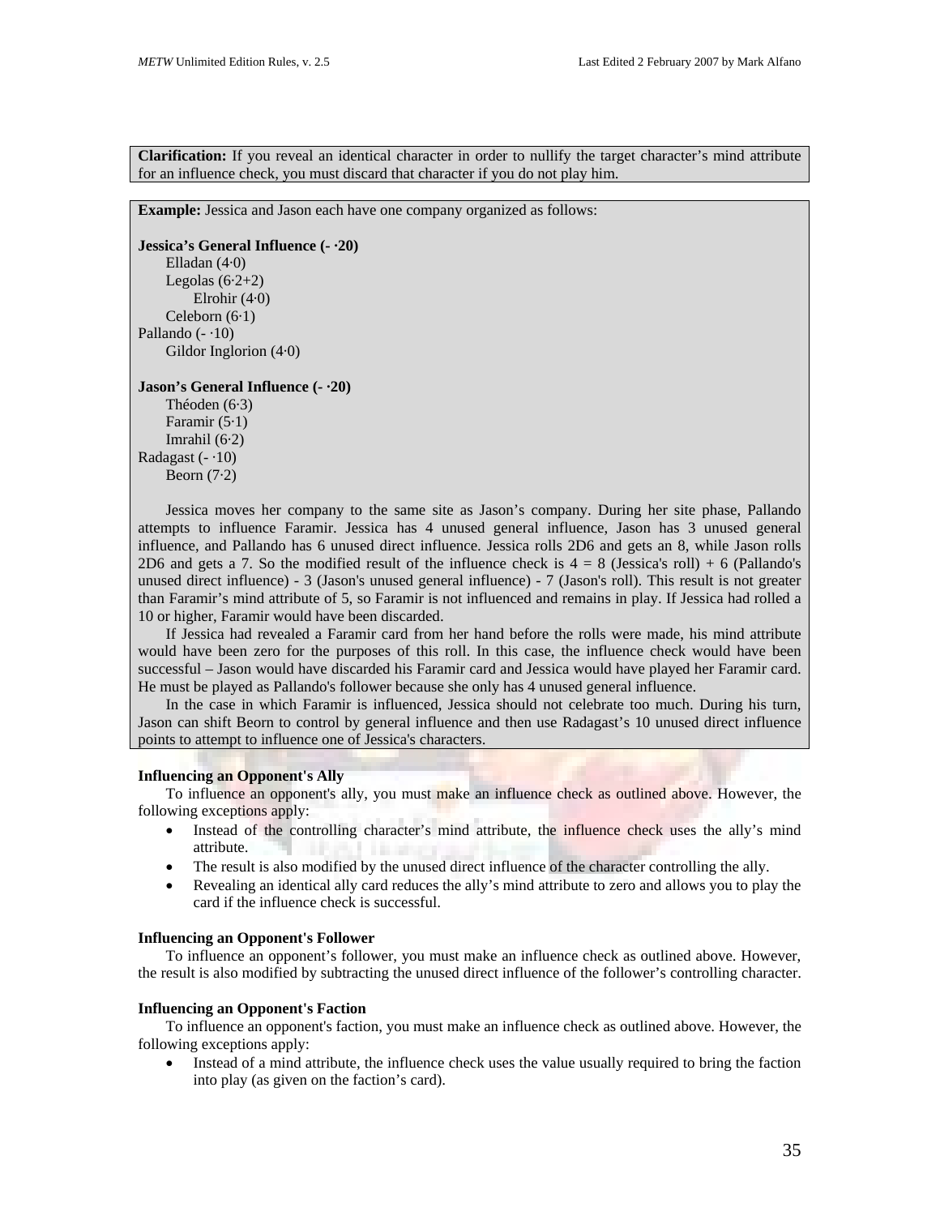**Clarification:** If you reveal an identical character in order to nullify the target character's mind attribute for an influence check, you must discard that character if you do not play him.

**Example:** Jessica and Jason each have one company organized as follows:

**Jessica's General Influence (- ·20)**
  Elladan (4·0)
  Legolas (6·2+2)
    Elrohir (4·0)
  Celeborn (6·1)
Pallando (- ·10)
  Gildor Inglorion (4·0)

**Jason's General Influence (- ·20)**
  Théoden (6·3)
  Faramir (5·1)
  Imrahil (6·2)
Radagast (- ·10)
  Beorn (7·2)

Jessica moves her company to the same site as Jason's company. During her site phase, Pallando attempts to influence Faramir. Jessica has 4 unused general influence, Jason has 3 unused general influence, and Pallando has 6 unused direct influence. Jessica rolls 2D6 and gets an 8, while Jason rolls 2D6 and gets a 7. So the modified result of the influence check is 4 = 8 (Jessica's roll) + 6 (Pallando's unused direct influence) - 3 (Jason's unused general influence) - 7 (Jason's roll). This result is not greater than Faramir's mind attribute of 5, so Faramir is not influenced and remains in play. If Jessica had rolled a 10 or higher, Faramir would have been discarded.

If Jessica had revealed a Faramir card from her hand before the rolls were made, his mind attribute would have been zero for the purposes of this roll. In this case, the influence check would have been successful – Jason would have discarded his Faramir card and Jessica would have played her Faramir card. He must be played as Pallando's follower because she only has 4 unused general influence.

In the case in which Faramir is influenced, Jessica should not celebrate too much. During his turn, Jason can shift Beorn to control by general influence and then use Radagast's 10 unused direct influence points to attempt to influence one of Jessica's characters.

**Influencing an Opponent's Ally**

To influence an opponent's ally, you must make an influence check as outlined above. However, the following exceptions apply:

- Instead of the controlling character's mind attribute, the influence check uses the ally's mind attribute.
- The result is also modified by the unused direct influence of the character controlling the ally.
- Revealing an identical ally card reduces the ally's mind attribute to zero and allows you to play the card if the influence check is successful.

**Influencing an Opponent's Follower**

To influence an opponent's follower, you must make an influence check as outlined above. However, the result is also modified by subtracting the unused direct influence of the follower's controlling character.

**Influencing an Opponent's Faction**

To influence an opponent's faction, you must make an influence check as outlined above. However, the following exceptions apply:

- Instead of a mind attribute, the influence check uses the value usually required to bring the faction into play (as given on the faction's card).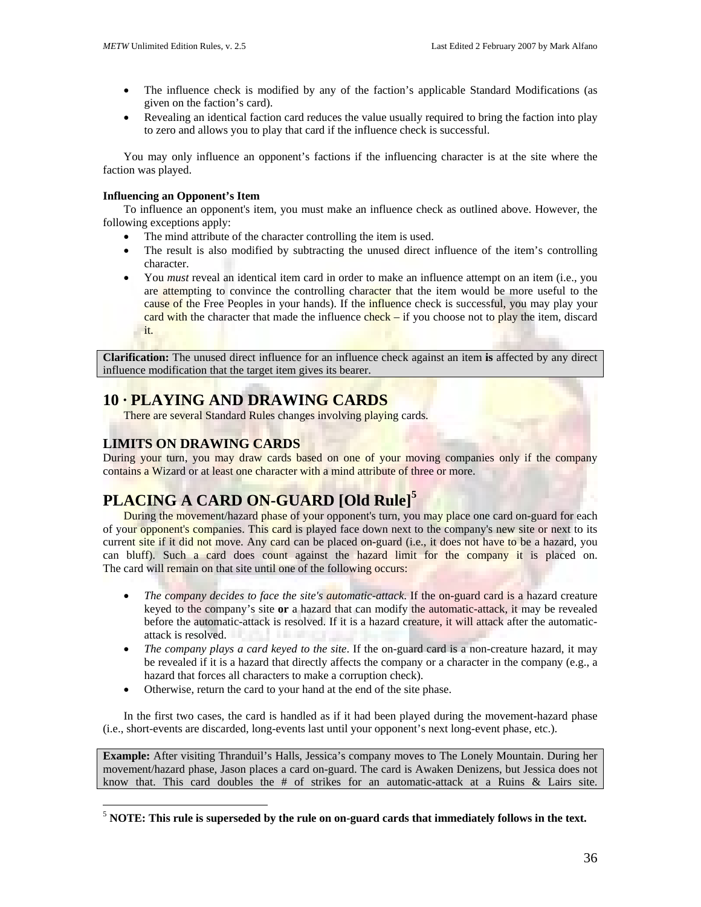- The influence check is modified by any of the faction's applicable Standard Modifications (as given on the faction's card).
- Revealing an identical faction card reduces the value usually required to bring the faction into play to zero and allows you to play that card if the influence check is successful.

You may only influence an opponent's factions if the influencing character is at the site where the faction was played.

**Influencing an Opponent's Item**

To influence an opponent's item, you must make an influence check as outlined above. However, the following exceptions apply:

- The mind attribute of the character controlling the item is used.
- The result is also modified by subtracting the unused direct influence of the item's controlling character.
- You *must* reveal an identical item card in order to make an influence attempt on an item (i.e., you are attempting to convince the controlling character that the item would be more useful to the cause of the Free Peoples in your hands). If the influence check is successful, you may play your card with the character that made the influence check – if you choose not to play the item, discard it.

> **Clarification:** The unused direct influence for an influence check against an item **is** affected by any direct influence modification that the target item gives its bearer.

## 10 · PLAYING AND DRAWING CARDS

There are several Standard Rules changes involving playing cards.

### LIMITS ON DRAWING CARDS

During your turn, you may draw cards based on one of your moving companies only if the company contains a Wizard or at least one character with a mind attribute of three or more.

## PLACING A CARD ON-GUARD [Old Rule][5]

During the movement/hazard phase of your opponent's turn, you may place one card on-guard for each of your opponent's companies. This card is played face down next to the company's new site or next to its current site if it did not move. Any card can be placed on-guard (i.e., it does not have to be a hazard, you can bluff). Such a card does count against the hazard limit for the company it is placed on. The card will remain on that site until one of the following occurs:

- *The company decides to face the site's automatic-attack*. If the on-guard card is a hazard creature keyed to the company's site **or** a hazard that can modify the automatic-attack, it may be revealed before the automatic-attack is resolved. If it is a hazard creature, it will attack after the automatic-attack is resolved.
- *The company plays a card keyed to the site*. If the on-guard card is a non-creature hazard, it may be revealed if it is a hazard that directly affects the company or a character in the company (e.g., a hazard that forces all characters to make a corruption check).
- Otherwise, return the card to your hand at the end of the site phase.

In the first two cases, the card is handled as if it had been played during the movement-hazard phase (i.e., short-events are discarded, long-events last until your opponent's next long-event phase, etc.).

> **Example:** After visiting Thranduil's Halls, Jessica's company moves to The Lonely Mountain. During her movement/hazard phase, Jason places a card on-guard. The card is Awaken Denizens, but Jessica does not know that. This card doubles the # of strikes for an automatic-attack at a Ruins & Lairs site.

[5] **NOTE: This rule is superseded by the rule on on-guard cards that immediately follows in the text.**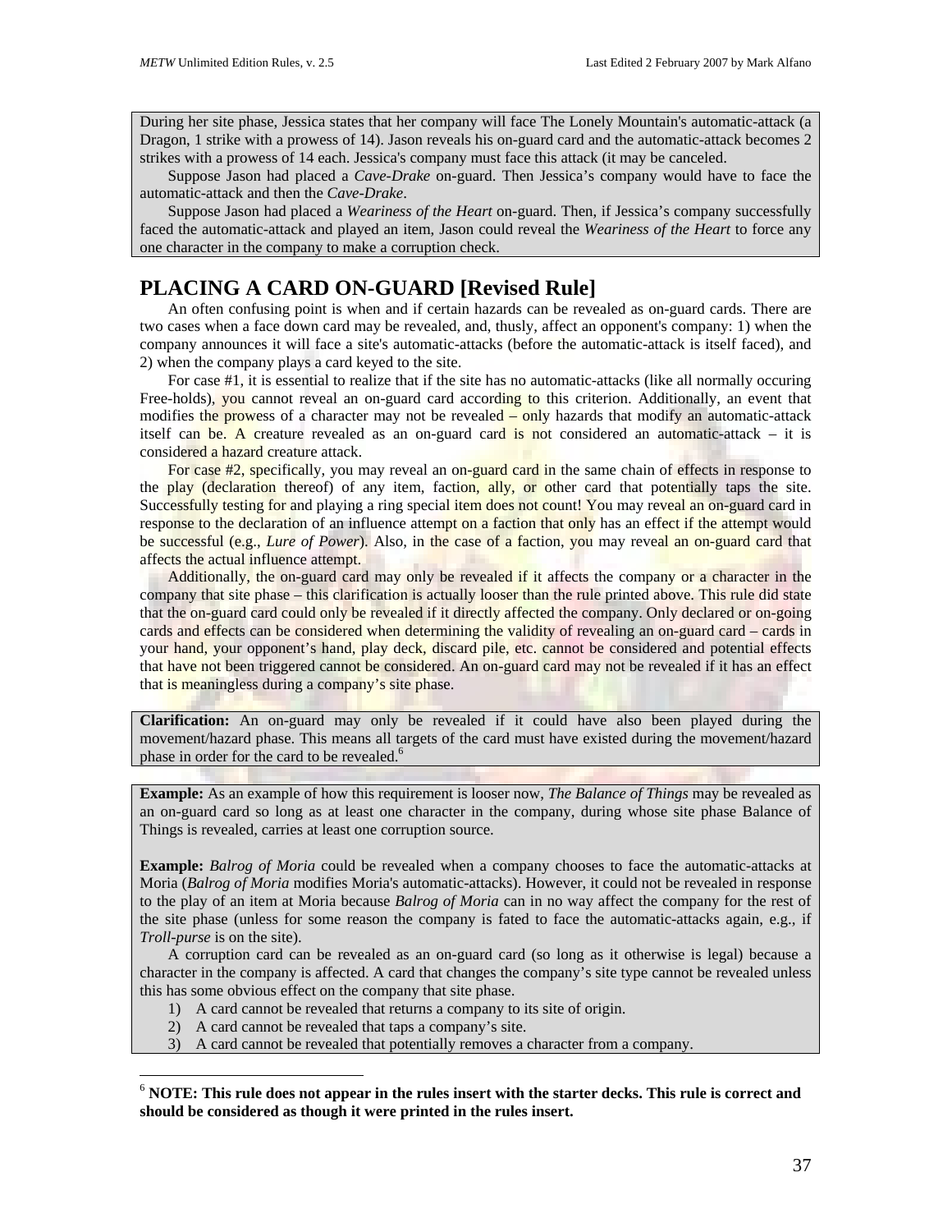During her site phase, Jessica states that her company will face The Lonely Mountain's automatic-attack (a Dragon, 1 strike with a prowess of 14). Jason reveals his on-guard card and the automatic-attack becomes 2 strikes with a prowess of 14 each. Jessica's company must face this attack (it may be canceled.

Suppose Jason had placed a *Cave-Drake* on-guard. Then Jessica's company would have to face the automatic-attack and then the *Cave-Drake*.

Suppose Jason had placed a *Weariness of the Heart* on-guard. Then, if Jessica's company successfully faced the automatic-attack and played an item, Jason could reveal the *Weariness of the Heart* to force any one character in the company to make a corruption check.

## PLACING A CARD ON-GUARD [Revised Rule]

An often confusing point is when and if certain hazards can be revealed as on-guard cards. There are two cases when a face down card may be revealed, and, thusly, affect an opponent's company: 1) when the company announces it will face a site's automatic-attacks (before the automatic-attack is itself faced), and 2) when the company plays a card keyed to the site.

For case #1, it is essential to realize that if the site has no automatic-attacks (like all normally occuring Free-holds), you cannot reveal an on-guard card according to this criterion. Additionally, an event that modifies the prowess of a character may not be revealed – only hazards that modify an automatic-attack itself can be. A creature revealed as an on-guard card is not considered an automatic-attack – it is considered a hazard creature attack.

For case #2, specifically, you may reveal an on-guard card in the same chain of effects in response to the play (declaration thereof) of any item, faction, ally, or other card that potentially taps the site. Successfully testing for and playing a ring special item does not count! You may reveal an on-guard card in response to the declaration of an influence attempt on a faction that only has an effect if the attempt would be successful (e.g., *Lure of Power*). Also, in the case of a faction, you may reveal an on-guard card that affects the actual influence attempt.

Additionally, the on-guard card may only be revealed if it affects the company or a character in the company that site phase – this clarification is actually looser than the rule printed above. This rule did state that the on-guard card could only be revealed if it directly affected the company. Only declared or on-going cards and effects can be considered when determining the validity of revealing an on-guard card – cards in your hand, your opponent's hand, play deck, discard pile, etc. cannot be considered and potential effects that have not been triggered cannot be considered. An on-guard card may not be revealed if it has an effect that is meaningless during a company's site phase.

**Clarification:** An on-guard may only be revealed if it could have also been played during the movement/hazard phase. This means all targets of the card must have existed during the movement/hazard phase in order for the card to be revealed.[6]

**Example:** As an example of how this requirement is looser now, *The Balance of Things* may be revealed as an on-guard card so long as at least one character in the company, during whose site phase Balance of Things is revealed, carries at least one corruption source.

**Example:** *Balrog of Moria* could be revealed when a company chooses to face the automatic-attacks at Moria (*Balrog of Moria* modifies Moria's automatic-attacks). However, it could not be revealed in response to the play of an item at Moria because *Balrog of Moria* can in no way affect the company for the rest of the site phase (unless for some reason the company is fated to face the automatic-attacks again, e.g., if *Troll-purse* is on the site).

A corruption card can be revealed as an on-guard card (so long as it otherwise is legal) because a character in the company is affected. A card that changes the company's site type cannot be revealed unless this has some obvious effect on the company that site phase.

1) A card cannot be revealed that returns a company to its site of origin.
2) A card cannot be revealed that taps a company's site.
3) A card cannot be revealed that potentially removes a character from a company.

---

[6] **NOTE: This rule does not appear in the rules insert with the starter decks. This rule is correct and should be considered as though it were printed in the rules insert.**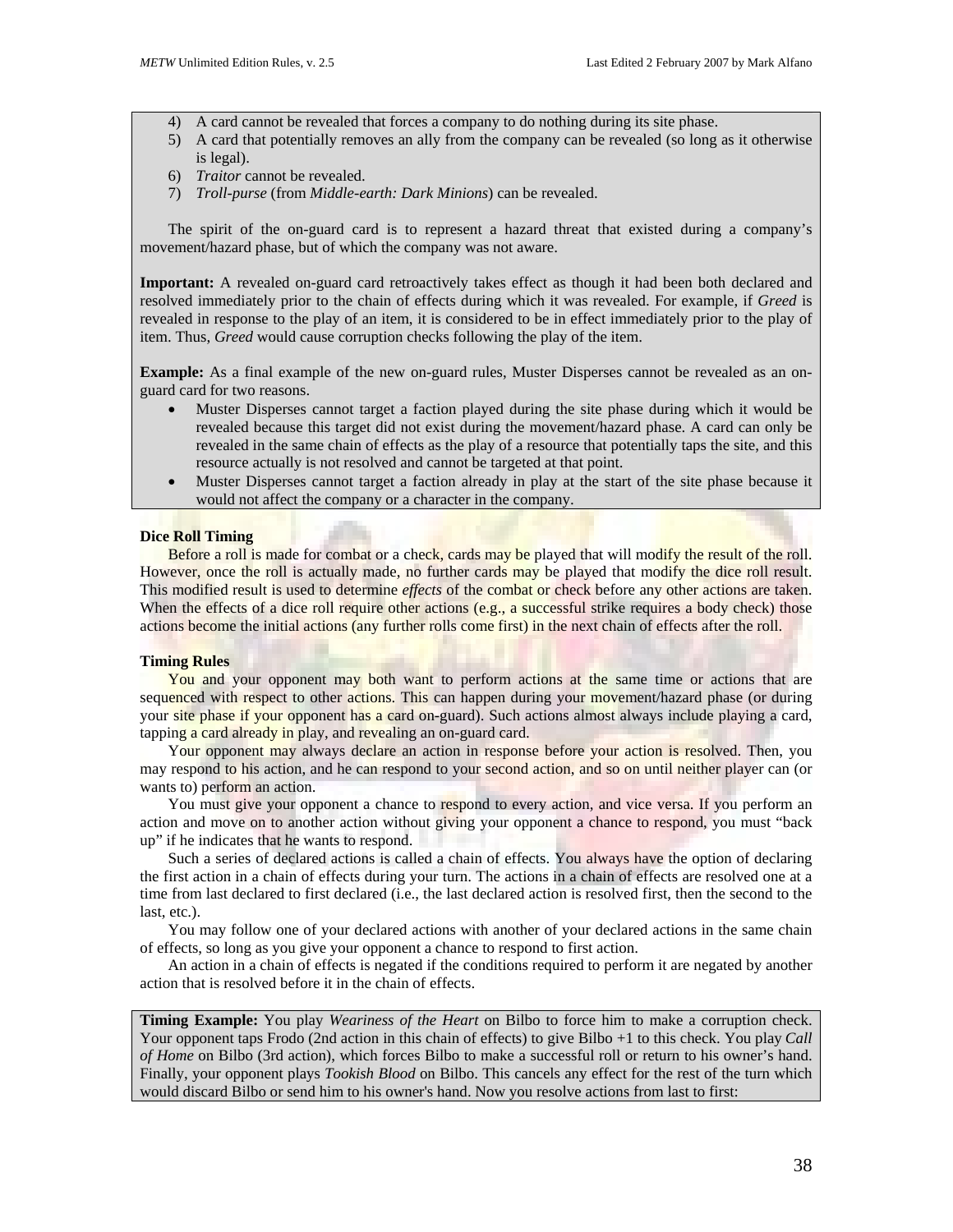4) A card cannot be revealed that forces a company to do nothing during its site phase.
5) A card that potentially removes an ally from the company can be revealed (so long as it otherwise is legal).
6) *Traitor* cannot be revealed.
7) *Troll-purse* (from *Middle-earth: Dark Minions*) can be revealed.

The spirit of the on-guard card is to represent a hazard threat that existed during a company's movement/hazard phase, but of which the company was not aware.

**Important:** A revealed on-guard card retroactively takes effect as though it had been both declared and resolved immediately prior to the chain of effects during which it was revealed. For example, if *Greed* is revealed in response to the play of an item, it is considered to be in effect immediately prior to the play of item. Thus, *Greed* would cause corruption checks following the play of the item.

**Example:** As a final example of the new on-guard rules, Muster Disperses cannot be revealed as an on-guard card for two reasons.

- Muster Disperses cannot target a faction played during the site phase during which it would be revealed because this target did not exist during the movement/hazard phase. A card can only be revealed in the same chain of effects as the play of a resource that potentially taps the site, and this resource actually is not resolved and cannot be targeted at that point.
- Muster Disperses cannot target a faction already in play at the start of the site phase because it would not affect the company or a character in the company.

**Dice Roll Timing**

Before a roll is made for combat or a check, cards may be played that will modify the result of the roll. However, once the roll is actually made, no further cards may be played that modify the dice roll result. This modified result is used to determine *effects* of the combat or check before any other actions are taken. When the effects of a dice roll require other actions (e.g., a successful strike requires a body check) those actions become the initial actions (any further rolls come first) in the next chain of effects after the roll.

**Timing Rules**

You and your opponent may both want to perform actions at the same time or actions that are sequenced with respect to other actions. This can happen during your movement/hazard phase (or during your site phase if your opponent has a card on-guard). Such actions almost always include playing a card, tapping a card already in play, and revealing an on-guard card.

Your opponent may always declare an action in response before your action is resolved. Then, you may respond to his action, and he can respond to your second action, and so on until neither player can (or wants to) perform an action.

You must give your opponent a chance to respond to every action, and vice versa. If you perform an action and move on to another action without giving your opponent a chance to respond, you must "back up" if he indicates that he wants to respond.

Such a series of declared actions is called a chain of effects. You always have the option of declaring the first action in a chain of effects during your turn. The actions in a chain of effects are resolved one at a time from last declared to first declared (i.e., the last declared action is resolved first, then the second to the last, etc.).

You may follow one of your declared actions with another of your declared actions in the same chain of effects, so long as you give your opponent a chance to respond to first action.

An action in a chain of effects is negated if the conditions required to perform it are negated by another action that is resolved before it in the chain of effects.

**Timing Example:** You play *Weariness of the Heart* on Bilbo to force him to make a corruption check. Your opponent taps Frodo (2nd action in this chain of effects) to give Bilbo +1 to this check. You play *Call of Home* on Bilbo (3rd action), which forces Bilbo to make a successful roll or return to his owner's hand. Finally, your opponent plays *Tookish Blood* on Bilbo. This cancels any effect for the rest of the turn which would discard Bilbo or send him to his owner's hand. Now you resolve actions from last to first: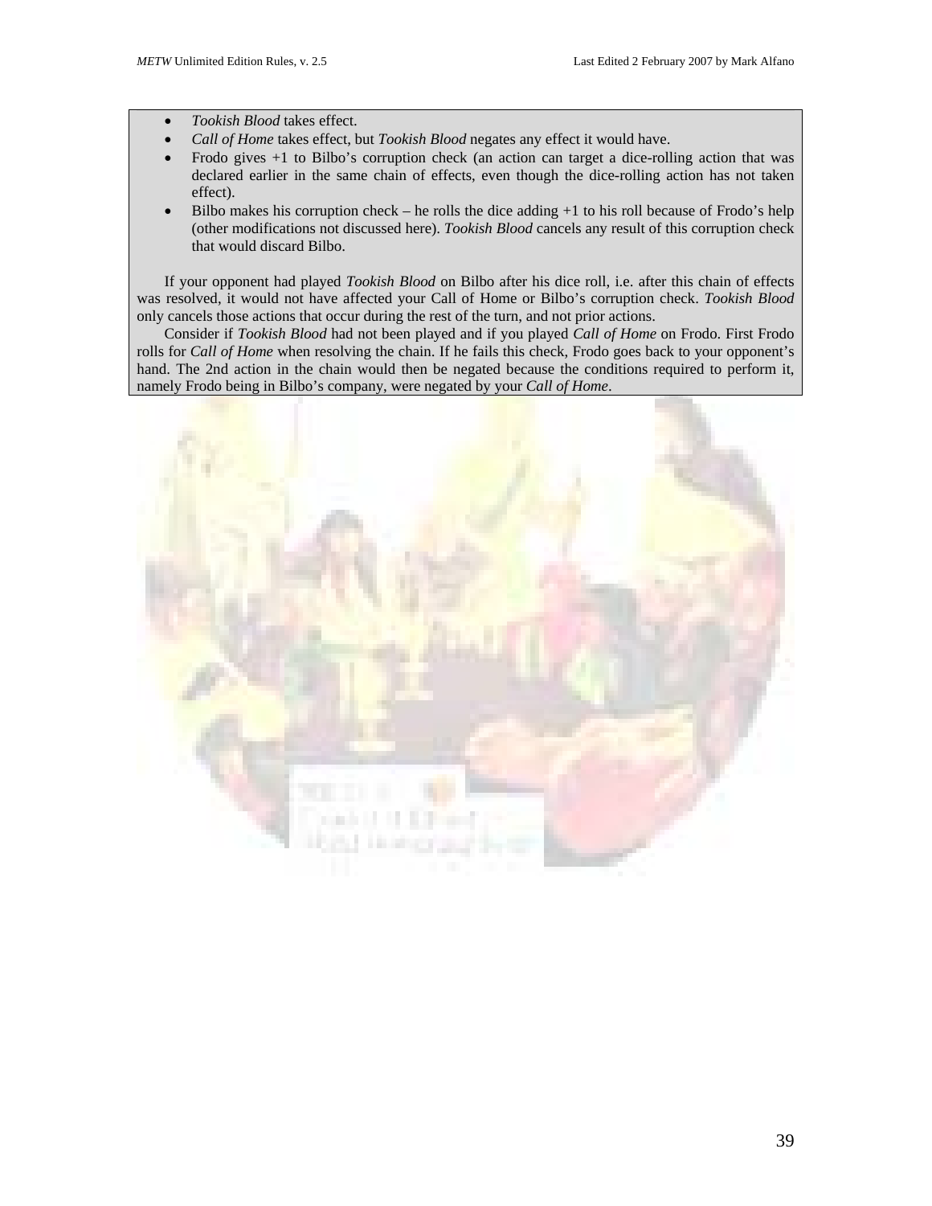- *Tookish Blood* takes effect.
- *Call of Home* takes effect, but *Tookish Blood* negates any effect it would have.
- Frodo gives +1 to Bilbo's corruption check (an action can target a dice-rolling action that was declared earlier in the same chain of effects, even though the dice-rolling action has not taken effect).
- Bilbo makes his corruption check – he rolls the dice adding +1 to his roll because of Frodo's help (other modifications not discussed here). *Tookish Blood* cancels any result of this corruption check that would discard Bilbo.

If your opponent had played *Tookish Blood* on Bilbo after his dice roll, i.e. after this chain of effects was resolved, it would not have affected your Call of Home or Bilbo's corruption check. *Tookish Blood* only cancels those actions that occur during the rest of the turn, and not prior actions.

Consider if *Tookish Blood* had not been played and if you played *Call of Home* on Frodo. First Frodo rolls for *Call of Home* when resolving the chain. If he fails this check, Frodo goes back to your opponent's hand. The 2nd action in the chain would then be negated because the conditions required to perform it, namely Frodo being in Bilbo's company, were negated by your *Call of Home*.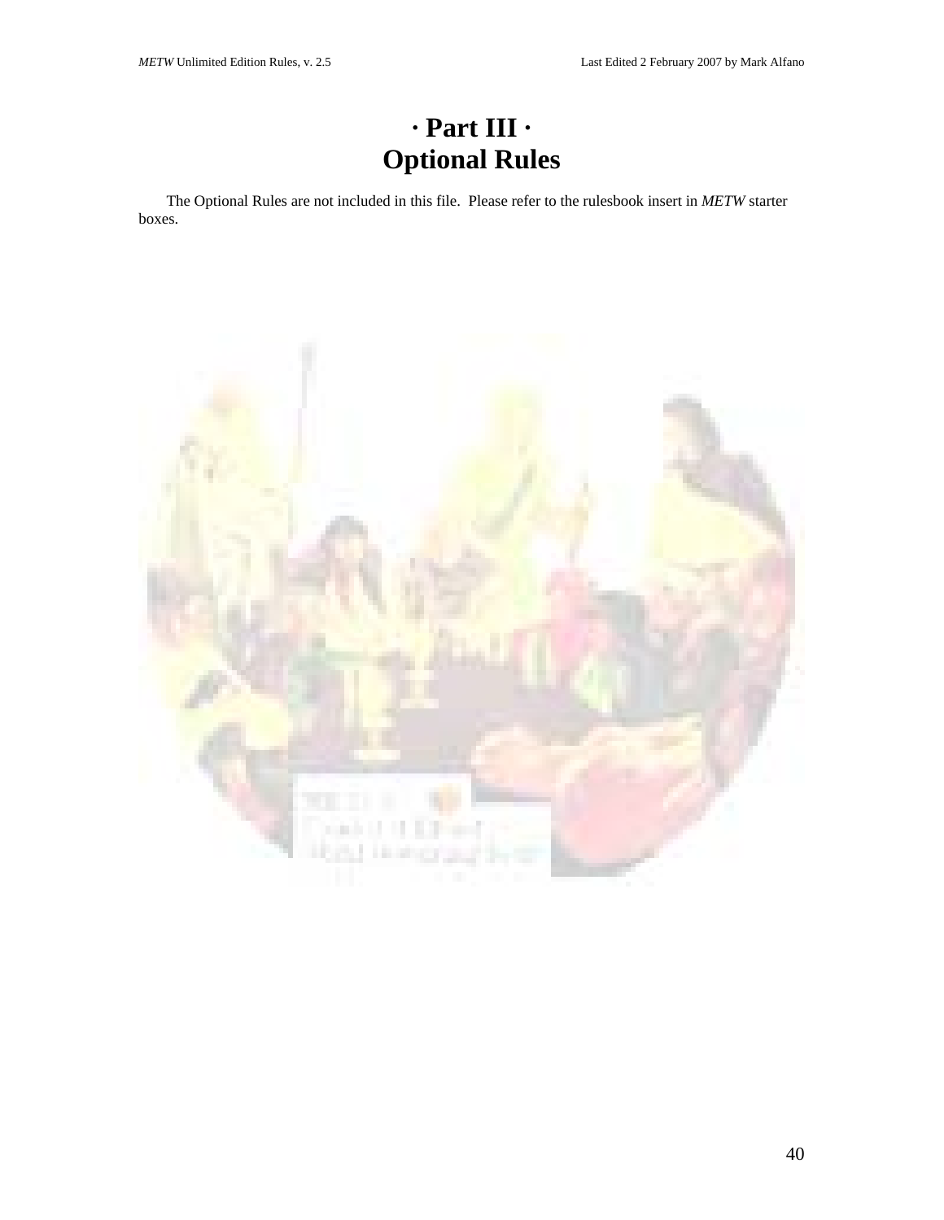# · Part III ·
# Optional Rules

The Optional Rules are not included in this file. Please refer to the rulesbook insert in *METW* starter boxes.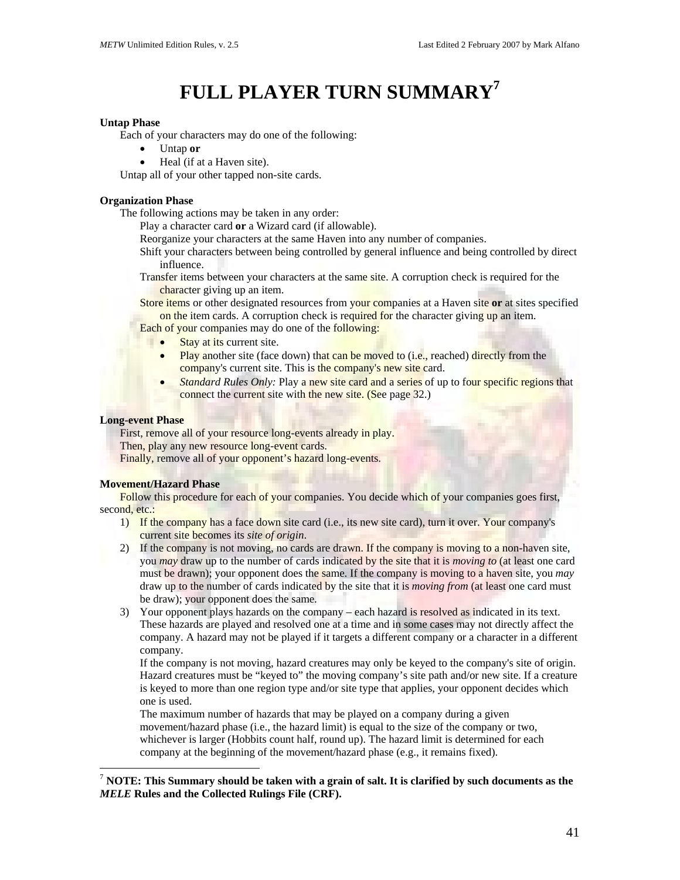# FULL PLAYER TURN SUMMARY[7]

**Untap Phase**

Each of your characters may do one of the following:

- Untap **or**
- Heal (if at a Haven site).

Untap all of your other tapped non-site cards.

**Organization Phase**

The following actions may be taken in any order:

Play a character card **or** a Wizard card (if allowable).

Reorganize your characters at the same Haven into any number of companies.

Shift your characters between being controlled by general influence and being controlled by direct influence.

Transfer items between your characters at the same site. A corruption check is required for the character giving up an item.

Store items or other designated resources from your companies at a Haven site **or** at sites specified on the item cards. A corruption check is required for the character giving up an item.

Each of your companies may do one of the following:

- Stay at its current site.
- Play another site (face down) that can be moved to (i.e., reached) directly from the company's current site. This is the company's new site card.
- *Standard Rules Only:* Play a new site card and a series of up to four specific regions that connect the current site with the new site. (See page 32.)

**Long-event Phase**

First, remove all of your resource long-events already in play.

Then, play any new resource long-event cards.

Finally, remove all of your opponent's hazard long-events.

**Movement/Hazard Phase**

Follow this procedure for each of your companies. You decide which of your companies goes first, second, etc.:

1) If the company has a face down site card (i.e., its new site card), turn it over. Your company's current site becomes its *site of origin*.
2) If the company is not moving, no cards are drawn. If the company is moving to a non-haven site, you *may* draw up to the number of cards indicated by the site that it is *moving to* (at least one card must be drawn); your opponent does the same. If the company is moving to a haven site, you *may* draw up to the number of cards indicated by the site that it is *moving from* (at least one card must be draw); your opponent does the same.
3) Your opponent plays hazards on the company – each hazard is resolved as indicated in its text. These hazards are played and resolved one at a time and in some cases may not directly affect the company. A hazard may not be played if it targets a different company or a character in a different company.

   If the company is not moving, hazard creatures may only be keyed to the company's site of origin. Hazard creatures must be "keyed to" the moving company's site path and/or new site. If a creature is keyed to more than one region type and/or site type that applies, your opponent decides which one is used.

   The maximum number of hazards that may be played on a company during a given movement/hazard phase (i.e., the hazard limit) is equal to the size of the company or two, whichever is larger (Hobbits count half, round up). The hazard limit is determined for each company at the beginning of the movement/hazard phase (e.g., it remains fixed).

---

[7] **NOTE: This Summary should be taken with a grain of salt. It is clarified by such documents as the *MELE* Rules and the Collected Rulings File (CRF).**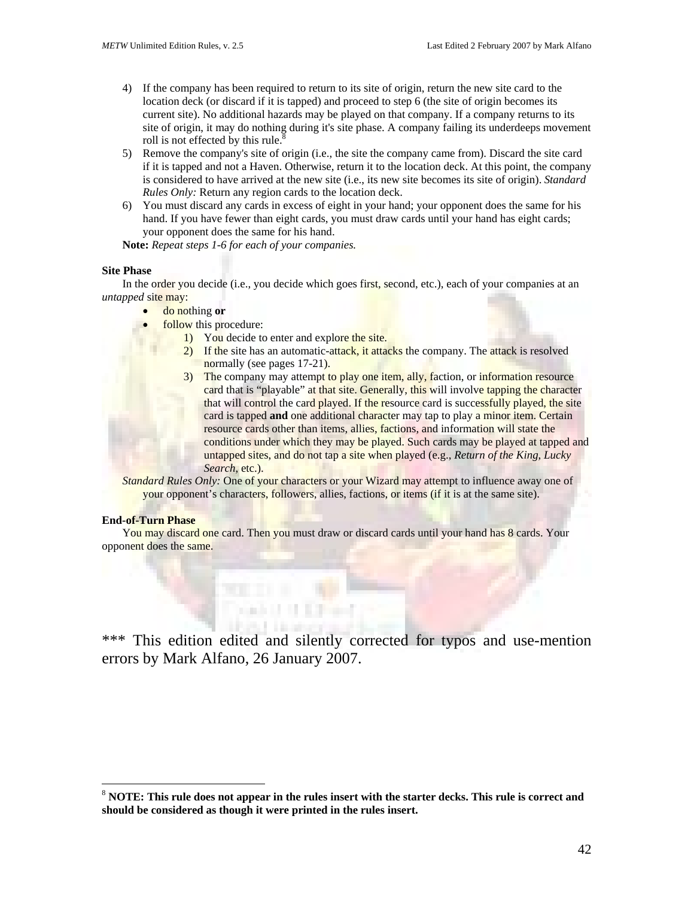4) If the company has been required to return to its site of origin, return the new site card to the location deck (or discard if it is tapped) and proceed to step 6 (the site of origin becomes its current site). No additional hazards may be played on that company. If a company returns to its site of origin, it may do nothing during it's site phase. A company failing its underdeeps movement roll is not effected by this rule.[8]
5) Remove the company's site of origin (i.e., the site the company came from). Discard the site card if it is tapped and not a Haven. Otherwise, return it to the location deck. At this point, the company is considered to have arrived at the new site (i.e., its new site becomes its site of origin). *Standard Rules Only:* Return any region cards to the location deck.
6) You must discard any cards in excess of eight in your hand; your opponent does the same for his hand. If you have fewer than eight cards, you must draw cards until your hand has eight cards; your opponent does the same for his hand.

**Note:** *Repeat steps 1-6 for each of your companies.*

**Site Phase**

In the order you decide (i.e., you decide which goes first, second, etc.), each of your companies at an *untapped* site may:

- do nothing **or**
- follow this procedure:
  1) You decide to enter and explore the site.
  2) If the site has an automatic-attack, it attacks the company. The attack is resolved normally (see pages 17-21).
  3) The company may attempt to play one item, ally, faction, or information resource card that is "playable" at that site. Generally, this will involve tapping the character that will control the card played. If the resource card is successfully played, the site card is tapped **and** one additional character may tap to play a minor item. Certain resource cards other than items, allies, factions, and information will state the conditions under which they may be played. Such cards may be played at tapped and untapped sites, and do not tap a site when played (e.g., *Return of the King, Lucky Search*, etc.).

*Standard Rules Only:* One of your characters or your Wizard may attempt to influence away one of your opponent's characters, followers, allies, factions, or items (if it is at the same site).

**End-of-Turn Phase**

You may discard one card. Then you must draw or discard cards until your hand has 8 cards. Your opponent does the same.

*** This edition edited and silently corrected for typos and use-mention errors by Mark Alfano, 26 January 2007.

---

[8] **NOTE: This rule does not appear in the rules insert with the starter decks. This rule is correct and should be considered as though it were printed in the rules insert.**